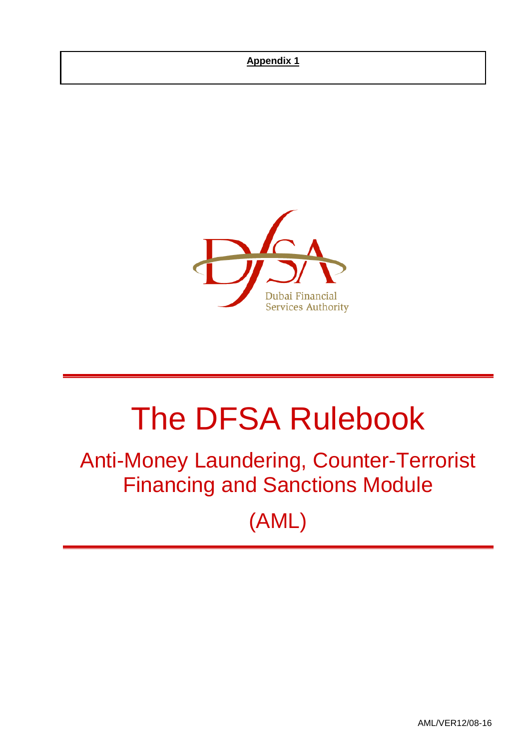**Appendix 1**

Dubai Financial
Services Authority

# The DFSA Rulebook

## Anti-Money Laundering, Counter-Terrorist Financing and Sanctions Module

## (AML)

AML/VER12/08-16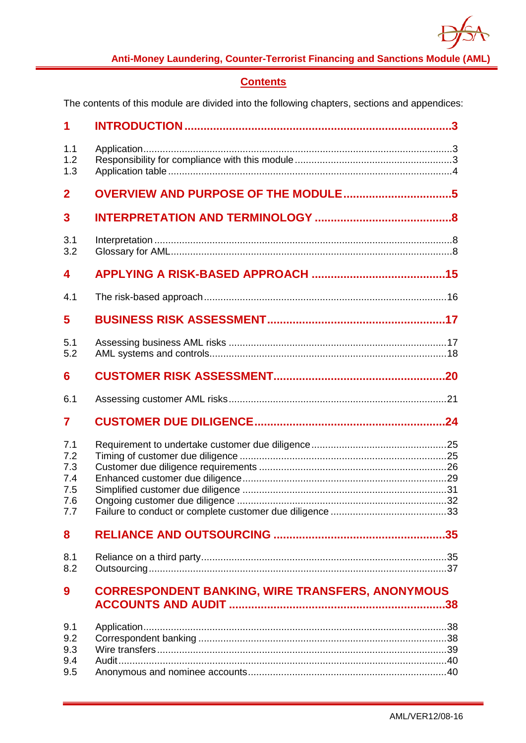## Contents

The contents of this module are divided into the following chapters, sections and appendices:

**1 INTRODUCTION .....3**

1.1 Application .....3
1.2 Responsibility for compliance with this module .....3
1.3 Application table .....4

**2 OVERVIEW AND PURPOSE OF THE MODULE .....5**

**3 INTERPRETATION AND TERMINOLOGY .....8**

3.1 Interpretation .....8
3.2 Glossary for AML .....8

**4 APPLYING A RISK-BASED APPROACH .....15**

4.1 The risk-based approach .....16

**5 BUSINESS RISK ASSESSMENT .....17**

5.1 Assessing business AML risks .....17
5.2 AML systems and controls .....18

**6 CUSTOMER RISK ASSESSMENT .....20**

6.1 Assessing customer AML risks .....21

**7 CUSTOMER DUE DILIGENCE .....24**

7.1 Requirement to undertake customer due diligence .....25
7.2 Timing of customer due diligence .....25
7.3 Customer due diligence requirements .....26
7.4 Enhanced customer due diligence .....29
7.5 Simplified customer due diligence .....31
7.6 Ongoing customer due diligence .....32
7.7 Failure to conduct or complete customer due diligence .....33

**8 RELIANCE AND OUTSOURCING .....35**

8.1 Reliance on a third party .....35
8.2 Outsourcing .....37

**9 CORRESPONDENT BANKING, WIRE TRANSFERS, ANONYMOUS ACCOUNTS AND AUDIT .....38**

9.1 Application .....38
9.2 Correspondent banking .....38
9.3 Wire transfers .....39
9.4 Audit .....40
9.5 Anonymous and nominee accounts .....40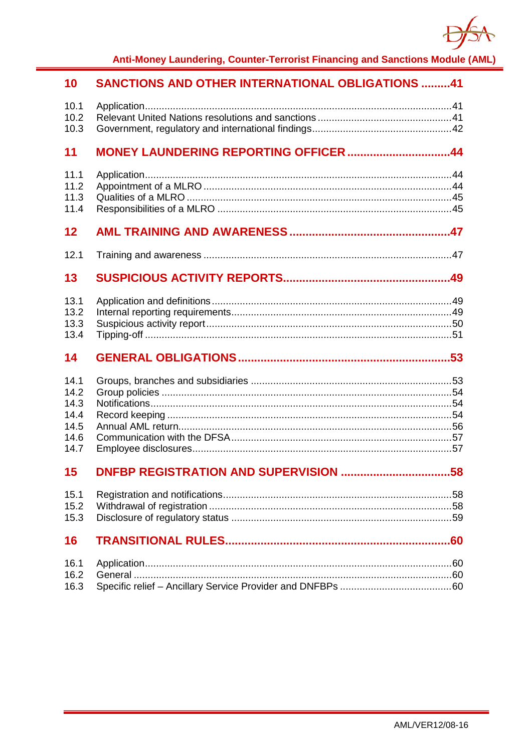| | | |
|---|---|---|
| **10** | **SANCTIONS AND OTHER INTERNATIONAL OBLIGATIONS** | **41** |
| 10.1 | Application | 41 |
| 10.2 | Relevant United Nations resolutions and sanctions | 41 |
| 10.3 | Government, regulatory and international findings | 42 |
| **11** | **MONEY LAUNDERING REPORTING OFFICER** | **44** |
| 11.1 | Application | 44 |
| 11.2 | Appointment of a MLRO | 44 |
| 11.3 | Qualities of a MLRO | 45 |
| 11.4 | Responsibilities of a MLRO | 45 |
| **12** | **AML TRAINING AND AWARENESS** | **47** |
| 12.1 | Training and awareness | 47 |
| **13** | **SUSPICIOUS ACTIVITY REPORTS** | **49** |
| 13.1 | Application and definitions | 49 |
| 13.2 | Internal reporting requirements | 49 |
| 13.3 | Suspicious activity report | 50 |
| 13.4 | Tipping-off | 51 |
| **14** | **GENERAL OBLIGATIONS** | **53** |
| 14.1 | Groups, branches and subsidiaries | 53 |
| 14.2 | Group policies | 54 |
| 14.3 | Notifications | 54 |
| 14.4 | Record keeping | 54 |
| 14.5 | Annual AML return | 56 |
| 14.6 | Communication with the DFSA | 57 |
| 14.7 | Employee disclosures | 57 |
| **15** | **DNFBP REGISTRATION AND SUPERVISION** | **58** |
| 15.1 | Registration and notifications | 58 |
| 15.2 | Withdrawal of registration | 58 |
| 15.3 | Disclosure of regulatory status | 59 |
| **16** | **TRANSITIONAL RULES** | **60** |
| 16.1 | Application | 60 |
| 16.2 | General | 60 |
| 16.3 | Specific relief – Ancillary Service Provider and DNFBPs | 60 |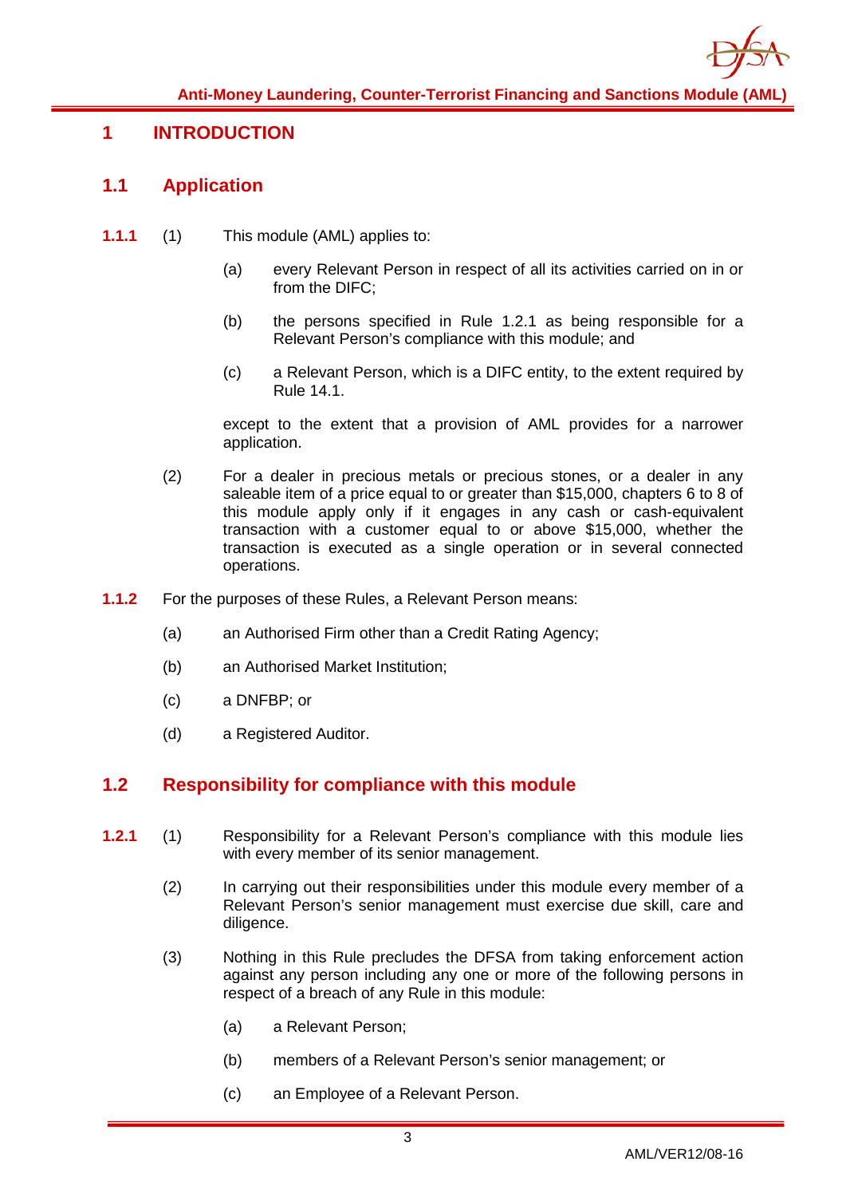# 1 INTRODUCTION

## 1.1 Application

**1.1.1** (1) This module (AML) applies to:

(a) every Relevant Person in respect of all its activities carried on in or from the DIFC;

(b) the persons specified in Rule 1.2.1 as being responsible for a Relevant Person's compliance with this module; and

(c) a Relevant Person, which is a DIFC entity, to the extent required by Rule 14.1.

except to the extent that a provision of AML provides for a narrower application.

(2) For a dealer in precious metals or precious stones, or a dealer in any saleable item of a price equal to or greater than $15,000, chapters 6 to 8 of this module apply only if it engages in any cash or cash-equivalent transaction with a customer equal to or above $15,000, whether the transaction is executed as a single operation or in several connected operations.

**1.1.2** For the purposes of these Rules, a Relevant Person means:

(a) an Authorised Firm other than a Credit Rating Agency;

(b) an Authorised Market Institution;

(c) a DNFBP; or

(d) a Registered Auditor.

## 1.2 Responsibility for compliance with this module

**1.2.1** (1) Responsibility for a Relevant Person's compliance with this module lies with every member of its senior management.

(2) In carrying out their responsibilities under this module every member of a Relevant Person's senior management must exercise due skill, care and diligence.

(3) Nothing in this Rule precludes the DFSA from taking enforcement action against any person including any one or more of the following persons in respect of a breach of any Rule in this module:

(a) a Relevant Person;

(b) members of a Relevant Person's senior management; or

(c) an Employee of a Relevant Person.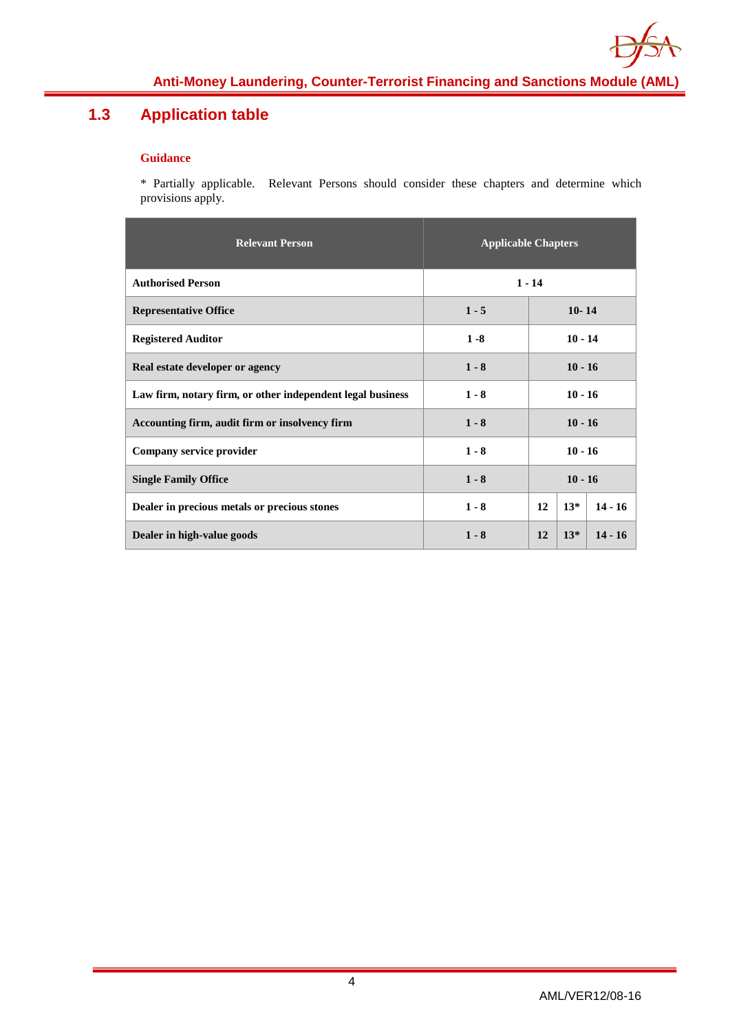## 1.3 Application table

**Guidance**

* Partially applicable. Relevant Persons should consider these chapters and determine which provisions apply.

| Relevant Person | Applicable Chapters | | | |
|---|---|---|---|---|
| **Authorised Person** | 1 - 14 | | | |
| **Representative Office** | 1 - 5 | 10- 14 | | |
| **Registered Auditor** | 1 -8 | 10 - 14 | | |
| **Real estate developer or agency** | 1 - 8 | 10 - 16 | | |
| **Law firm, notary firm, or other independent legal business** | 1 - 8 | 10 - 16 | | |
| **Accounting firm, audit firm or insolvency firm** | 1 - 8 | 10 - 16 | | |
| **Company service provider** | 1 - 8 | 10 - 16 | | |
| **Single Family Office** | 1 - 8 | 10 - 16 | | |
| **Dealer in precious metals or precious stones** | 1 - 8 | 12 | 13* | 14 - 16 |
| **Dealer in high-value goods** | 1 - 8 | 12 | 13* | 14 - 16 |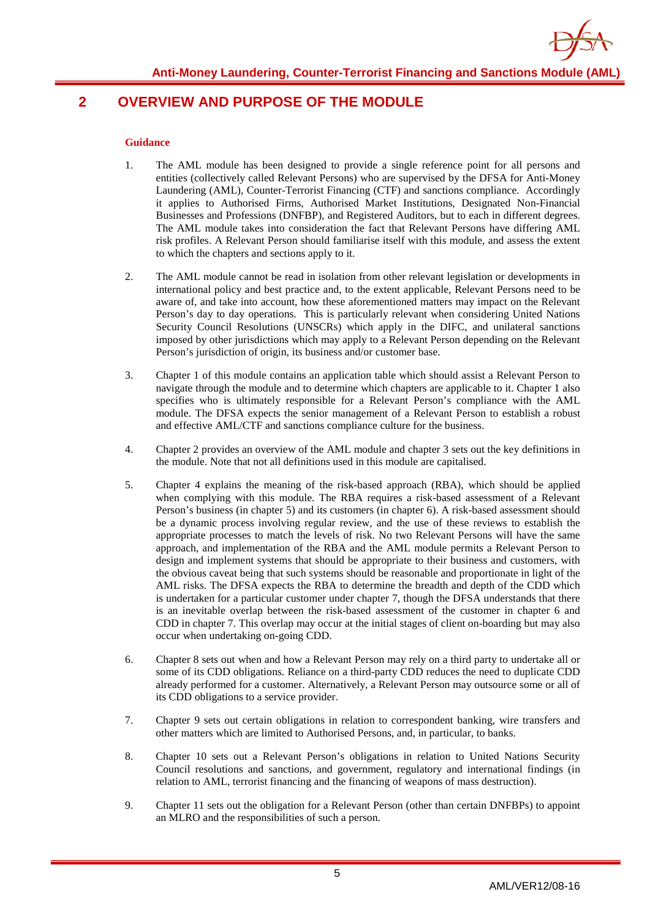# 2 OVERVIEW AND PURPOSE OF THE MODULE

**Guidance**

1. The AML module has been designed to provide a single reference point for all persons and entities (collectively called Relevant Persons) who are supervised by the DFSA for Anti-Money Laundering (AML), Counter-Terrorist Financing (CTF) and sanctions compliance. Accordingly it applies to Authorised Firms, Authorised Market Institutions, Designated Non-Financial Businesses and Professions (DNFBP), and Registered Auditors, but to each in different degrees. The AML module takes into consideration the fact that Relevant Persons have differing AML risk profiles. A Relevant Person should familiarise itself with this module, and assess the extent to which the chapters and sections apply to it.

2. The AML module cannot be read in isolation from other relevant legislation or developments in international policy and best practice and, to the extent applicable, Relevant Persons need to be aware of, and take into account, how these aforementioned matters may impact on the Relevant Person's day to day operations. This is particularly relevant when considering United Nations Security Council Resolutions (UNSCRs) which apply in the DIFC, and unilateral sanctions imposed by other jurisdictions which may apply to a Relevant Person depending on the Relevant Person's jurisdiction of origin, its business and/or customer base.

3. Chapter 1 of this module contains an application table which should assist a Relevant Person to navigate through the module and to determine which chapters are applicable to it. Chapter 1 also specifies who is ultimately responsible for a Relevant Person's compliance with the AML module. The DFSA expects the senior management of a Relevant Person to establish a robust and effective AML/CTF and sanctions compliance culture for the business.

4. Chapter 2 provides an overview of the AML module and chapter 3 sets out the key definitions in the module. Note that not all definitions used in this module are capitalised.

5. Chapter 4 explains the meaning of the risk-based approach (RBA), which should be applied when complying with this module. The RBA requires a risk-based assessment of a Relevant Person's business (in chapter 5) and its customers (in chapter 6). A risk-based assessment should be a dynamic process involving regular review, and the use of these reviews to establish the appropriate processes to match the levels of risk. No two Relevant Persons will have the same approach, and implementation of the RBA and the AML module permits a Relevant Person to design and implement systems that should be appropriate to their business and customers, with the obvious caveat being that such systems should be reasonable and proportionate in light of the AML risks. The DFSA expects the RBA to determine the breadth and depth of the CDD which is undertaken for a particular customer under chapter 7, though the DFSA understands that there is an inevitable overlap between the risk-based assessment of the customer in chapter 6 and CDD in chapter 7. This overlap may occur at the initial stages of client on-boarding but may also occur when undertaking on-going CDD.

6. Chapter 8 sets out when and how a Relevant Person may rely on a third party to undertake all or some of its CDD obligations. Reliance on a third-party CDD reduces the need to duplicate CDD already performed for a customer. Alternatively, a Relevant Person may outsource some or all of its CDD obligations to a service provider.

7. Chapter 9 sets out certain obligations in relation to correspondent banking, wire transfers and other matters which are limited to Authorised Persons, and, in particular, to banks.

8. Chapter 10 sets out a Relevant Person's obligations in relation to United Nations Security Council resolutions and sanctions, and government, regulatory and international findings (in relation to AML, terrorist financing and the financing of weapons of mass destruction).

9. Chapter 11 sets out the obligation for a Relevant Person (other than certain DNFBPs) to appoint an MLRO and the responsibilities of such a person.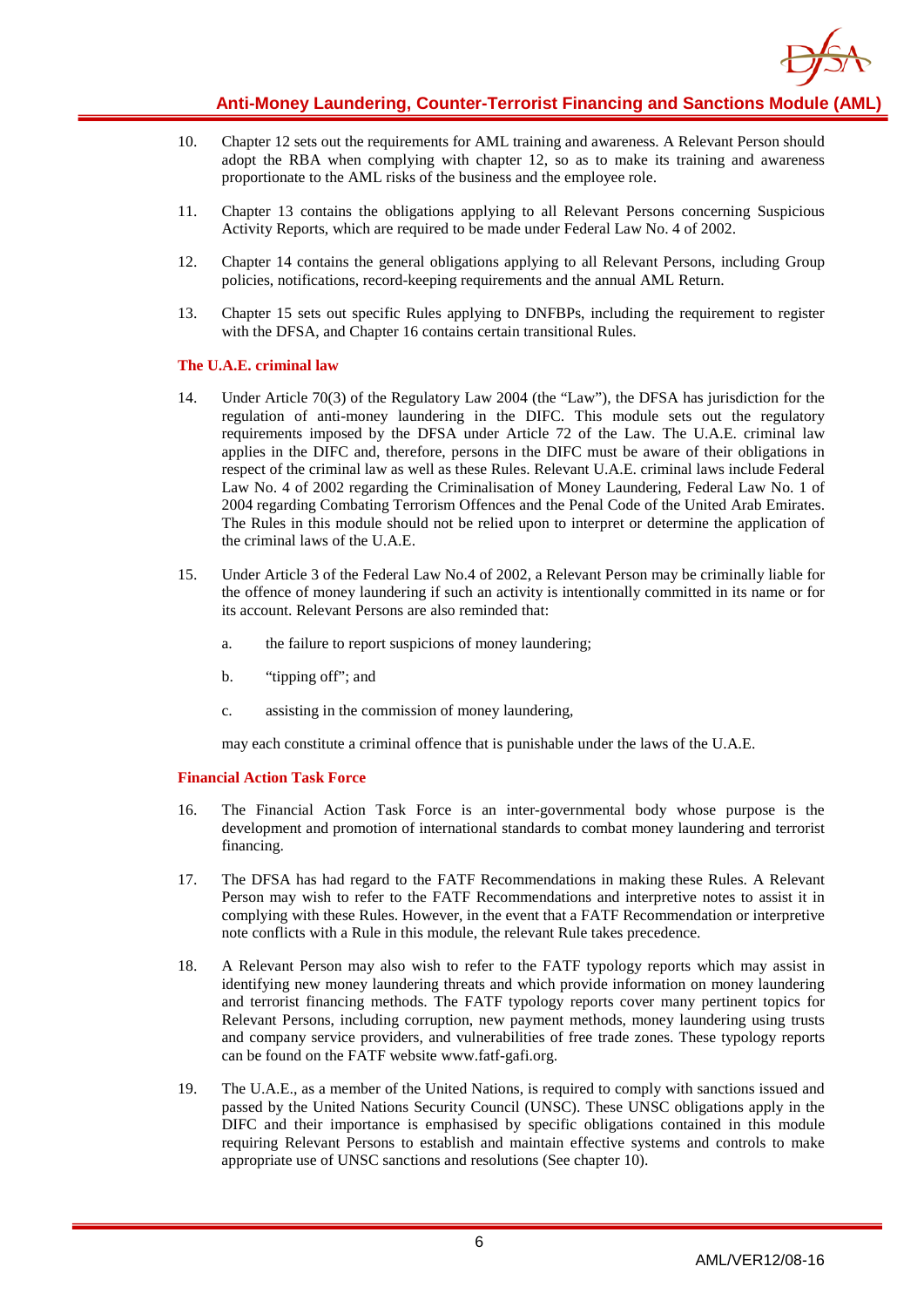10. Chapter 12 sets out the requirements for AML training and awareness. A Relevant Person should adopt the RBA when complying with chapter 12, so as to make its training and awareness proportionate to the AML risks of the business and the employee role.

11. Chapter 13 contains the obligations applying to all Relevant Persons concerning Suspicious Activity Reports, which are required to be made under Federal Law No. 4 of 2002.

12. Chapter 14 contains the general obligations applying to all Relevant Persons, including Group policies, notifications, record-keeping requirements and the annual AML Return.

13. Chapter 15 sets out specific Rules applying to DNFBPs, including the requirement to register with the DFSA, and Chapter 16 contains certain transitional Rules.

#### The U.A.E. criminal law

14. Under Article 70(3) of the Regulatory Law 2004 (the "Law"), the DFSA has jurisdiction for the regulation of anti-money laundering in the DIFC. This module sets out the regulatory requirements imposed by the DFSA under Article 72 of the Law. The U.A.E. criminal law applies in the DIFC and, therefore, persons in the DIFC must be aware of their obligations in respect of the criminal law as well as these Rules. Relevant U.A.E. criminal laws include Federal Law No. 4 of 2002 regarding the Criminalisation of Money Laundering, Federal Law No. 1 of 2004 regarding Combating Terrorism Offences and the Penal Code of the United Arab Emirates. The Rules in this module should not be relied upon to interpret or determine the application of the criminal laws of the U.A.E.

15. Under Article 3 of the Federal Law No.4 of 2002, a Relevant Person may be criminally liable for the offence of money laundering if such an activity is intentionally committed in its name or for its account. Relevant Persons are also reminded that:

    a. the failure to report suspicions of money laundering;

    b. "tipping off"; and

    c. assisting in the commission of money laundering,

    may each constitute a criminal offence that is punishable under the laws of the U.A.E.

#### Financial Action Task Force

16. The Financial Action Task Force is an inter-governmental body whose purpose is the development and promotion of international standards to combat money laundering and terrorist financing.

17. The DFSA has had regard to the FATF Recommendations in making these Rules. A Relevant Person may wish to refer to the FATF Recommendations and interpretive notes to assist it in complying with these Rules. However, in the event that a FATF Recommendation or interpretive note conflicts with a Rule in this module, the relevant Rule takes precedence.

18. A Relevant Person may also wish to refer to the FATF typology reports which may assist in identifying new money laundering threats and which provide information on money laundering and terrorist financing methods. The FATF typology reports cover many pertinent topics for Relevant Persons, including corruption, new payment methods, money laundering using trusts and company service providers, and vulnerabilities of free trade zones. These typology reports can be found on the FATF website www.fatf-gafi.org.

19. The U.A.E., as a member of the United Nations, is required to comply with sanctions issued and passed by the United Nations Security Council (UNSC). These UNSC obligations apply in the DIFC and their importance is emphasised by specific obligations contained in this module requiring Relevant Persons to establish and maintain effective systems and controls to make appropriate use of UNSC sanctions and resolutions (See chapter 10).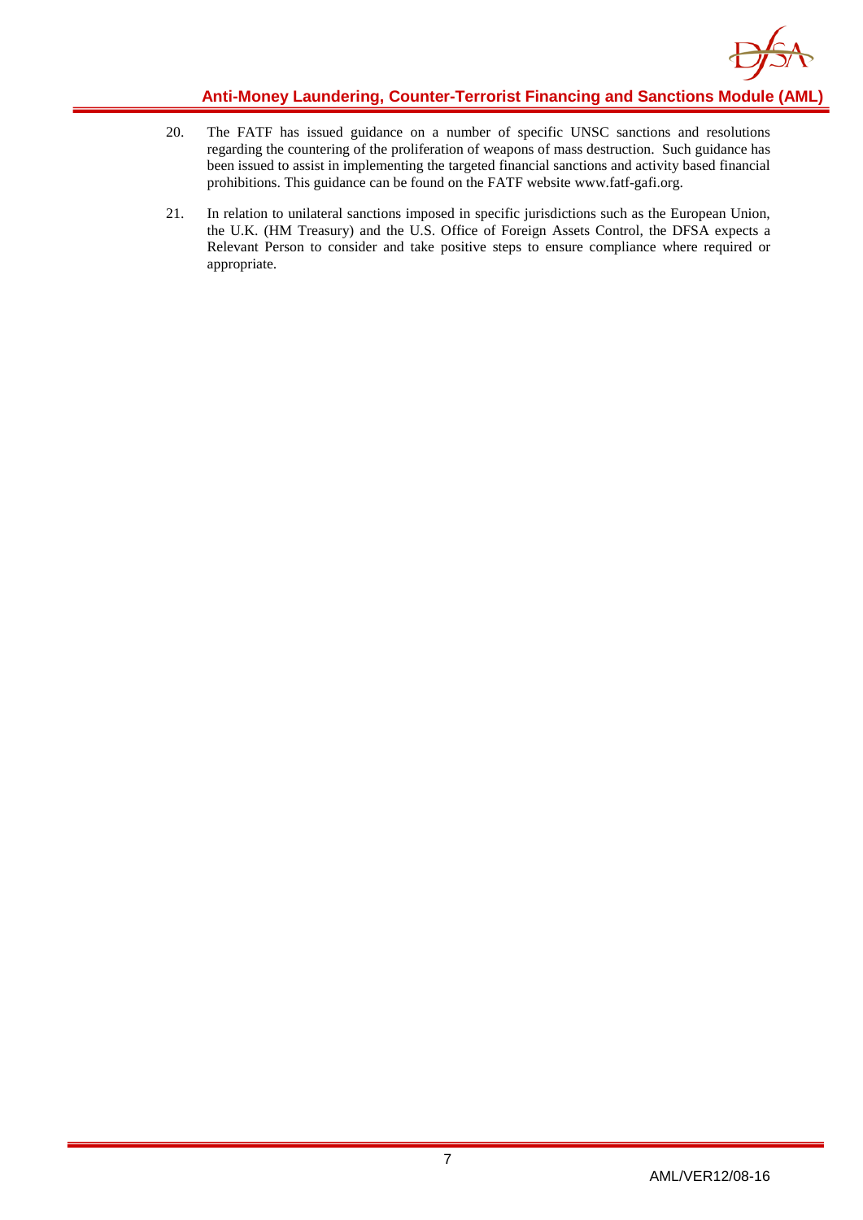20. The FATF has issued guidance on a number of specific UNSC sanctions and resolutions regarding the countering of the proliferation of weapons of mass destruction. Such guidance has been issued to assist in implementing the targeted financial sanctions and activity based financial prohibitions. This guidance can be found on the FATF website www.fatf-gafi.org.

21. In relation to unilateral sanctions imposed in specific jurisdictions such as the European Union, the U.K. (HM Treasury) and the U.S. Office of Foreign Assets Control, the DFSA expects a Relevant Person to consider and take positive steps to ensure compliance where required or appropriate.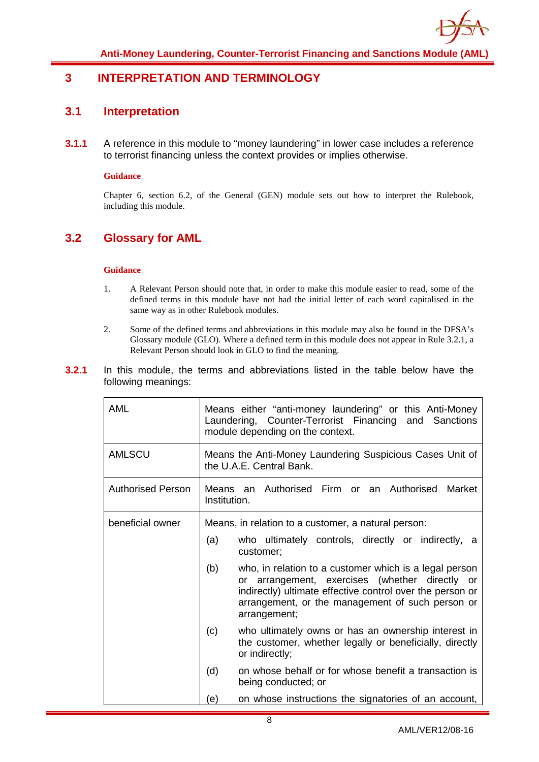# 3 INTERPRETATION AND TERMINOLOGY

## 3.1 Interpretation

**3.1.1** A reference in this module to "money laundering" in lower case includes a reference to terrorist financing unless the context provides or implies otherwise.

**Guidance**

Chapter 6, section 6.2, of the General (GEN) module sets out how to interpret the Rulebook, including this module.

## 3.2 Glossary for AML

**Guidance**

1. A Relevant Person should note that, in order to make this module easier to read, some of the defined terms in this module have not had the initial letter of each word capitalised in the same way as in other Rulebook modules.

2. Some of the defined terms and abbreviations in this module may also be found in the DFSA's Glossary module (GLO). Where a defined term in this module does not appear in Rule 3.2.1, a Relevant Person should look in GLO to find the meaning.

**3.2.1** In this module, the terms and abbreviations listed in the table below have the following meanings:

| | |
|---|---|
| AML | Means either "anti-money laundering" or this Anti-Money Laundering, Counter-Terrorist Financing and Sanctions module depending on the context. |
| AMLSCU | Means the Anti-Money Laundering Suspicious Cases Unit of the U.A.E. Central Bank. |
| Authorised Person | Means an Authorised Firm or an Authorised Market Institution. |
| beneficial owner | Means, in relation to a customer, a natural person:<br>(a) who ultimately controls, directly or indirectly, a customer;<br>(b) who, in relation to a customer which is a legal person or arrangement, exercises (whether directly or indirectly) ultimate effective control over the person or arrangement, or the management of such person or arrangement;<br>(c) who ultimately owns or has an ownership interest in the customer, whether legally or beneficially, directly or indirectly;<br>(d) on whose behalf or for whose benefit a transaction is being conducted; or<br>(e) on whose instructions the signatories of an account, |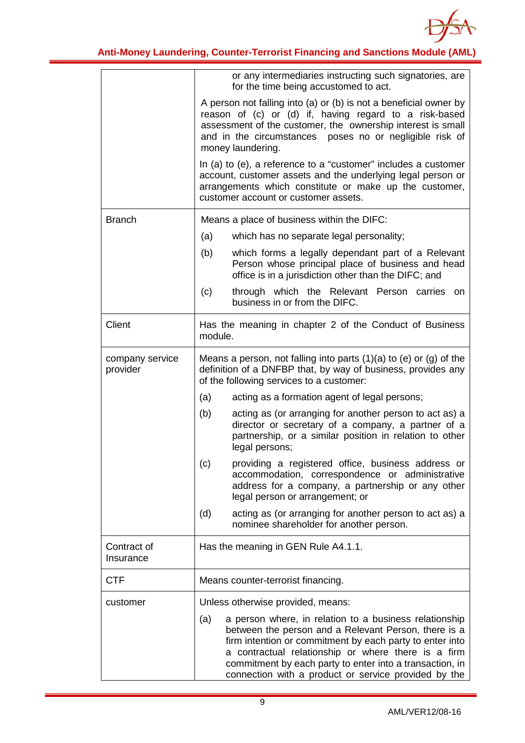| | |
|---|---|
| | or any intermediaries instructing such signatories, are for the time being accustomed to act.<br><br>A person not falling into (a) or (b) is not a beneficial owner by reason of (c) or (d) if, having regard to a risk-based assessment of the customer, the ownership interest is small and in the circumstances poses no or negligible risk of money laundering.<br><br>In (a) to (e), a reference to a "customer" includes a customer account, customer assets and the underlying legal person or arrangements which constitute or make up the customer, customer account or customer assets. |
| Branch | Means a place of business within the DIFC:<br><br>(a) which has no separate legal personality;<br><br>(b) which forms a legally dependant part of a Relevant Person whose principal place of business and head office is in a jurisdiction other than the DIFC; and<br><br>(c) through which the Relevant Person carries on business in or from the DIFC. |
| Client | Has the meaning in chapter 2 of the Conduct of Business module. |
| company service provider | Means a person, not falling into parts (1)(a) to (e) or (g) of the definition of a DNFBP that, by way of business, provides any of the following services to a customer:<br><br>(a) acting as a formation agent of legal persons;<br><br>(b) acting as (or arranging for another person to act as) a director or secretary of a company, a partner of a partnership, or a similar position in relation to other legal persons;<br><br>(c) providing a registered office, business address or accommodation, correspondence or administrative address for a company, a partnership or any other legal person or arrangement; or<br><br>(d) acting as (or arranging for another person to act as) a nominee shareholder for another person. |
| Contract of Insurance | Has the meaning in GEN Rule A4.1.1. |
| CTF | Means counter-terrorist financing. |
| customer | Unless otherwise provided, means:<br><br>(a) a person where, in relation to a business relationship between the person and a Relevant Person, there is a firm intention or commitment by each party to enter into a contractual relationship or where there is a firm commitment by each party to enter into a transaction, in connection with a product or service provided by the |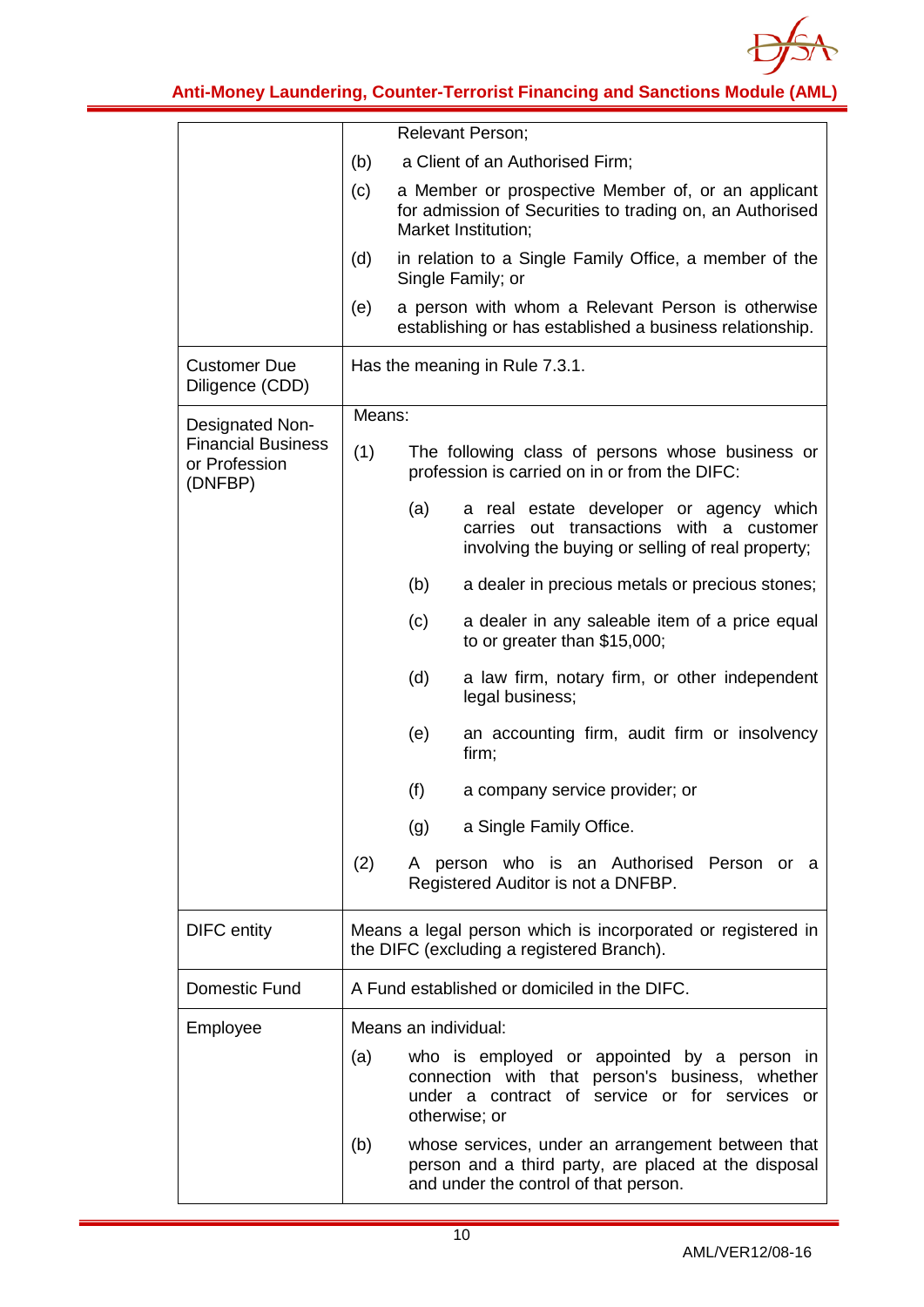| | |
|---|---|
| | Relevant Person;<br>(b) a Client of an Authorised Firm;<br>(c) a Member or prospective Member of, or an applicant for admission of Securities to trading on, an Authorised Market Institution;<br>(d) in relation to a Single Family Office, a member of the Single Family; or<br>(e) a person with whom a Relevant Person is otherwise establishing or has established a business relationship. |
| Customer Due Diligence (CDD) | Has the meaning in Rule 7.3.1. |
| Designated Non-Financial Business or Profession (DNFBP) | Means:<br>(1) The following class of persons whose business or profession is carried on in or from the DIFC:<br>(a) a real estate developer or agency which carries out transactions with a customer involving the buying or selling of real property;<br>(b) a dealer in precious metals or precious stones;<br>(c) a dealer in any saleable item of a price equal to or greater than $15,000;<br>(d) a law firm, notary firm, or other independent legal business;<br>(e) an accounting firm, audit firm or insolvency firm;<br>(f) a company service provider; or<br>(g) a Single Family Office.<br>(2) A person who is an Authorised Person or a Registered Auditor is not a DNFBP. |
| DIFC entity | Means a legal person which is incorporated or registered in the DIFC (excluding a registered Branch). |
| Domestic Fund | A Fund established or domiciled in the DIFC. |
| Employee | Means an individual:<br>(a) who is employed or appointed by a person in connection with that person's business, whether under a contract of service or for services or otherwise; or<br>(b) whose services, under an arrangement between that person and a third party, are placed at the disposal and under the control of that person. |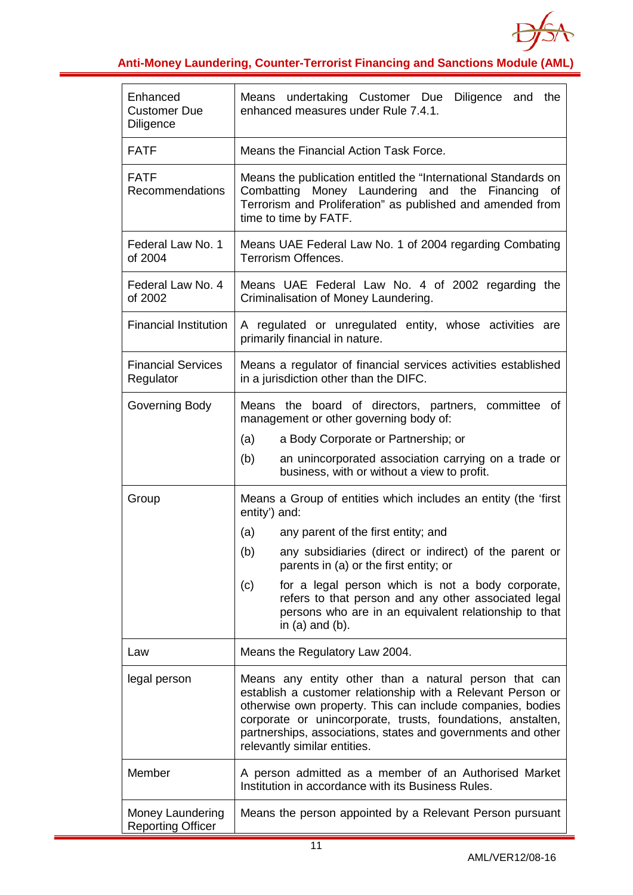| | |
|---|---|
| Enhanced Customer Due Diligence | Means undertaking Customer Due Diligence and the enhanced measures under Rule 7.4.1. |
| FATF | Means the Financial Action Task Force. |
| FATF Recommendations | Means the publication entitled the "International Standards on Combatting Money Laundering and the Financing of Terrorism and Proliferation" as published and amended from time to time by FATF. |
| Federal Law No. 1 of 2004 | Means UAE Federal Law No. 1 of 2004 regarding Combating Terrorism Offences. |
| Federal Law No. 4 of 2002 | Means UAE Federal Law No. 4 of 2002 regarding the Criminalisation of Money Laundering. |
| Financial Institution | A regulated or unregulated entity, whose activities are primarily financial in nature. |
| Financial Services Regulator | Means a regulator of financial services activities established in a jurisdiction other than the DIFC. |
| Governing Body | Means the board of directors, partners, committee of management or other governing body of:<br>(a) a Body Corporate or Partnership; or<br>(b) an unincorporated association carrying on a trade or business, with or without a view to profit. |
| Group | Means a Group of entities which includes an entity (the 'first entity') and:<br>(a) any parent of the first entity; and<br>(b) any subsidiaries (direct or indirect) of the parent or parents in (a) or the first entity; or<br>(c) for a legal person which is not a body corporate, refers to that person and any other associated legal persons who are in an equivalent relationship to that in (a) and (b). |
| Law | Means the Regulatory Law 2004. |
| legal person | Means any entity other than a natural person that can establish a customer relationship with a Relevant Person or otherwise own property. This can include companies, bodies corporate or unincorporate, trusts, foundations, anstalten, partnerships, associations, states and governments and other relevantly similar entities. |
| Member | A person admitted as a member of an Authorised Market Institution in accordance with its Business Rules. |
| Money Laundering Reporting Officer | Means the person appointed by a Relevant Person pursuant |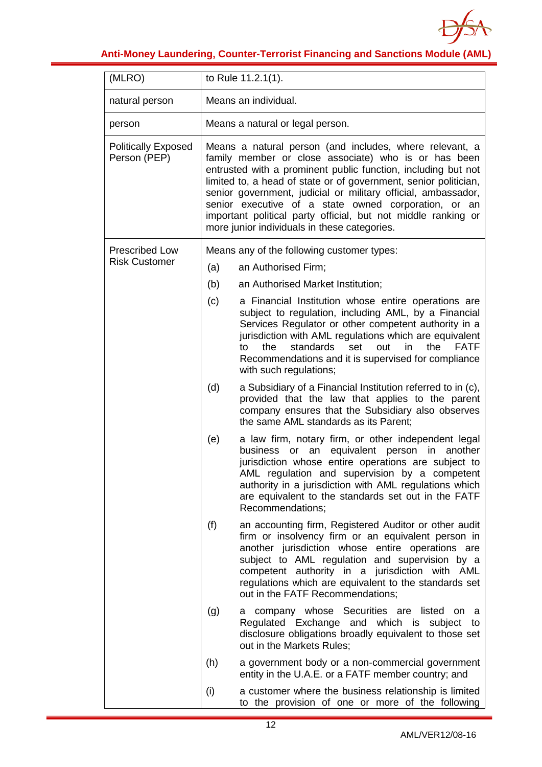| | |
|---|---|
| (MLRO) | to Rule 11.2.1(1). |
| natural person | Means an individual. |
| person | Means a natural or legal person. |
| Politically Exposed Person (PEP) | Means a natural person (and includes, where relevant, a family member or close associate) who is or has been entrusted with a prominent public function, including but not limited to, a head of state or of government, senior politician, senior government, judicial or military official, ambassador, senior executive of a state owned corporation, or an important political party official, but not middle ranking or more junior individuals in these categories. |
| Prescribed Low Risk Customer | Means any of the following customer types:<br>(a) an Authorised Firm;<br>(b) an Authorised Market Institution;<br>(c) a Financial Institution whose entire operations are subject to regulation, including AML, by a Financial Services Regulator or other competent authority in a jurisdiction with AML regulations which are equivalent to the standards set out in the FATF Recommendations and it is supervised for compliance with such regulations;<br>(d) a Subsidiary of a Financial Institution referred to in (c), provided that the law that applies to the parent company ensures that the Subsidiary also observes the same AML standards as its Parent;<br>(e) a law firm, notary firm, or other independent legal business or an equivalent person in another jurisdiction whose entire operations are subject to AML regulation and supervision by a competent authority in a jurisdiction with AML regulations which are equivalent to the standards set out in the FATF Recommendations;<br>(f) an accounting firm, Registered Auditor or other audit firm or insolvency firm or an equivalent person in another jurisdiction whose entire operations are subject to AML regulation and supervision by a competent authority in a jurisdiction with AML regulations which are equivalent to the standards set out in the FATF Recommendations;<br>(g) a company whose Securities are listed on a Regulated Exchange and which is subject to disclosure obligations broadly equivalent to those set out in the Markets Rules;<br>(h) a government body or a non-commercial government entity in the U.A.E. or a FATF member country; and<br>(i) a customer where the business relationship is limited to the provision of one or more of the following |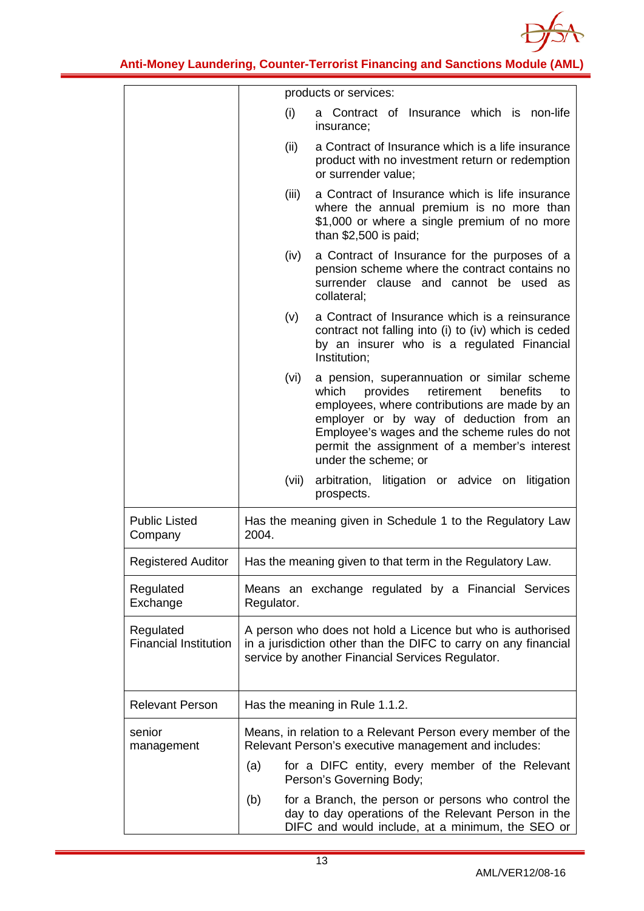| | |
|---|---|
| | products or services:<br>(i) a Contract of Insurance which is non-life insurance;<br>(ii) a Contract of Insurance which is a life insurance product with no investment return or redemption or surrender value;<br>(iii) a Contract of Insurance which is life insurance where the annual premium is no more than $1,000 or where a single premium of no more than $2,500 is paid;<br>(iv) a Contract of Insurance for the purposes of a pension scheme where the contract contains no surrender clause and cannot be used as collateral;<br>(v) a Contract of Insurance which is a reinsurance contract not falling into (i) to (iv) which is ceded by an insurer who is a regulated Financial Institution;<br>(vi) a pension, superannuation or similar scheme which provides retirement benefits to employees, where contributions are made by an employer or by way of deduction from an Employee's wages and the scheme rules do not permit the assignment of a member's interest under the scheme; or<br>(vii) arbitration, litigation or advice on litigation prospects. |
| Public Listed Company | Has the meaning given in Schedule 1 to the Regulatory Law 2004. |
| Registered Auditor | Has the meaning given to that term in the Regulatory Law. |
| Regulated Exchange | Means an exchange regulated by a Financial Services Regulator. |
| Regulated Financial Institution | A person who does not hold a Licence but who is authorised in a jurisdiction other than the DIFC to carry on any financial service by another Financial Services Regulator. |
| Relevant Person | Has the meaning in Rule 1.1.2. |
| senior management | Means, in relation to a Relevant Person every member of the Relevant Person's executive management and includes:<br>(a) for a DIFC entity, every member of the Relevant Person's Governing Body;<br>(b) for a Branch, the person or persons who control the day to day operations of the Relevant Person in the DIFC and would include, at a minimum, the SEO or |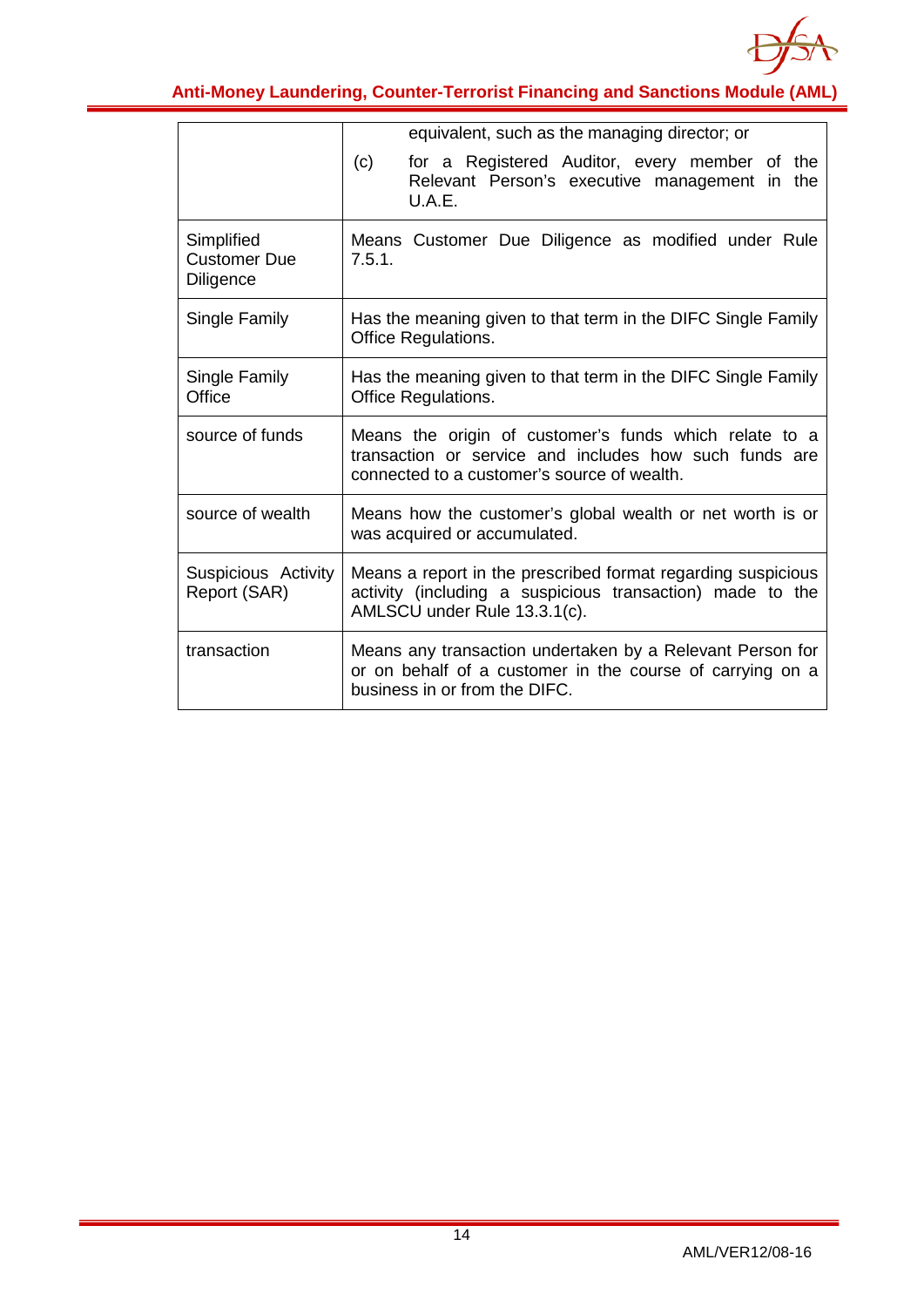| | |
|---|---|
| | equivalent, such as the managing director; or<br>(c) for a Registered Auditor, every member of the Relevant Person's executive management in the U.A.E. |
| Simplified Customer Due Diligence | Means Customer Due Diligence as modified under Rule 7.5.1. |
| Single Family | Has the meaning given to that term in the DIFC Single Family Office Regulations. |
| Single Family Office | Has the meaning given to that term in the DIFC Single Family Office Regulations. |
| source of funds | Means the origin of customer's funds which relate to a transaction or service and includes how such funds are connected to a customer's source of wealth. |
| source of wealth | Means how the customer's global wealth or net worth is or was acquired or accumulated. |
| Suspicious Activity Report (SAR) | Means a report in the prescribed format regarding suspicious activity (including a suspicious transaction) made to the AMLSCU under Rule 13.3.1(c). |
| transaction | Means any transaction undertaken by a Relevant Person for or on behalf of a customer in the course of carrying on a business in or from the DIFC. |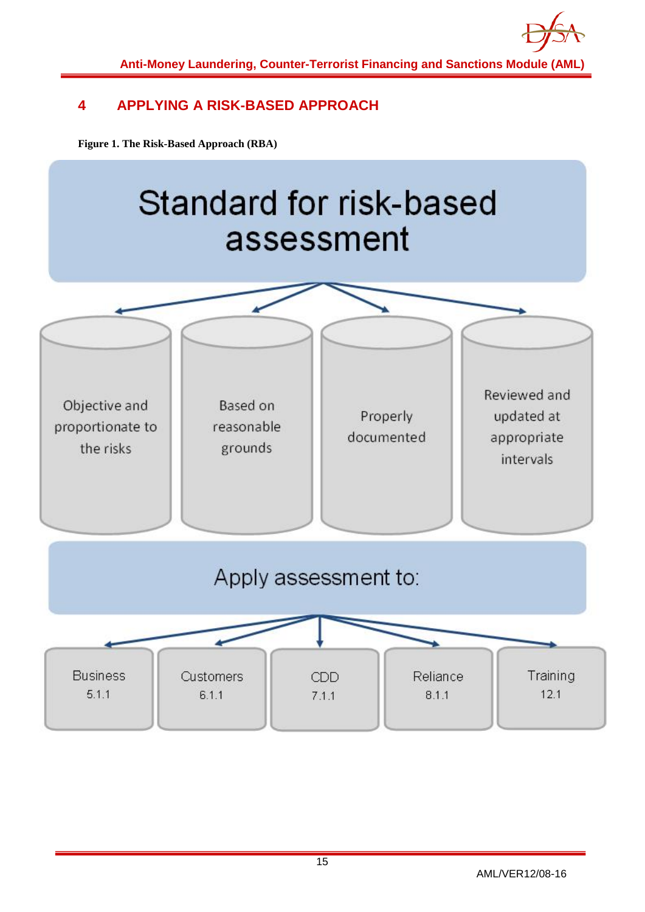# 4 APPLYING A RISK-BASED APPROACH

**Figure 1. The Risk-Based Approach (RBA)**

Standard for risk-based assessment

- Objective and proportionate to the risks
- Based on reasonable grounds
- Properly documented
- Reviewed and updated at appropriate intervals

Apply assessment to:

- Business 5.1.1
- Customers 6.1.1
- CDD 7.1.1
- Reliance 8.1.1
- Training 12.1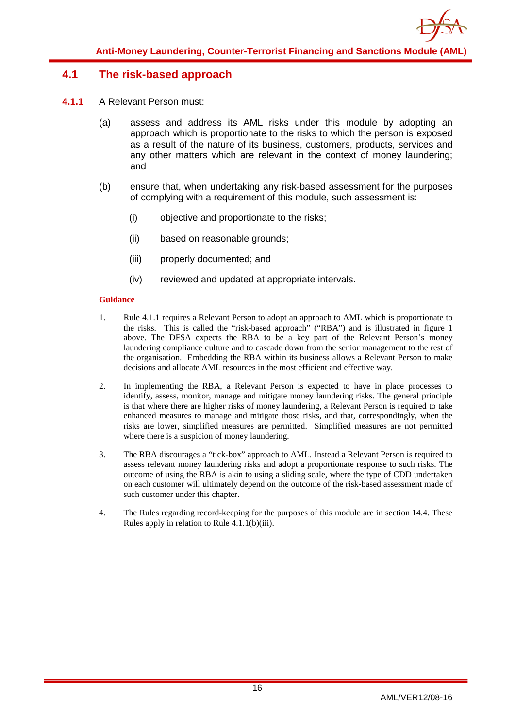## 4.1 The risk-based approach

**4.1.1** A Relevant Person must:

(a) assess and address its AML risks under this module by adopting an approach which is proportionate to the risks to which the person is exposed as a result of the nature of its business, customers, products, services and any other matters which are relevant in the context of money laundering; and

(b) ensure that, when undertaking any risk-based assessment for the purposes of complying with a requirement of this module, such assessment is:

   (i) objective and proportionate to the risks;

   (ii) based on reasonable grounds;

   (iii) properly documented; and

   (iv) reviewed and updated at appropriate intervals.

**Guidance**

1. Rule 4.1.1 requires a Relevant Person to adopt an approach to AML which is proportionate to the risks. This is called the "risk-based approach" ("RBA") and is illustrated in figure 1 above. The DFSA expects the RBA to be a key part of the Relevant Person's money laundering compliance culture and to cascade down from the senior management to the rest of the organisation. Embedding the RBA within its business allows a Relevant Person to make decisions and allocate AML resources in the most efficient and effective way.

2. In implementing the RBA, a Relevant Person is expected to have in place processes to identify, assess, monitor, manage and mitigate money laundering risks. The general principle is that where there are higher risks of money laundering, a Relevant Person is required to take enhanced measures to manage and mitigate those risks, and that, correspondingly, when the risks are lower, simplified measures are permitted. Simplified measures are not permitted where there is a suspicion of money laundering.

3. The RBA discourages a "tick-box" approach to AML. Instead a Relevant Person is required to assess relevant money laundering risks and adopt a proportionate response to such risks. The outcome of using the RBA is akin to using a sliding scale, where the type of CDD undertaken on each customer will ultimately depend on the outcome of the risk-based assessment made of such customer under this chapter.

4. The Rules regarding record-keeping for the purposes of this module are in section 14.4. These Rules apply in relation to Rule 4.1.1(b)(iii).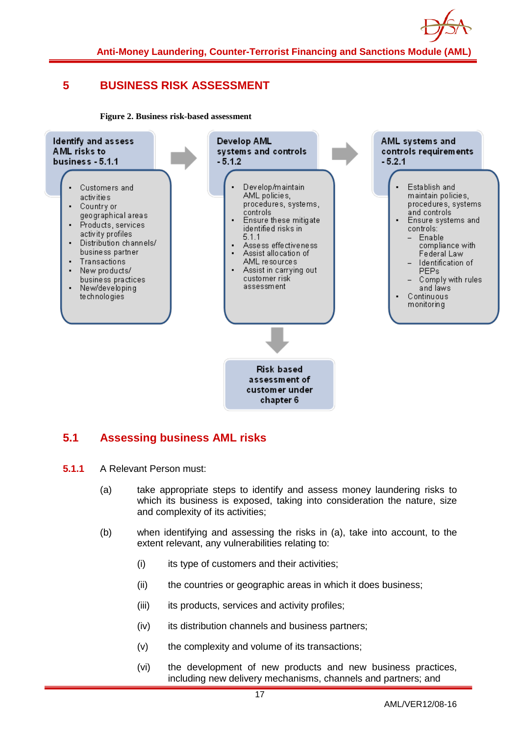# 5 BUSINESS RISK ASSESSMENT

**Figure 2. Business risk-based assessment**

**Identify and assess AML risks to business - 5.1.1**

- Customers and activities
- Country or geographical areas
- Products, services activity profiles
- Distribution channels/ business partner
- Transactions
- New products/ business practices
- New/developing technologies

**Develop AML systems and controls - 5.1.2**

- Develop/maintain AML policies, procedures, systems, controls
- Ensure these mitigate identified risks in 5.1.1
- Assess effectiveness
- Assist allocation of AML resources
- Assist in carrying out customer risk assessment

**AML systems and controls requirements - 5.2.1**

- Establish and maintain policies, procedures, systems and controls
- Ensure systems and controls:
  - Enable compliance with Federal Law
  - Identification of PEPs
  - Comply with rules and laws
- Continuous monitoring

**Risk based assessment of customer under chapter 6**

## 5.1 Assessing business AML risks

**5.1.1** A Relevant Person must:

(a) take appropriate steps to identify and assess money laundering risks to which its business is exposed, taking into consideration the nature, size and complexity of its activities;

(b) when identifying and assessing the risks in (a), take into account, to the extent relevant, any vulnerabilities relating to:

(i) its type of customers and their activities;

(ii) the countries or geographic areas in which it does business;

(iii) its products, services and activity profiles;

(iv) its distribution channels and business partners;

(v) the complexity and volume of its transactions;

(vi) the development of new products and new business practices, including new delivery mechanisms, channels and partners; and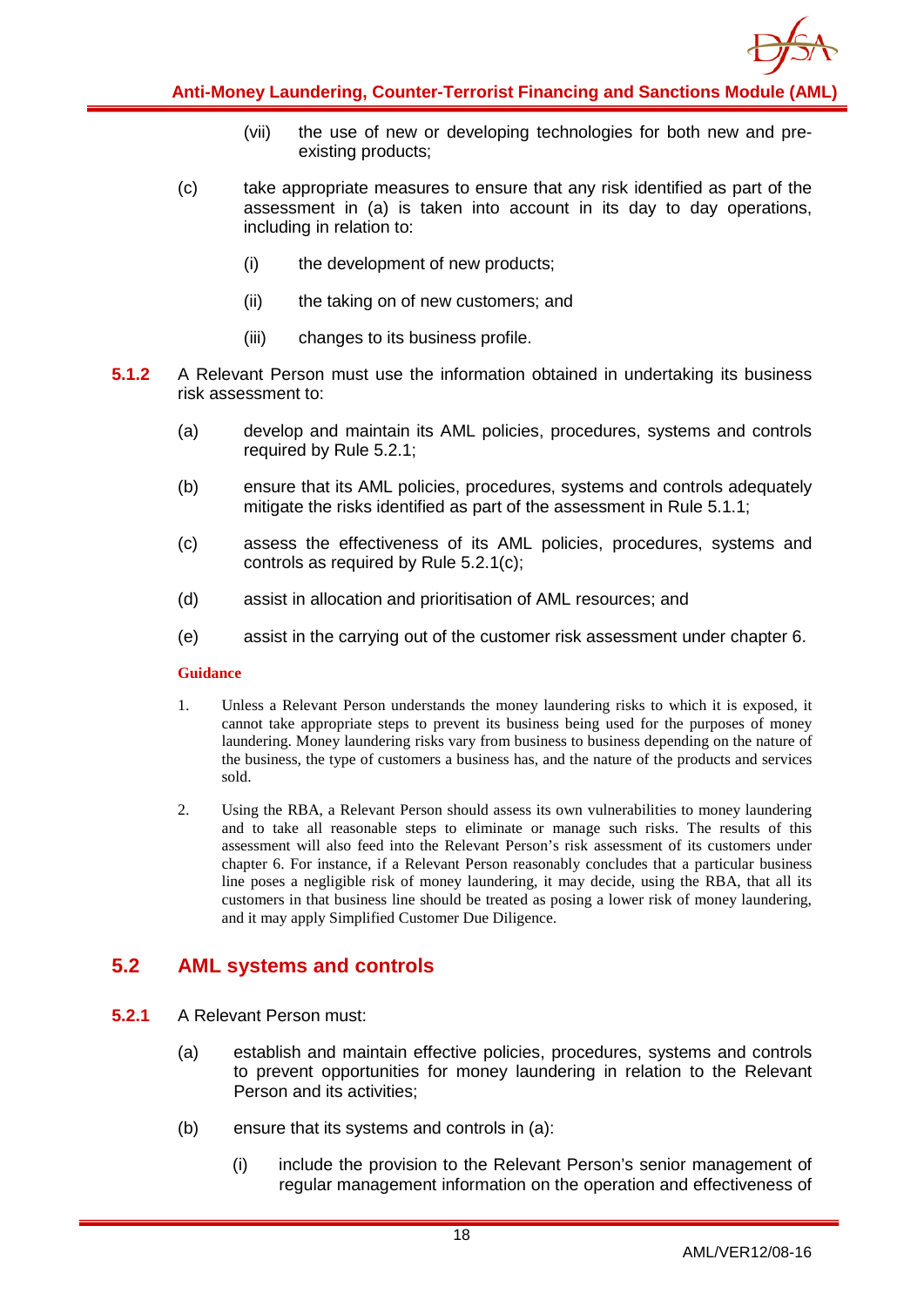(vii) the use of new or developing technologies for both new and pre-existing products;

(c) take appropriate measures to ensure that any risk identified as part of the assessment in (a) is taken into account in its day to day operations, including in relation to:

(i) the development of new products;

(ii) the taking on of new customers; and

(iii) changes to its business profile.

**5.1.2** A Relevant Person must use the information obtained in undertaking its business risk assessment to:

(a) develop and maintain its AML policies, procedures, systems and controls required by Rule 5.2.1;

(b) ensure that its AML policies, procedures, systems and controls adequately mitigate the risks identified as part of the assessment in Rule 5.1.1;

(c) assess the effectiveness of its AML policies, procedures, systems and controls as required by Rule 5.2.1(c);

(d) assist in allocation and prioritisation of AML resources; and

(e) assist in the carrying out of the customer risk assessment under chapter 6.

**Guidance**

1. Unless a Relevant Person understands the money laundering risks to which it is exposed, it cannot take appropriate steps to prevent its business being used for the purposes of money laundering. Money laundering risks vary from business to business depending on the nature of the business, the type of customers a business has, and the nature of the products and services sold.

2. Using the RBA, a Relevant Person should assess its own vulnerabilities to money laundering and to take all reasonable steps to eliminate or manage such risks. The results of this assessment will also feed into the Relevant Person's risk assessment of its customers under chapter 6. For instance, if a Relevant Person reasonably concludes that a particular business line poses a negligible risk of money laundering, it may decide, using the RBA, that all its customers in that business line should be treated as posing a lower risk of money laundering, and it may apply Simplified Customer Due Diligence.

## 5.2 AML systems and controls

**5.2.1** A Relevant Person must:

(a) establish and maintain effective policies, procedures, systems and controls to prevent opportunities for money laundering in relation to the Relevant Person and its activities;

(b) ensure that its systems and controls in (a):

(i) include the provision to the Relevant Person's senior management of regular management information on the operation and effectiveness of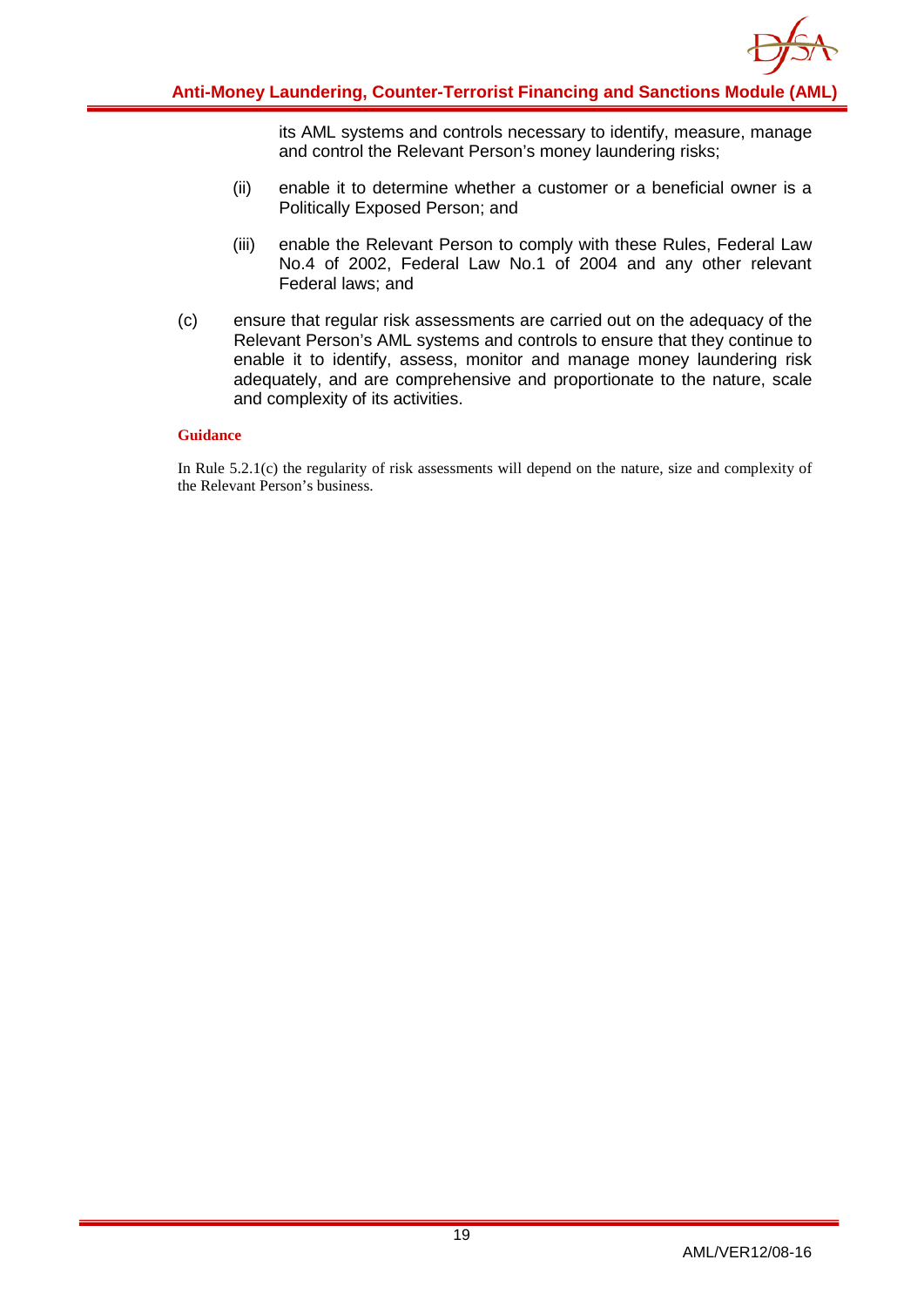its AML systems and controls necessary to identify, measure, manage and control the Relevant Person's money laundering risks;

(ii) enable it to determine whether a customer or a beneficial owner is a Politically Exposed Person; and

(iii) enable the Relevant Person to comply with these Rules, Federal Law No.4 of 2002, Federal Law No.1 of 2004 and any other relevant Federal laws; and

(c) ensure that regular risk assessments are carried out on the adequacy of the Relevant Person's AML systems and controls to ensure that they continue to enable it to identify, assess, monitor and manage money laundering risk adequately, and are comprehensive and proportionate to the nature, scale and complexity of its activities.

**Guidance**

In Rule 5.2.1(c) the regularity of risk assessments will depend on the nature, size and complexity of the Relevant Person's business.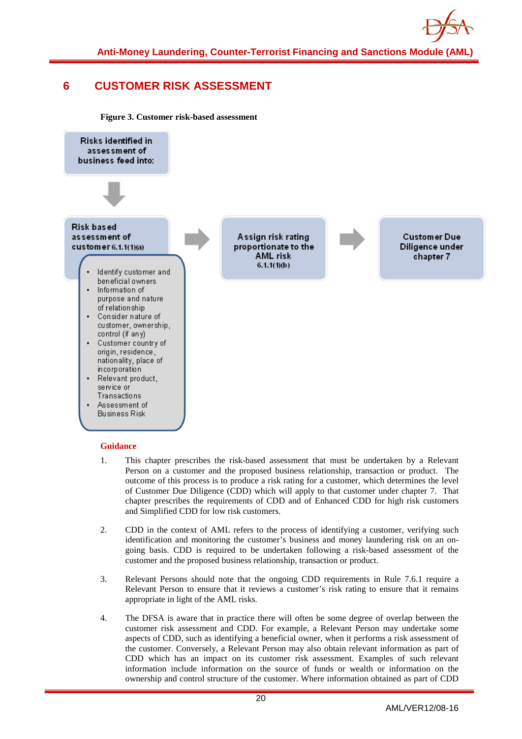# 6 CUSTOMER RISK ASSESSMENT

**Figure 3. Customer risk-based assessment**

Risks identified in assessment of business feed into:

Risk based assessment of customer 6.1.1(1)(a)

- Identify customer and beneficial owners
- Information of purpose and nature of relationship
- Consider nature of customer, ownership, control (if any)
- Customer country of origin, residence, nationality, place of incorporation
- Relevant product, service or Transactions
- Assessment of Business Risk

Assign risk rating proportionate to the AML risk 6.1.1(1)(b)

Customer Due Diligence under chapter 7

**Guidance**

1. This chapter prescribes the risk-based assessment that must be undertaken by a Relevant Person on a customer and the proposed business relationship, transaction or product. The outcome of this process is to produce a risk rating for a customer, which determines the level of Customer Due Diligence (CDD) which will apply to that customer under chapter 7. That chapter prescribes the requirements of CDD and of Enhanced CDD for high risk customers and Simplified CDD for low risk customers.

2. CDD in the context of AML refers to the process of identifying a customer, verifying such identification and monitoring the customer's business and money laundering risk on an on-going basis. CDD is required to be undertaken following a risk-based assessment of the customer and the proposed business relationship, transaction or product.

3. Relevant Persons should note that the ongoing CDD requirements in Rule 7.6.1 require a Relevant Person to ensure that it reviews a customer's risk rating to ensure that it remains appropriate in light of the AML risks.

4. The DFSA is aware that in practice there will often be some degree of overlap between the customer risk assessment and CDD. For example, a Relevant Person may undertake some aspects of CDD, such as identifying a beneficial owner, when it performs a risk assessment of the customer. Conversely, a Relevant Person may also obtain relevant information as part of CDD which has an impact on its customer risk assessment. Examples of such relevant information include information on the source of funds or wealth or information on the ownership and control structure of the customer. Where information obtained as part of CDD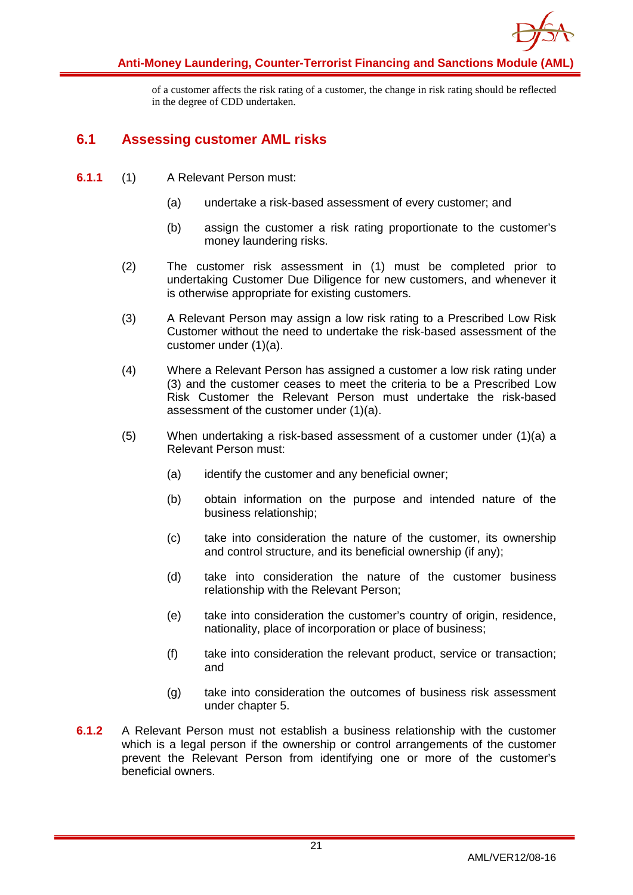of a customer affects the risk rating of a customer, the change in risk rating should be reflected in the degree of CDD undertaken.

## 6.1 Assessing customer AML risks

**6.1.1** (1) A Relevant Person must:

(a) undertake a risk-based assessment of every customer; and

(b) assign the customer a risk rating proportionate to the customer's money laundering risks.

(2) The customer risk assessment in (1) must be completed prior to undertaking Customer Due Diligence for new customers, and whenever it is otherwise appropriate for existing customers.

(3) A Relevant Person may assign a low risk rating to a Prescribed Low Risk Customer without the need to undertake the risk-based assessment of the customer under (1)(a).

(4) Where a Relevant Person has assigned a customer a low risk rating under (3) and the customer ceases to meet the criteria to be a Prescribed Low Risk Customer the Relevant Person must undertake the risk-based assessment of the customer under (1)(a).

(5) When undertaking a risk-based assessment of a customer under (1)(a) a Relevant Person must:

(a) identify the customer and any beneficial owner;

(b) obtain information on the purpose and intended nature of the business relationship;

(c) take into consideration the nature of the customer, its ownership and control structure, and its beneficial ownership (if any);

(d) take into consideration the nature of the customer business relationship with the Relevant Person;

(e) take into consideration the customer's country of origin, residence, nationality, place of incorporation or place of business;

(f) take into consideration the relevant product, service or transaction; and

(g) take into consideration the outcomes of business risk assessment under chapter 5.

**6.1.2** A Relevant Person must not establish a business relationship with the customer which is a legal person if the ownership or control arrangements of the customer prevent the Relevant Person from identifying one or more of the customer's beneficial owners.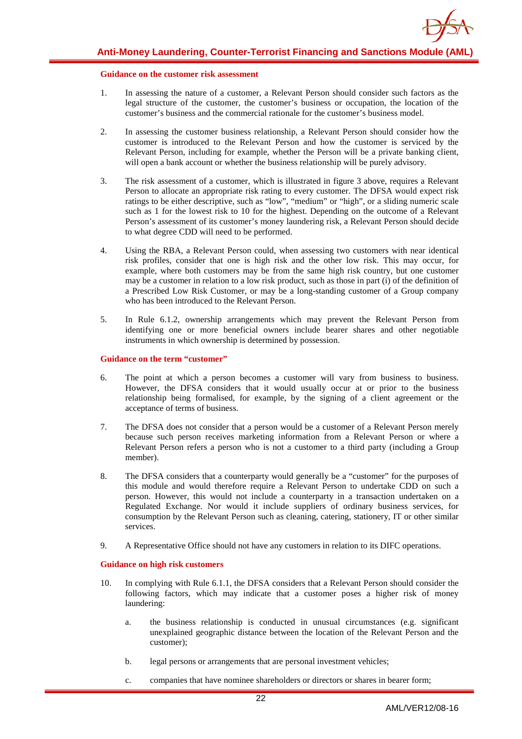#### Guidance on the customer risk assessment

1. In assessing the nature of a customer, a Relevant Person should consider such factors as the legal structure of the customer, the customer's business or occupation, the location of the customer's business and the commercial rationale for the customer's business model.

2. In assessing the customer business relationship, a Relevant Person should consider how the customer is introduced to the Relevant Person and how the customer is serviced by the Relevant Person, including for example, whether the Person will be a private banking client, will open a bank account or whether the business relationship will be purely advisory.

3. The risk assessment of a customer, which is illustrated in figure 3 above, requires a Relevant Person to allocate an appropriate risk rating to every customer. The DFSA would expect risk ratings to be either descriptive, such as "low", "medium" or "high", or a sliding numeric scale such as 1 for the lowest risk to 10 for the highest. Depending on the outcome of a Relevant Person's assessment of its customer's money laundering risk, a Relevant Person should decide to what degree CDD will need to be performed.

4. Using the RBA, a Relevant Person could, when assessing two customers with near identical risk profiles, consider that one is high risk and the other low risk. This may occur, for example, where both customers may be from the same high risk country, but one customer may be a customer in relation to a low risk product, such as those in part (i) of the definition of a Prescribed Low Risk Customer, or may be a long-standing customer of a Group company who has been introduced to the Relevant Person.

5. In Rule 6.1.2, ownership arrangements which may prevent the Relevant Person from identifying one or more beneficial owners include bearer shares and other negotiable instruments in which ownership is determined by possession.

#### Guidance on the term "customer"

6. The point at which a person becomes a customer will vary from business to business. However, the DFSA considers that it would usually occur at or prior to the business relationship being formalised, for example, by the signing of a client agreement or the acceptance of terms of business.

7. The DFSA does not consider that a person would be a customer of a Relevant Person merely because such person receives marketing information from a Relevant Person or where a Relevant Person refers a person who is not a customer to a third party (including a Group member).

8. The DFSA considers that a counterparty would generally be a "customer" for the purposes of this module and would therefore require a Relevant Person to undertake CDD on such a person. However, this would not include a counterparty in a transaction undertaken on a Regulated Exchange. Nor would it include suppliers of ordinary business services, for consumption by the Relevant Person such as cleaning, catering, stationery, IT or other similar services.

9. A Representative Office should not have any customers in relation to its DIFC operations.

#### Guidance on high risk customers

10. In complying with Rule 6.1.1, the DFSA considers that a Relevant Person should consider the following factors, which may indicate that a customer poses a higher risk of money laundering:

    a. the business relationship is conducted in unusual circumstances (e.g. significant unexplained geographic distance between the location of the Relevant Person and the customer);

    b. legal persons or arrangements that are personal investment vehicles;

    c. companies that have nominee shareholders or directors or shares in bearer form;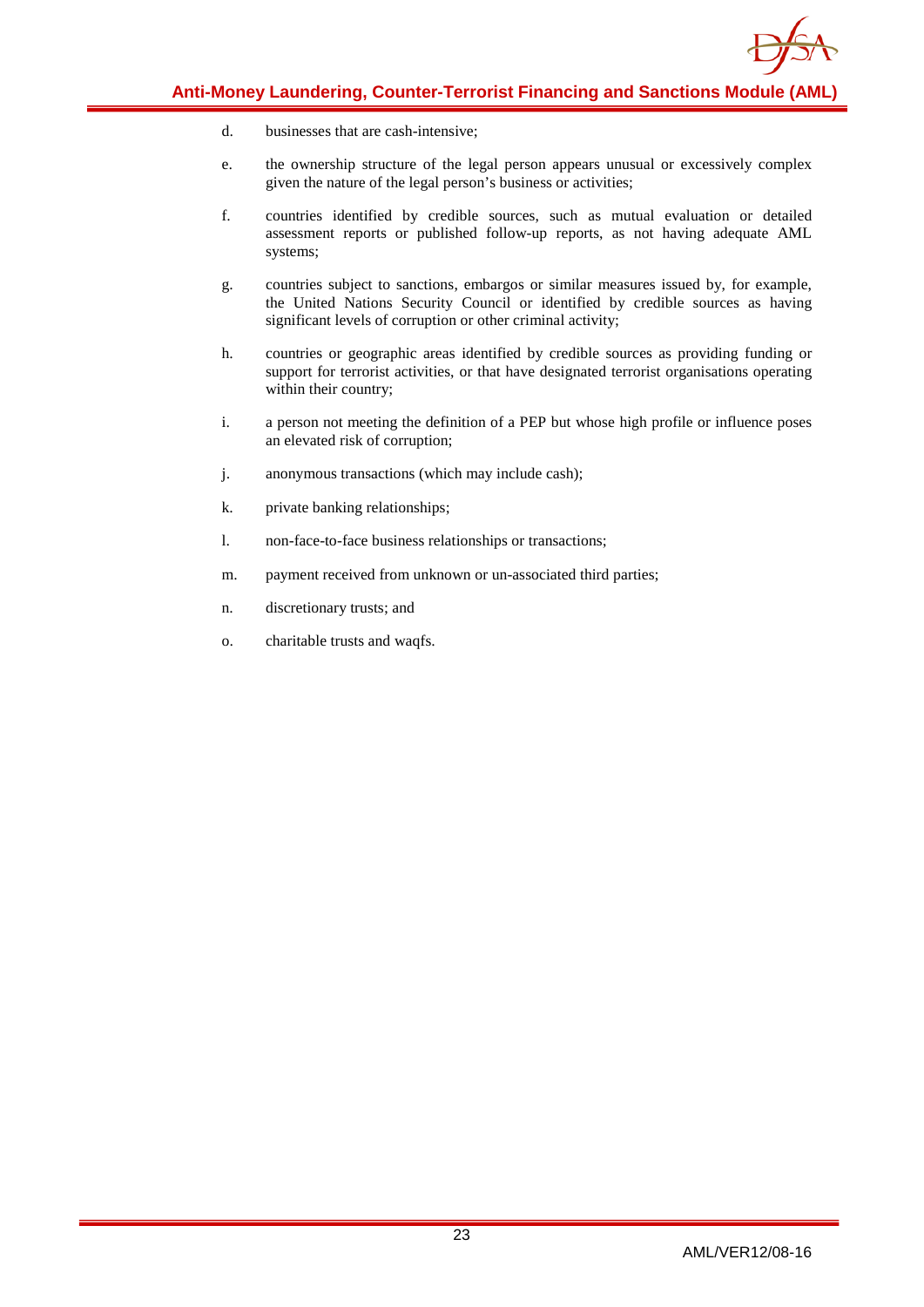d. businesses that are cash-intensive;

e. the ownership structure of the legal person appears unusual or excessively complex given the nature of the legal person's business or activities;

f. countries identified by credible sources, such as mutual evaluation or detailed assessment reports or published follow-up reports, as not having adequate AML systems;

g. countries subject to sanctions, embargos or similar measures issued by, for example, the United Nations Security Council or identified by credible sources as having significant levels of corruption or other criminal activity;

h. countries or geographic areas identified by credible sources as providing funding or support for terrorist activities, or that have designated terrorist organisations operating within their country;

i. a person not meeting the definition of a PEP but whose high profile or influence poses an elevated risk of corruption;

j. anonymous transactions (which may include cash);

k. private banking relationships;

l. non-face-to-face business relationships or transactions;

m. payment received from unknown or un-associated third parties;

n. discretionary trusts; and

o. charitable trusts and waqfs.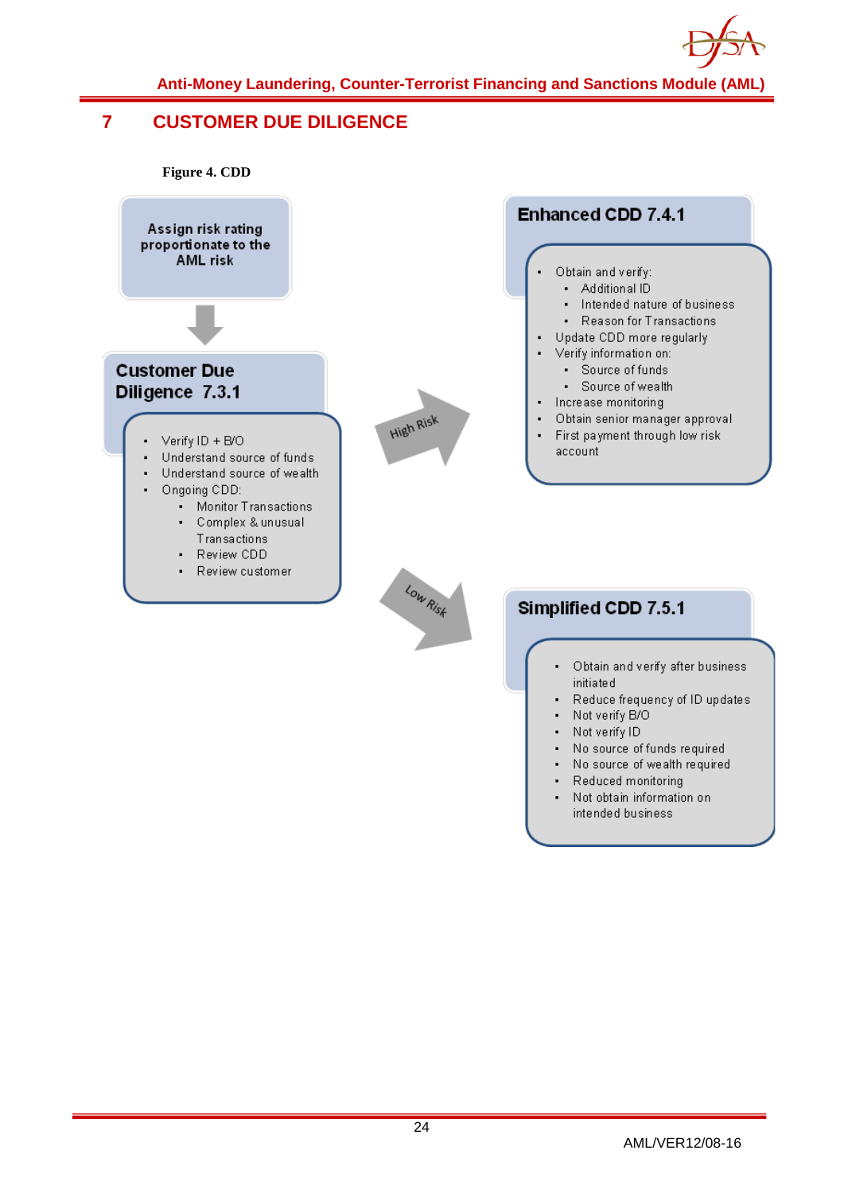# 7 CUSTOMER DUE DILIGENCE

**Figure 4. CDD**

**Assign risk rating proportionate to the AML risk**

↓

**Customer Due Diligence 7.3.1**

- Verify ID + B/O
- Understand source of funds
- Understand source of wealth
- Ongoing CDD:
  - Monitor Transactions
  - Complex & unusual Transactions
  - Review CDD
  - Review customer

High Risk →

**Enhanced CDD 7.4.1**

- Obtain and verify:
  - Additional ID
  - Intended nature of business
  - Reason for Transactions
- Update CDD more regularly
- Verify information on:
  - Source of funds
  - Source of wealth
- Increase monitoring
- Obtain senior manager approval
- First payment through low risk account

Low Risk →

**Simplified CDD 7.5.1**

- Obtain and verify after business initiated
- Reduce frequency of ID updates
- Not verify B/O
- Not verify ID
- No source of funds required
- No source of wealth required
- Reduced monitoring
- Not obtain information on intended business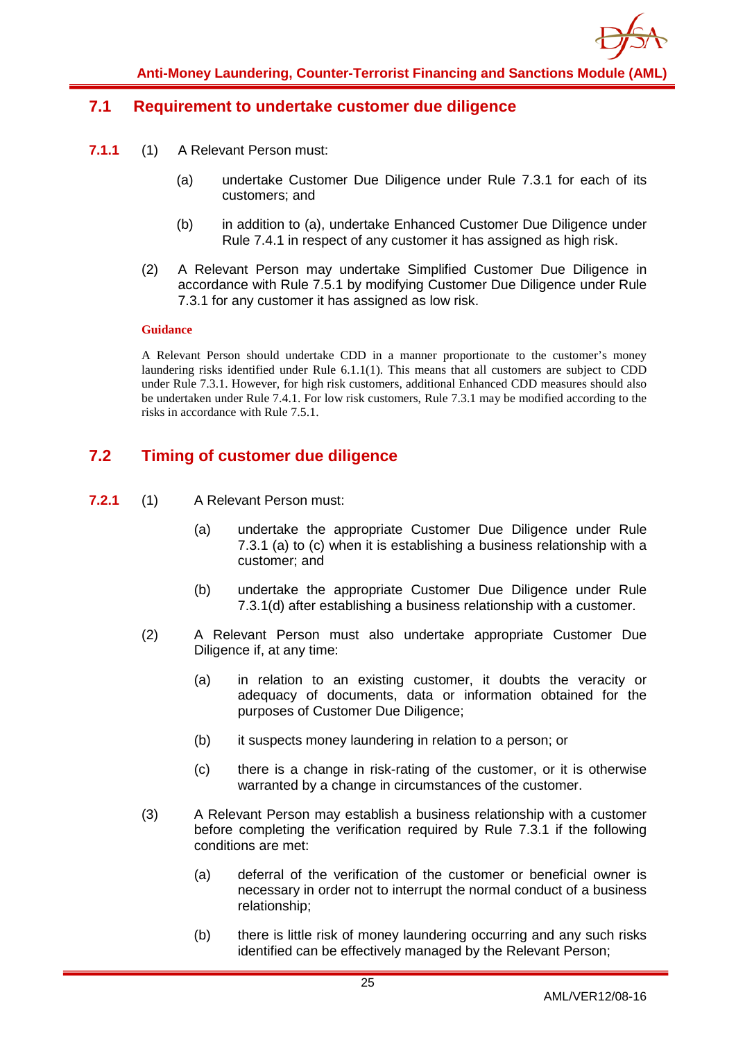## 7.1 Requirement to undertake customer due diligence

**7.1.1** (1) A Relevant Person must:

(a) undertake Customer Due Diligence under Rule 7.3.1 for each of its customers; and

(b) in addition to (a), undertake Enhanced Customer Due Diligence under Rule 7.4.1 in respect of any customer it has assigned as high risk.

(2) A Relevant Person may undertake Simplified Customer Due Diligence in accordance with Rule 7.5.1 by modifying Customer Due Diligence under Rule 7.3.1 for any customer it has assigned as low risk.

**Guidance**

A Relevant Person should undertake CDD in a manner proportionate to the customer's money laundering risks identified under Rule 6.1.1(1). This means that all customers are subject to CDD under Rule 7.3.1. However, for high risk customers, additional Enhanced CDD measures should also be undertaken under Rule 7.4.1. For low risk customers, Rule 7.3.1 may be modified according to the risks in accordance with Rule 7.5.1.

## 7.2 Timing of customer due diligence

**7.2.1** (1) A Relevant Person must:

(a) undertake the appropriate Customer Due Diligence under Rule 7.3.1 (a) to (c) when it is establishing a business relationship with a customer; and

(b) undertake the appropriate Customer Due Diligence under Rule 7.3.1(d) after establishing a business relationship with a customer.

(2) A Relevant Person must also undertake appropriate Customer Due Diligence if, at any time:

(a) in relation to an existing customer, it doubts the veracity or adequacy of documents, data or information obtained for the purposes of Customer Due Diligence;

(b) it suspects money laundering in relation to a person; or

(c) there is a change in risk-rating of the customer, or it is otherwise warranted by a change in circumstances of the customer.

(3) A Relevant Person may establish a business relationship with a customer before completing the verification required by Rule 7.3.1 if the following conditions are met:

(a) deferral of the verification of the customer or beneficial owner is necessary in order not to interrupt the normal conduct of a business relationship;

(b) there is little risk of money laundering occurring and any such risks identified can be effectively managed by the Relevant Person;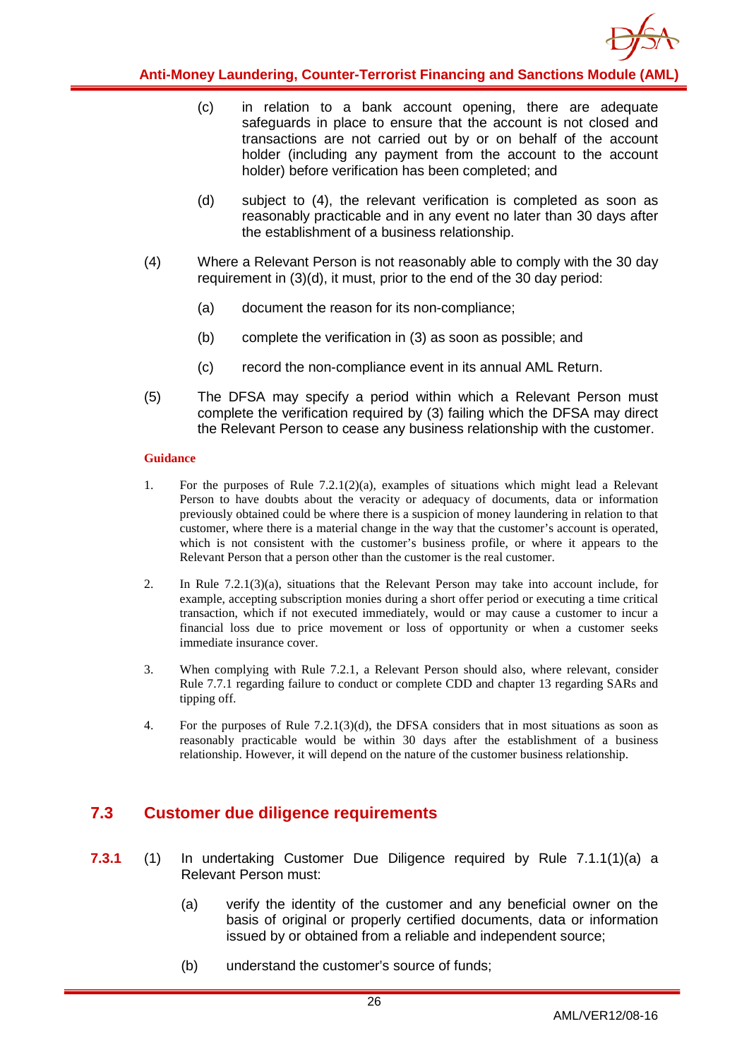(c) in relation to a bank account opening, there are adequate safeguards in place to ensure that the account is not closed and transactions are not carried out by or on behalf of the account holder (including any payment from the account to the account holder) before verification has been completed; and

(d) subject to (4), the relevant verification is completed as soon as reasonably practicable and in any event no later than 30 days after the establishment of a business relationship.

(4) Where a Relevant Person is not reasonably able to comply with the 30 day requirement in (3)(d), it must, prior to the end of the 30 day period:

(a) document the reason for its non-compliance;

(b) complete the verification in (3) as soon as possible; and

(c) record the non-compliance event in its annual AML Return.

(5) The DFSA may specify a period within which a Relevant Person must complete the verification required by (3) failing which the DFSA may direct the Relevant Person to cease any business relationship with the customer.

**Guidance**

1. For the purposes of Rule 7.2.1(2)(a), examples of situations which might lead a Relevant Person to have doubts about the veracity or adequacy of documents, data or information previously obtained could be where there is a suspicion of money laundering in relation to that customer, where there is a material change in the way that the customer's account is operated, which is not consistent with the customer's business profile, or where it appears to the Relevant Person that a person other than the customer is the real customer.

2. In Rule 7.2.1(3)(a), situations that the Relevant Person may take into account include, for example, accepting subscription monies during a short offer period or executing a time critical transaction, which if not executed immediately, would or may cause a customer to incur a financial loss due to price movement or loss of opportunity or when a customer seeks immediate insurance cover.

3. When complying with Rule 7.2.1, a Relevant Person should also, where relevant, consider Rule 7.7.1 regarding failure to conduct or complete CDD and chapter 13 regarding SARs and tipping off.

4. For the purposes of Rule 7.2.1(3)(d), the DFSA considers that in most situations as soon as reasonably practicable would be within 30 days after the establishment of a business relationship. However, it will depend on the nature of the customer business relationship.

## 7.3 Customer due diligence requirements

**7.3.1** (1) In undertaking Customer Due Diligence required by Rule 7.1.1(1)(a) a Relevant Person must:

(a) verify the identity of the customer and any beneficial owner on the basis of original or properly certified documents, data or information issued by or obtained from a reliable and independent source;

(b) understand the customer's source of funds;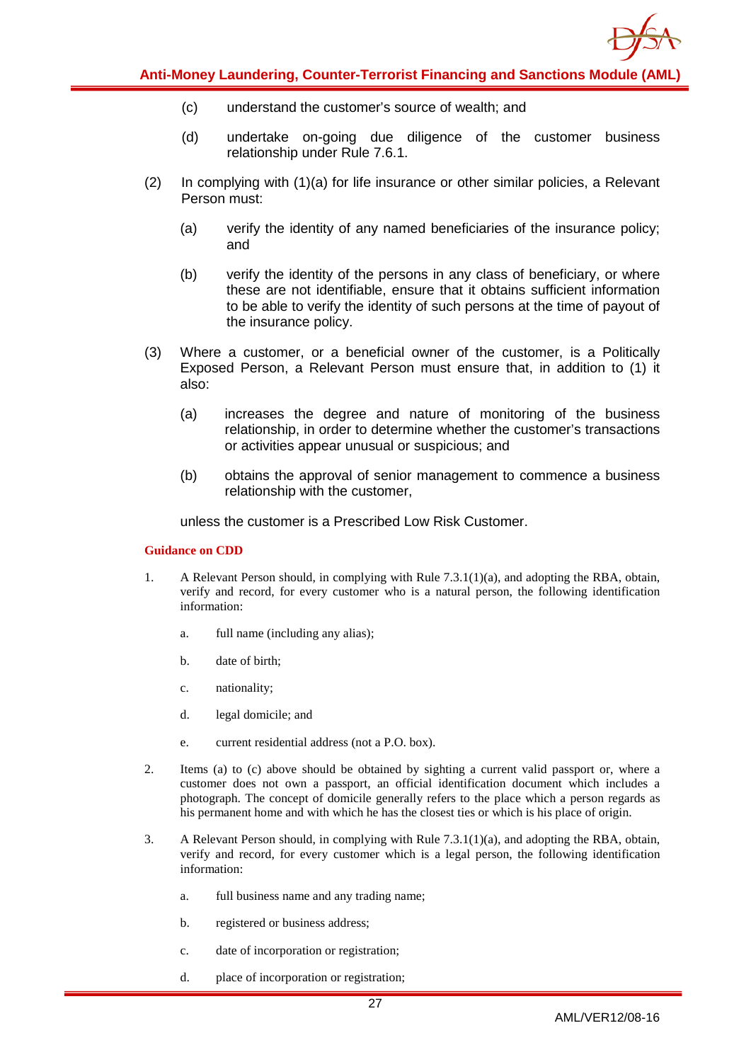(c) understand the customer's source of wealth; and

(d) undertake on-going due diligence of the customer business relationship under Rule 7.6.1.

(2) In complying with (1)(a) for life insurance or other similar policies, a Relevant Person must:

(a) verify the identity of any named beneficiaries of the insurance policy; and

(b) verify the identity of the persons in any class of beneficiary, or where these are not identifiable, ensure that it obtains sufficient information to be able to verify the identity of such persons at the time of payout of the insurance policy.

(3) Where a customer, or a beneficial owner of the customer, is a Politically Exposed Person, a Relevant Person must ensure that, in addition to (1) it also:

(a) increases the degree and nature of monitoring of the business relationship, in order to determine whether the customer's transactions or activities appear unusual or suspicious; and

(b) obtains the approval of senior management to commence a business relationship with the customer,

unless the customer is a Prescribed Low Risk Customer.

**Guidance on CDD**

1. A Relevant Person should, in complying with Rule 7.3.1(1)(a), and adopting the RBA, obtain, verify and record, for every customer who is a natural person, the following identification information:

   a. full name (including any alias);

   b. date of birth;

   c. nationality;

   d. legal domicile; and

   e. current residential address (not a P.O. box).

2. Items (a) to (c) above should be obtained by sighting a current valid passport or, where a customer does not own a passport, an official identification document which includes a photograph. The concept of domicile generally refers to the place which a person regards as his permanent home and with which he has the closest ties or which is his place of origin.

3. A Relevant Person should, in complying with Rule 7.3.1(1)(a), and adopting the RBA, obtain, verify and record, for every customer which is a legal person, the following identification information:

   a. full business name and any trading name;

   b. registered or business address;

   c. date of incorporation or registration;

   d. place of incorporation or registration;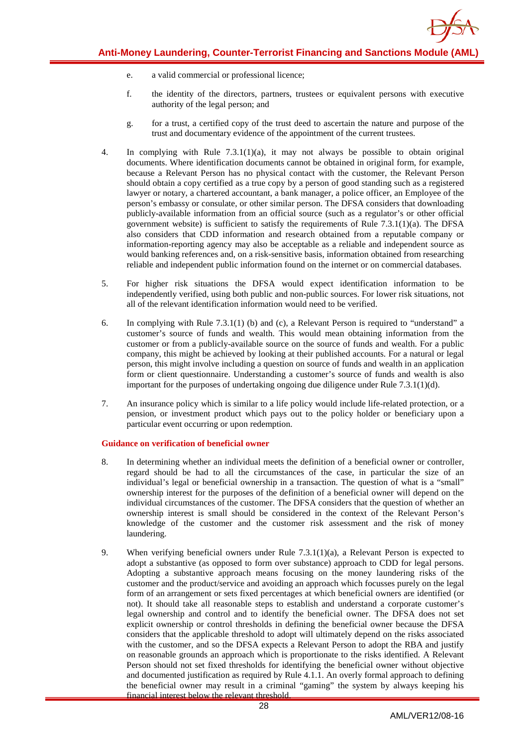e. a valid commercial or professional licence;

f. the identity of the directors, partners, trustees or equivalent persons with executive authority of the legal person; and

g. for a trust, a certified copy of the trust deed to ascertain the nature and purpose of the trust and documentary evidence of the appointment of the current trustees.

4. In complying with Rule 7.3.1(1)(a), it may not always be possible to obtain original documents. Where identification documents cannot be obtained in original form, for example, because a Relevant Person has no physical contact with the customer, the Relevant Person should obtain a copy certified as a true copy by a person of good standing such as a registered lawyer or notary, a chartered accountant, a bank manager, a police officer, an Employee of the person's embassy or consulate, or other similar person. The DFSA considers that downloading publicly-available information from an official source (such as a regulator's or other official government website) is sufficient to satisfy the requirements of Rule 7.3.1(1)(a). The DFSA also considers that CDD information and research obtained from a reputable company or information-reporting agency may also be acceptable as a reliable and independent source as would banking references and, on a risk-sensitive basis, information obtained from researching reliable and independent public information found on the internet or on commercial databases.

5. For higher risk situations the DFSA would expect identification information to be independently verified, using both public and non-public sources. For lower risk situations, not all of the relevant identification information would need to be verified.

6. In complying with Rule 7.3.1(1) (b) and (c), a Relevant Person is required to "understand" a customer's source of funds and wealth. This would mean obtaining information from the customer or from a publicly-available source on the source of funds and wealth. For a public company, this might be achieved by looking at their published accounts. For a natural or legal person, this might involve including a question on source of funds and wealth in an application form or client questionnaire. Understanding a customer's source of funds and wealth is also important for the purposes of undertaking ongoing due diligence under Rule 7.3.1(1)(d).

7. An insurance policy which is similar to a life policy would include life-related protection, or a pension, or investment product which pays out to the policy holder or beneficiary upon a particular event occurring or upon redemption.

**Guidance on verification of beneficial owner**

8. In determining whether an individual meets the definition of a beneficial owner or controller, regard should be had to all the circumstances of the case, in particular the size of an individual's legal or beneficial ownership in a transaction. The question of what is a "small" ownership interest for the purposes of the definition of a beneficial owner will depend on the individual circumstances of the customer. The DFSA considers that the question of whether an ownership interest is small should be considered in the context of the Relevant Person's knowledge of the customer and the customer risk assessment and the risk of money laundering.

9. When verifying beneficial owners under Rule 7.3.1(1)(a), a Relevant Person is expected to adopt a substantive (as opposed to form over substance) approach to CDD for legal persons. Adopting a substantive approach means focusing on the money laundering risks of the customer and the product/service and avoiding an approach which focusses purely on the legal form of an arrangement or sets fixed percentages at which beneficial owners are identified (or not). It should take all reasonable steps to establish and understand a corporate customer's legal ownership and control and to identify the beneficial owner. The DFSA does not set explicit ownership or control thresholds in defining the beneficial owner because the DFSA considers that the applicable threshold to adopt will ultimately depend on the risks associated with the customer, and so the DFSA expects a Relevant Person to adopt the RBA and justify on reasonable grounds an approach which is proportionate to the risks identified. A Relevant Person should not set fixed thresholds for identifying the beneficial owner without objective and documented justification as required by Rule 4.1.1. An overly formal approach to defining the beneficial owner may result in a criminal "gaming" the system by always keeping his financial interest below the relevant threshold.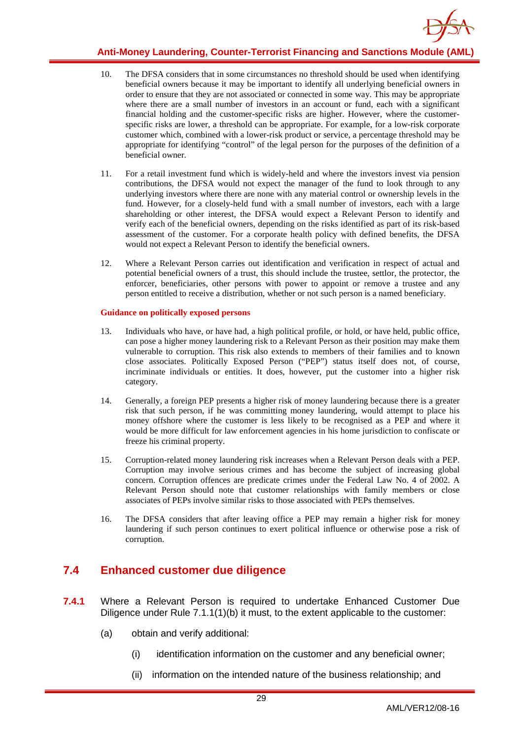10. The DFSA considers that in some circumstances no threshold should be used when identifying beneficial owners because it may be important to identify all underlying beneficial owners in order to ensure that they are not associated or connected in some way. This may be appropriate where there are a small number of investors in an account or fund, each with a significant financial holding and the customer-specific risks are higher. However, where the customer-specific risks are lower, a threshold can be appropriate. For example, for a low-risk corporate customer which, combined with a lower-risk product or service, a percentage threshold may be appropriate for identifying "control" of the legal person for the purposes of the definition of a beneficial owner.

11. For a retail investment fund which is widely-held and where the investors invest via pension contributions, the DFSA would not expect the manager of the fund to look through to any underlying investors where there are none with any material control or ownership levels in the fund. However, for a closely-held fund with a small number of investors, each with a large shareholding or other interest, the DFSA would expect a Relevant Person to identify and verify each of the beneficial owners, depending on the risks identified as part of its risk-based assessment of the customer. For a corporate health policy with defined benefits, the DFSA would not expect a Relevant Person to identify the beneficial owners.

12. Where a Relevant Person carries out identification and verification in respect of actual and potential beneficial owners of a trust, this should include the trustee, settlor, the protector, the enforcer, beneficiaries, other persons with power to appoint or remove a trustee and any person entitled to receive a distribution, whether or not such person is a named beneficiary.

**Guidance on politically exposed persons**

13. Individuals who have, or have had, a high political profile, or hold, or have held, public office, can pose a higher money laundering risk to a Relevant Person as their position may make them vulnerable to corruption. This risk also extends to members of their families and to known close associates. Politically Exposed Person ("PEP") status itself does not, of course, incriminate individuals or entities. It does, however, put the customer into a higher risk category.

14. Generally, a foreign PEP presents a higher risk of money laundering because there is a greater risk that such person, if he was committing money laundering, would attempt to place his money offshore where the customer is less likely to be recognised as a PEP and where it would be more difficult for law enforcement agencies in his home jurisdiction to confiscate or freeze his criminal property.

15. Corruption-related money laundering risk increases when a Relevant Person deals with a PEP. Corruption may involve serious crimes and has become the subject of increasing global concern. Corruption offences are predicate crimes under the Federal Law No. 4 of 2002. A Relevant Person should note that customer relationships with family members or close associates of PEPs involve similar risks to those associated with PEPs themselves.

16. The DFSA considers that after leaving office a PEP may remain a higher risk for money laundering if such person continues to exert political influence or otherwise pose a risk of corruption.

## 7.4 Enhanced customer due diligence

**7.4.1** Where a Relevant Person is required to undertake Enhanced Customer Due Diligence under Rule 7.1.1(1)(b) it must, to the extent applicable to the customer:

(a) obtain and verify additional:

(i) identification information on the customer and any beneficial owner;

(ii) information on the intended nature of the business relationship; and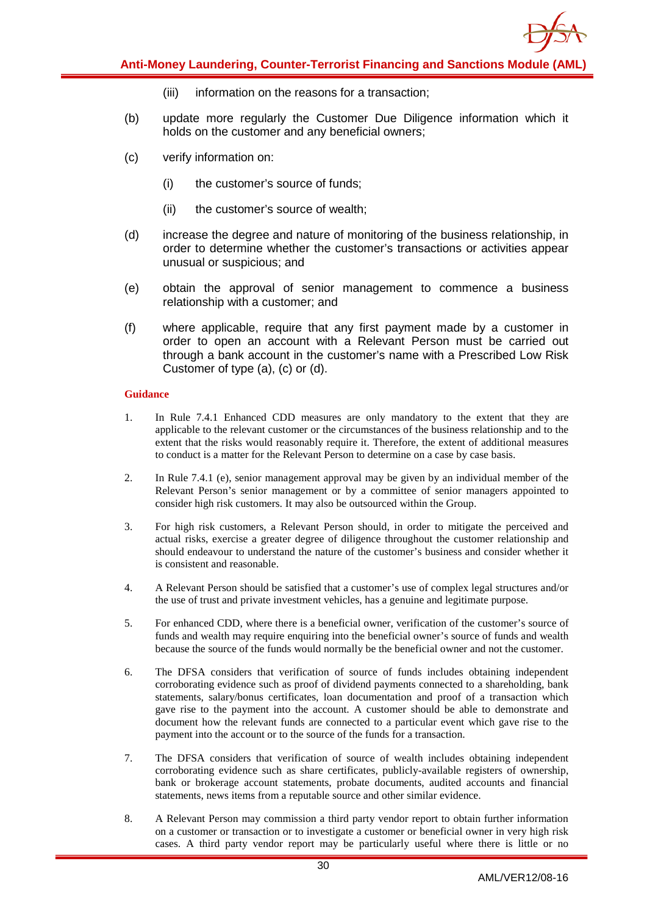(iii) information on the reasons for a transaction;

(b) update more regularly the Customer Due Diligence information which it holds on the customer and any beneficial owners;

(c) verify information on:

(i) the customer's source of funds;

(ii) the customer's source of wealth;

(d) increase the degree and nature of monitoring of the business relationship, in order to determine whether the customer's transactions or activities appear unusual or suspicious; and

(e) obtain the approval of senior management to commence a business relationship with a customer; and

(f) where applicable, require that any first payment made by a customer in order to open an account with a Relevant Person must be carried out through a bank account in the customer's name with a Prescribed Low Risk Customer of type (a), (c) or (d).

**Guidance**

1. In Rule 7.4.1 Enhanced CDD measures are only mandatory to the extent that they are applicable to the relevant customer or the circumstances of the business relationship and to the extent that the risks would reasonably require it. Therefore, the extent of additional measures to conduct is a matter for the Relevant Person to determine on a case by case basis.

2. In Rule 7.4.1 (e), senior management approval may be given by an individual member of the Relevant Person's senior management or by a committee of senior managers appointed to consider high risk customers. It may also be outsourced within the Group.

3. For high risk customers, a Relevant Person should, in order to mitigate the perceived and actual risks, exercise a greater degree of diligence throughout the customer relationship and should endeavour to understand the nature of the customer's business and consider whether it is consistent and reasonable.

4. A Relevant Person should be satisfied that a customer's use of complex legal structures and/or the use of trust and private investment vehicles, has a genuine and legitimate purpose.

5. For enhanced CDD, where there is a beneficial owner, verification of the customer's source of funds and wealth may require enquiring into the beneficial owner's source of funds and wealth because the source of the funds would normally be the beneficial owner and not the customer.

6. The DFSA considers that verification of source of funds includes obtaining independent corroborating evidence such as proof of dividend payments connected to a shareholding, bank statements, salary/bonus certificates, loan documentation and proof of a transaction which gave rise to the payment into the account. A customer should be able to demonstrate and document how the relevant funds are connected to a particular event which gave rise to the payment into the account or to the source of the funds for a transaction.

7. The DFSA considers that verification of source of wealth includes obtaining independent corroborating evidence such as share certificates, publicly-available registers of ownership, bank or brokerage account statements, probate documents, audited accounts and financial statements, news items from a reputable source and other similar evidence.

8. A Relevant Person may commission a third party vendor report to obtain further information on a customer or transaction or to investigate a customer or beneficial owner in very high risk cases. A third party vendor report may be particularly useful where there is little or no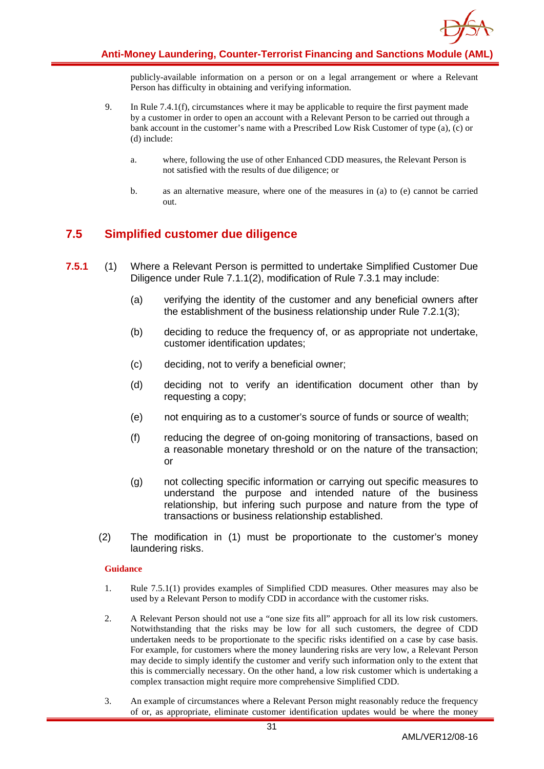publicly-available information on a person or on a legal arrangement or where a Relevant Person has difficulty in obtaining and verifying information.

9. In Rule 7.4.1(f), circumstances where it may be applicable to require the first payment made by a customer in order to open an account with a Relevant Person to be carried out through a bank account in the customer's name with a Prescribed Low Risk Customer of type (a), (c) or (d) include:

   a. where, following the use of other Enhanced CDD measures, the Relevant Person is not satisfied with the results of due diligence; or

   b. as an alternative measure, where one of the measures in (a) to (e) cannot be carried out.

## 7.5 Simplified customer due diligence

**7.5.1** (1) Where a Relevant Person is permitted to undertake Simplified Customer Due Diligence under Rule 7.1.1(2), modification of Rule 7.3.1 may include:

(a) verifying the identity of the customer and any beneficial owners after the establishment of the business relationship under Rule 7.2.1(3);

(b) deciding to reduce the frequency of, or as appropriate not undertake, customer identification updates;

(c) deciding, not to verify a beneficial owner;

(d) deciding not to verify an identification document other than by requesting a copy;

(e) not enquiring as to a customer's source of funds or source of wealth;

(f) reducing the degree of on-going monitoring of transactions, based on a reasonable monetary threshold or on the nature of the transaction; or

(g) not collecting specific information or carrying out specific measures to understand the purpose and intended nature of the business relationship, but infering such purpose and nature from the type of transactions or business relationship established.

(2) The modification in (1) must be proportionate to the customer's money laundering risks.

**Guidance**

1. Rule 7.5.1(1) provides examples of Simplified CDD measures. Other measures may also be used by a Relevant Person to modify CDD in accordance with the customer risks.

2. A Relevant Person should not use a "one size fits all" approach for all its low risk customers. Notwithstanding that the risks may be low for all such customers, the degree of CDD undertaken needs to be proportionate to the specific risks identified on a case by case basis. For example, for customers where the money laundering risks are very low, a Relevant Person may decide to simply identify the customer and verify such information only to the extent that this is commercially necessary. On the other hand, a low risk customer which is undertaking a complex transaction might require more comprehensive Simplified CDD.

3. An example of circumstances where a Relevant Person might reasonably reduce the frequency of or, as appropriate, eliminate customer identification updates would be where the money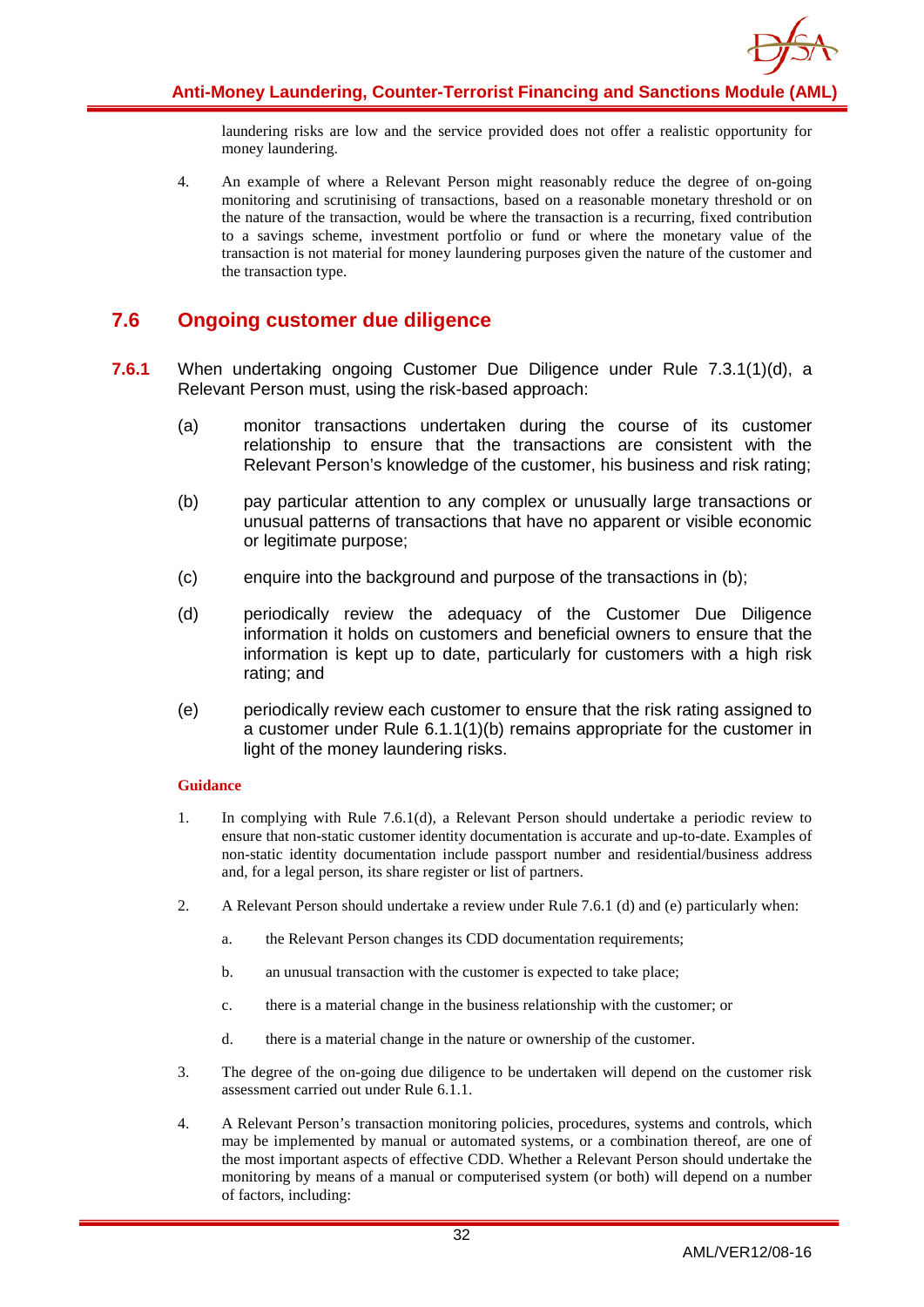laundering risks are low and the service provided does not offer a realistic opportunity for money laundering.

4. An example of where a Relevant Person might reasonably reduce the degree of on-going monitoring and scrutinising of transactions, based on a reasonable monetary threshold or on the nature of the transaction, would be where the transaction is a recurring, fixed contribution to a savings scheme, investment portfolio or fund or where the monetary value of the transaction is not material for money laundering purposes given the nature of the customer and the transaction type.

## 7.6 Ongoing customer due diligence

**7.6.1** When undertaking ongoing Customer Due Diligence under Rule 7.3.1(1)(d), a Relevant Person must, using the risk-based approach:

(a) monitor transactions undertaken during the course of its customer relationship to ensure that the transactions are consistent with the Relevant Person's knowledge of the customer, his business and risk rating;

(b) pay particular attention to any complex or unusually large transactions or unusual patterns of transactions that have no apparent or visible economic or legitimate purpose;

(c) enquire into the background and purpose of the transactions in (b);

(d) periodically review the adequacy of the Customer Due Diligence information it holds on customers and beneficial owners to ensure that the information is kept up to date, particularly for customers with a high risk rating; and

(e) periodically review each customer to ensure that the risk rating assigned to a customer under Rule 6.1.1(1)(b) remains appropriate for the customer in light of the money laundering risks.

**Guidance**

1. In complying with Rule 7.6.1(d), a Relevant Person should undertake a periodic review to ensure that non-static customer identity documentation is accurate and up-to-date. Examples of non-static identity documentation include passport number and residential/business address and, for a legal person, its share register or list of partners.

2. A Relevant Person should undertake a review under Rule 7.6.1 (d) and (e) particularly when:

   a. the Relevant Person changes its CDD documentation requirements;

   b. an unusual transaction with the customer is expected to take place;

   c. there is a material change in the business relationship with the customer; or

   d. there is a material change in the nature or ownership of the customer.

3. The degree of the on-going due diligence to be undertaken will depend on the customer risk assessment carried out under Rule 6.1.1.

4. A Relevant Person's transaction monitoring policies, procedures, systems and controls, which may be implemented by manual or automated systems, or a combination thereof, are one of the most important aspects of effective CDD. Whether a Relevant Person should undertake the monitoring by means of a manual or computerised system (or both) will depend on a number of factors, including: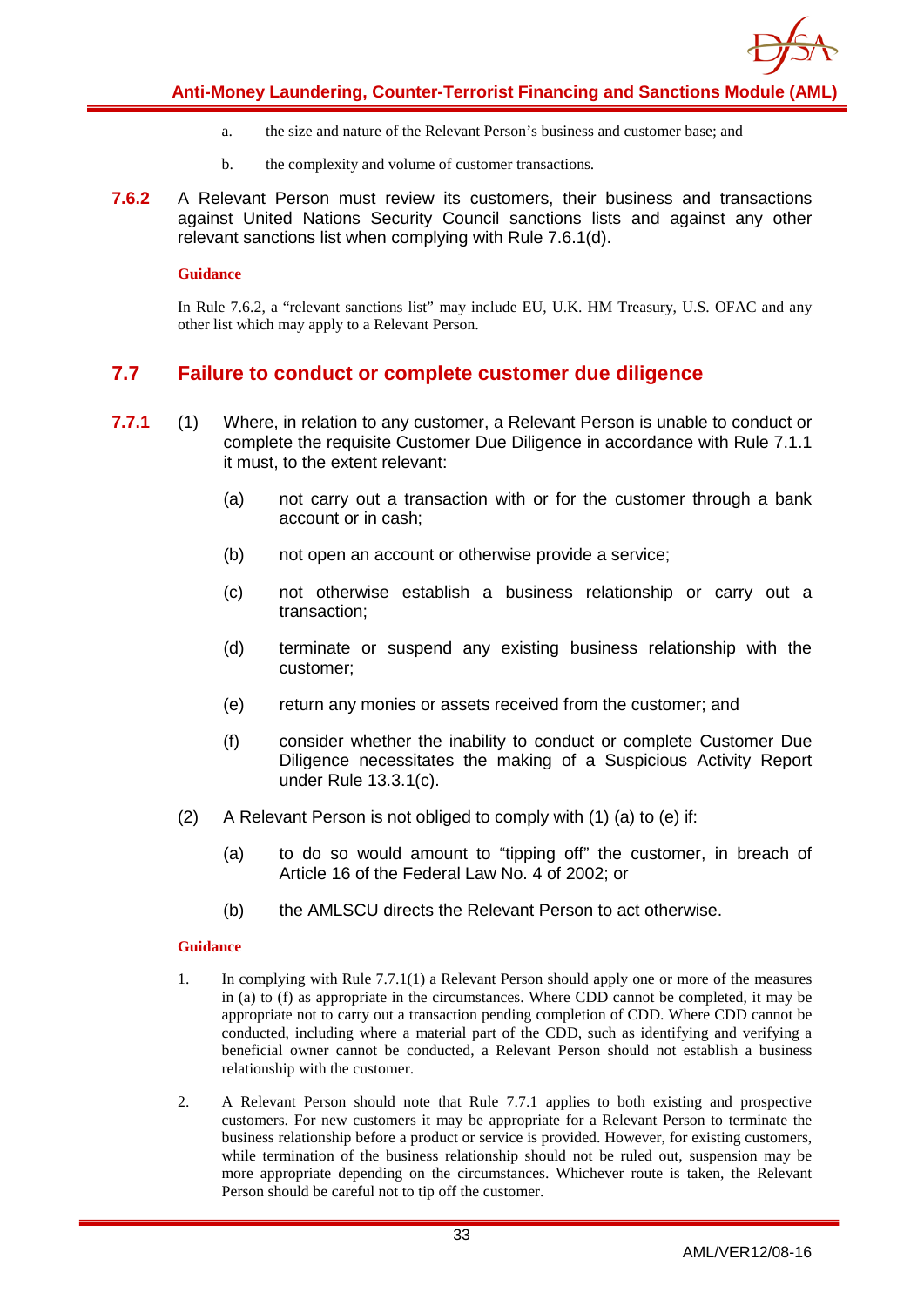a. the size and nature of the Relevant Person's business and customer base; and

b. the complexity and volume of customer transactions.

**7.6.2** A Relevant Person must review its customers, their business and transactions against United Nations Security Council sanctions lists and against any other relevant sanctions list when complying with Rule 7.6.1(d).

**Guidance**

In Rule 7.6.2, a "relevant sanctions list" may include EU, U.K. HM Treasury, U.S. OFAC and any other list which may apply to a Relevant Person.

## 7.7 Failure to conduct or complete customer due diligence

**7.7.1** (1) Where, in relation to any customer, a Relevant Person is unable to conduct or complete the requisite Customer Due Diligence in accordance with Rule 7.1.1 it must, to the extent relevant:

(a) not carry out a transaction with or for the customer through a bank account or in cash;

(b) not open an account or otherwise provide a service;

(c) not otherwise establish a business relationship or carry out a transaction;

(d) terminate or suspend any existing business relationship with the customer;

(e) return any monies or assets received from the customer; and

(f) consider whether the inability to conduct or complete Customer Due Diligence necessitates the making of a Suspicious Activity Report under Rule 13.3.1(c).

(2) A Relevant Person is not obliged to comply with (1) (a) to (e) if:

(a) to do so would amount to "tipping off" the customer, in breach of Article 16 of the Federal Law No. 4 of 2002; or

(b) the AMLSCU directs the Relevant Person to act otherwise.

**Guidance**

1. In complying with Rule 7.7.1(1) a Relevant Person should apply one or more of the measures in (a) to (f) as appropriate in the circumstances. Where CDD cannot be completed, it may be appropriate not to carry out a transaction pending completion of CDD. Where CDD cannot be conducted, including where a material part of the CDD, such as identifying and verifying a beneficial owner cannot be conducted, a Relevant Person should not establish a business relationship with the customer.

2. A Relevant Person should note that Rule 7.7.1 applies to both existing and prospective customers. For new customers it may be appropriate for a Relevant Person to terminate the business relationship before a product or service is provided. However, for existing customers, while termination of the business relationship should not be ruled out, suspension may be more appropriate depending on the circumstances. Whichever route is taken, the Relevant Person should be careful not to tip off the customer.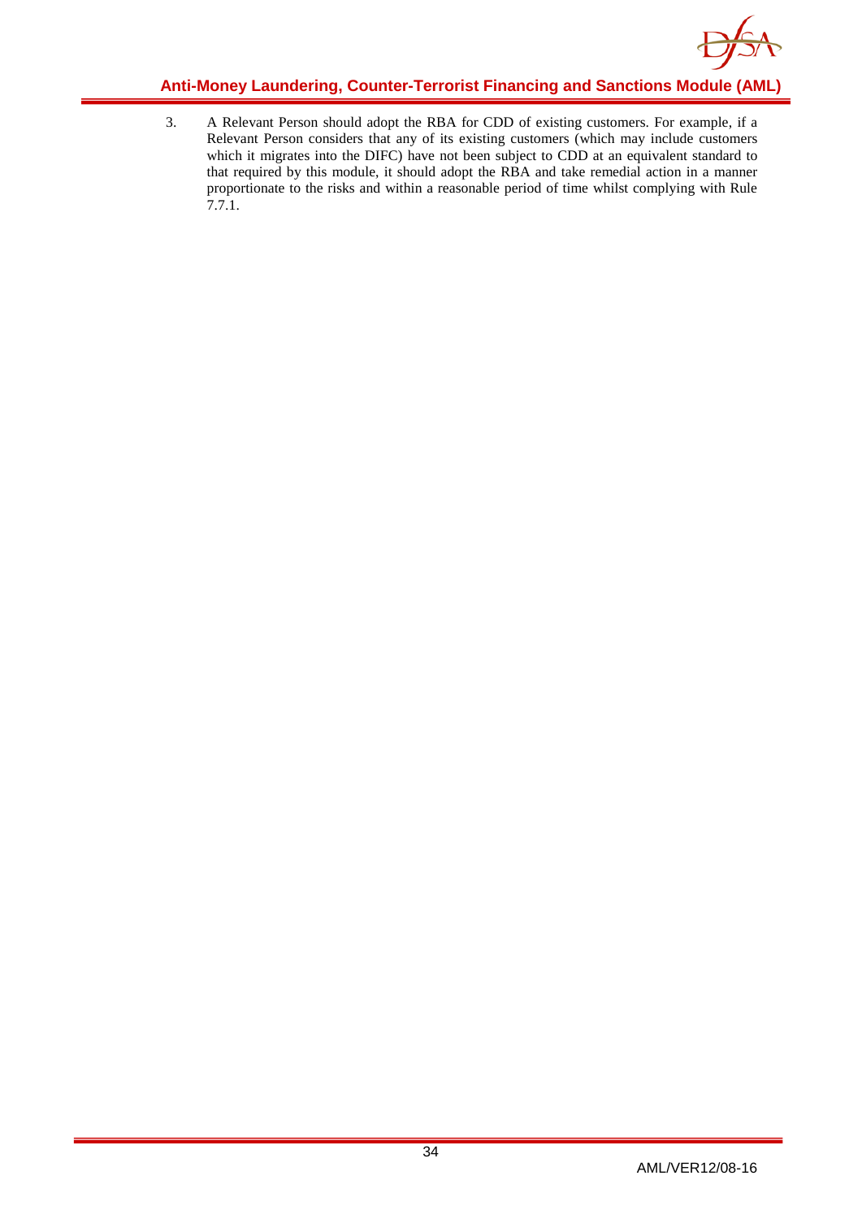3. A Relevant Person should adopt the RBA for CDD of existing customers. For example, if a Relevant Person considers that any of its existing customers (which may include customers which it migrates into the DIFC) have not been subject to CDD at an equivalent standard to that required by this module, it should adopt the RBA and take remedial action in a manner proportionate to the risks and within a reasonable period of time whilst complying with Rule 7.7.1.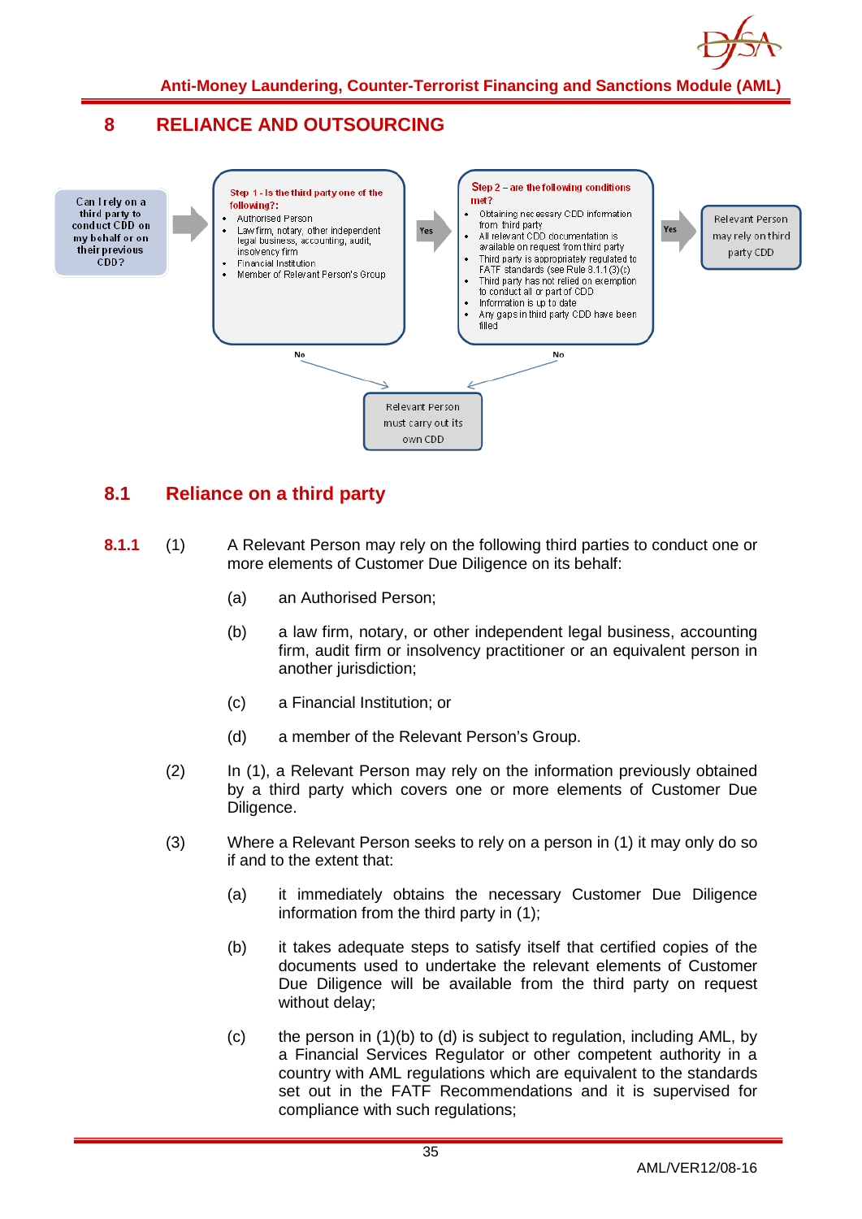# 8 RELIANCE AND OUTSOURCING

Can I rely on a third party to conduct CDD on my behalf or on their previous CDD?

**Step 1 - Is the third party one of the following?:**

- Authorised Person
- Law firm, notary, other independent legal business, accounting, audit, insolvency firm
- Financial Institution
- Member of Relevant Person's Group

Yes →

**Step 2 – are the following conditions met?**

- Obtaining necessary CDD information from third party
- All relevant CDD documentation is available on request from third party
- Third party is appropriately regulated to FATF standards (see Rule 8.1.1(3)(c)
- Third party has not relied on exemption to conduct all or part of CDD
- Information is up to date
- Any gaps in third party CDD have been filled

Yes → Relevant Person may rely on third party CDD

No → Relevant Person must carry out its own CDD

## 8.1 Reliance on a third party

**8.1.1** (1) A Relevant Person may rely on the following third parties to conduct one or more elements of Customer Due Diligence on its behalf:

(a) an Authorised Person;

(b) a law firm, notary, or other independent legal business, accounting firm, audit firm or insolvency practitioner or an equivalent person in another jurisdiction;

(c) a Financial Institution; or

(d) a member of the Relevant Person's Group.

(2) In (1), a Relevant Person may rely on the information previously obtained by a third party which covers one or more elements of Customer Due Diligence.

(3) Where a Relevant Person seeks to rely on a person in (1) it may only do so if and to the extent that:

(a) it immediately obtains the necessary Customer Due Diligence information from the third party in (1);

(b) it takes adequate steps to satisfy itself that certified copies of the documents used to undertake the relevant elements of Customer Due Diligence will be available from the third party on request without delay;

(c) the person in (1)(b) to (d) is subject to regulation, including AML, by a Financial Services Regulator or other competent authority in a country with AML regulations which are equivalent to the standards set out in the FATF Recommendations and it is supervised for compliance with such regulations;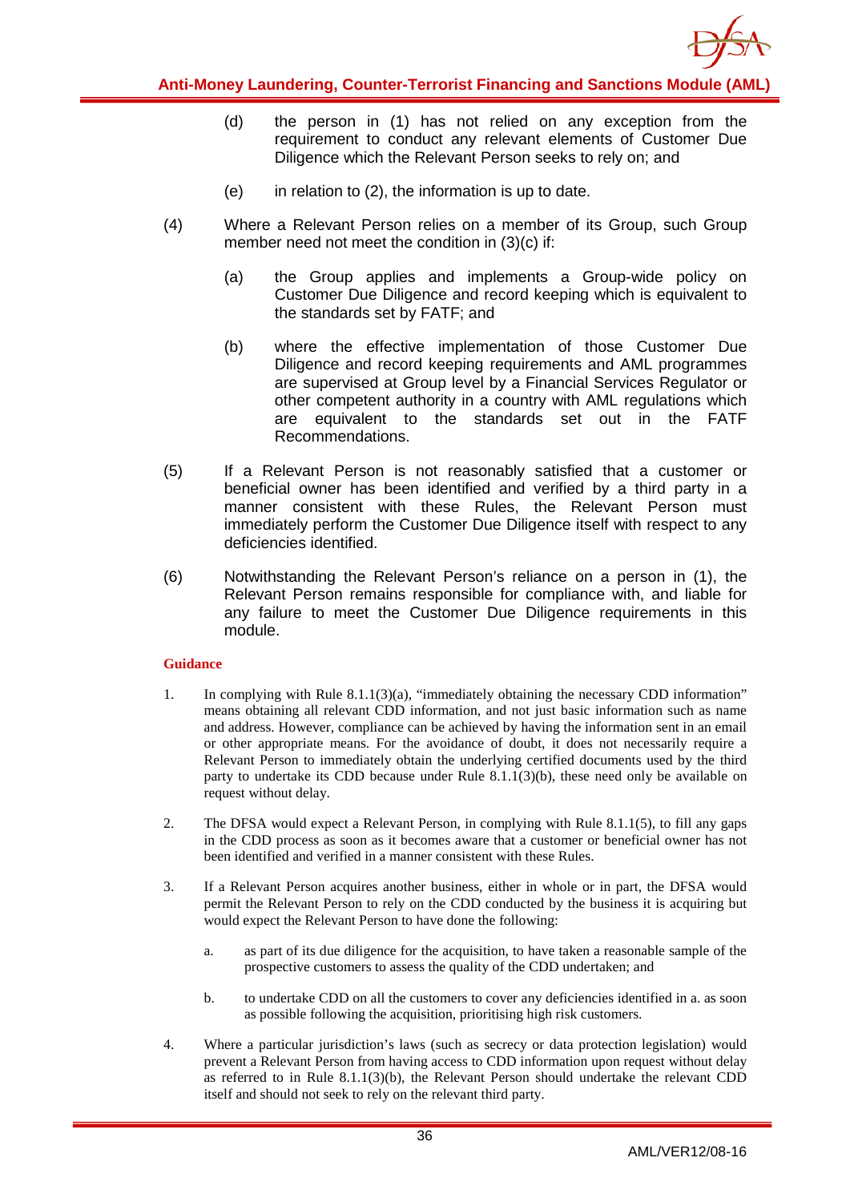(d) the person in (1) has not relied on any exception from the requirement to conduct any relevant elements of Customer Due Diligence which the Relevant Person seeks to rely on; and

(e) in relation to (2), the information is up to date.

(4) Where a Relevant Person relies on a member of its Group, such Group member need not meet the condition in (3)(c) if:

(a) the Group applies and implements a Group-wide policy on Customer Due Diligence and record keeping which is equivalent to the standards set by FATF; and

(b) where the effective implementation of those Customer Due Diligence and record keeping requirements and AML programmes are supervised at Group level by a Financial Services Regulator or other competent authority in a country with AML regulations which are equivalent to the standards set out in the FATF Recommendations.

(5) If a Relevant Person is not reasonably satisfied that a customer or beneficial owner has been identified and verified by a third party in a manner consistent with these Rules, the Relevant Person must immediately perform the Customer Due Diligence itself with respect to any deficiencies identified.

(6) Notwithstanding the Relevant Person's reliance on a person in (1), the Relevant Person remains responsible for compliance with, and liable for any failure to meet the Customer Due Diligence requirements in this module.

**Guidance**

1. In complying with Rule 8.1.1(3)(a), "immediately obtaining the necessary CDD information" means obtaining all relevant CDD information, and not just basic information such as name and address. However, compliance can be achieved by having the information sent in an email or other appropriate means. For the avoidance of doubt, it does not necessarily require a Relevant Person to immediately obtain the underlying certified documents used by the third party to undertake its CDD because under Rule 8.1.1(3)(b), these need only be available on request without delay.

2. The DFSA would expect a Relevant Person, in complying with Rule 8.1.1(5), to fill any gaps in the CDD process as soon as it becomes aware that a customer or beneficial owner has not been identified and verified in a manner consistent with these Rules.

3. If a Relevant Person acquires another business, either in whole or in part, the DFSA would permit the Relevant Person to rely on the CDD conducted by the business it is acquiring but would expect the Relevant Person to have done the following:

   a. as part of its due diligence for the acquisition, to have taken a reasonable sample of the prospective customers to assess the quality of the CDD undertaken; and

   b. to undertake CDD on all the customers to cover any deficiencies identified in a. as soon as possible following the acquisition, prioritising high risk customers.

4. Where a particular jurisdiction's laws (such as secrecy or data protection legislation) would prevent a Relevant Person from having access to CDD information upon request without delay as referred to in Rule 8.1.1(3)(b), the Relevant Person should undertake the relevant CDD itself and should not seek to rely on the relevant third party.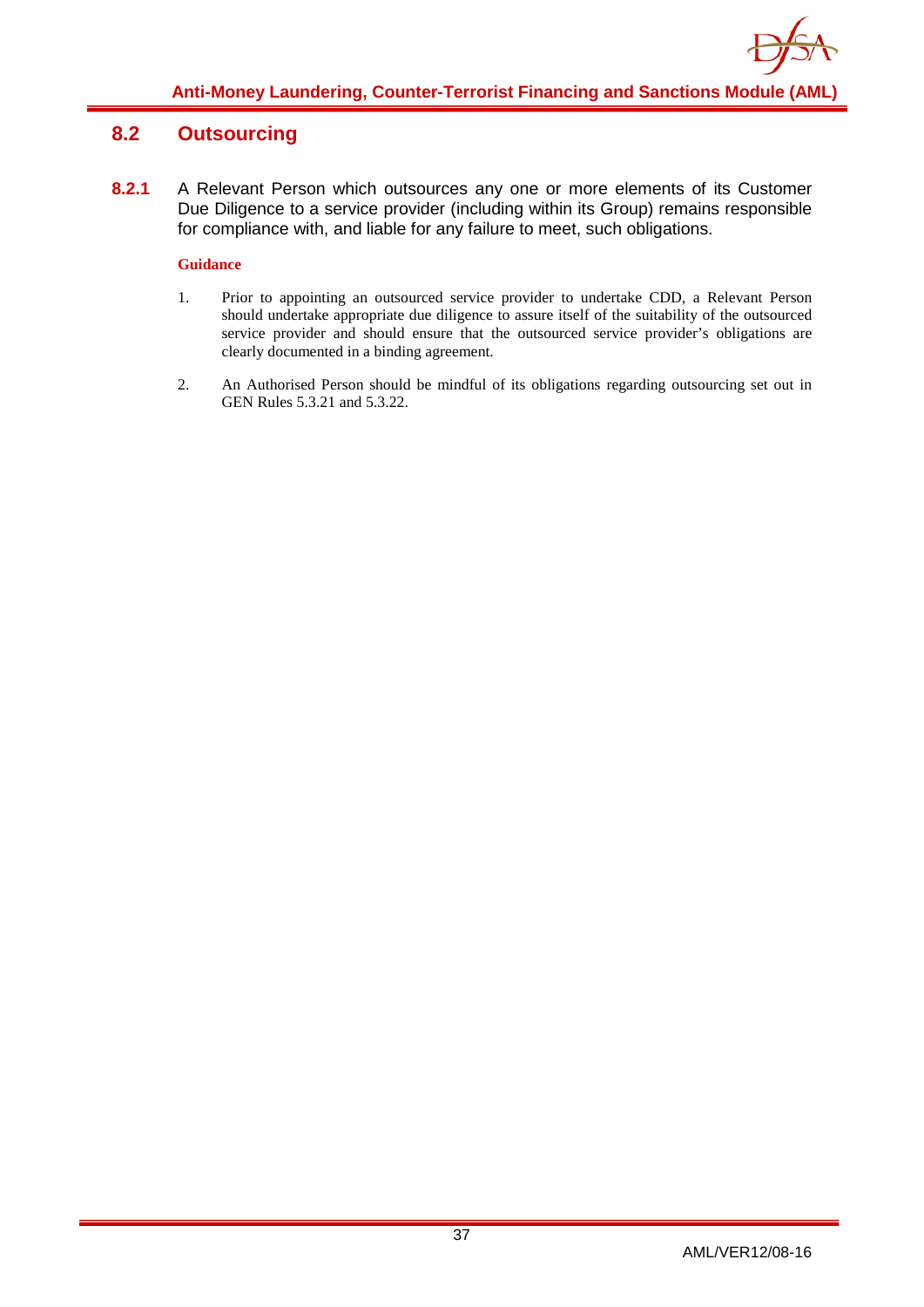## 8.2 Outsourcing

**8.2.1** A Relevant Person which outsources any one or more elements of its Customer Due Diligence to a service provider (including within its Group) remains responsible for compliance with, and liable for any failure to meet, such obligations.

**Guidance**

1. Prior to appointing an outsourced service provider to undertake CDD, a Relevant Person should undertake appropriate due diligence to assure itself of the suitability of the outsourced service provider and should ensure that the outsourced service provider's obligations are clearly documented in a binding agreement.

2. An Authorised Person should be mindful of its obligations regarding outsourcing set out in GEN Rules 5.3.21 and 5.3.22.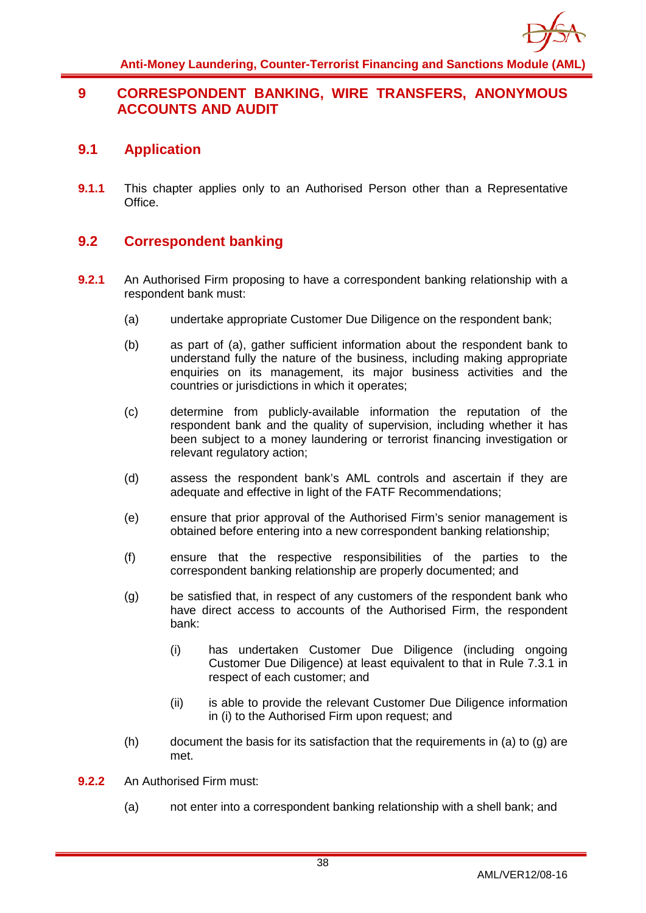# 9 CORRESPONDENT BANKING, WIRE TRANSFERS, ANONYMOUS ACCOUNTS AND AUDIT

## 9.1 Application

**9.1.1** This chapter applies only to an Authorised Person other than a Representative Office.

## 9.2 Correspondent banking

**9.2.1** An Authorised Firm proposing to have a correspondent banking relationship with a respondent bank must:

(a) undertake appropriate Customer Due Diligence on the respondent bank;

(b) as part of (a), gather sufficient information about the respondent bank to understand fully the nature of the business, including making appropriate enquiries on its management, its major business activities and the countries or jurisdictions in which it operates;

(c) determine from publicly-available information the reputation of the respondent bank and the quality of supervision, including whether it has been subject to a money laundering or terrorist financing investigation or relevant regulatory action;

(d) assess the respondent bank's AML controls and ascertain if they are adequate and effective in light of the FATF Recommendations;

(e) ensure that prior approval of the Authorised Firm's senior management is obtained before entering into a new correspondent banking relationship;

(f) ensure that the respective responsibilities of the parties to the correspondent banking relationship are properly documented; and

(g) be satisfied that, in respect of any customers of the respondent bank who have direct access to accounts of the Authorised Firm, the respondent bank:

(i) has undertaken Customer Due Diligence (including ongoing Customer Due Diligence) at least equivalent to that in Rule 7.3.1 in respect of each customer; and

(ii) is able to provide the relevant Customer Due Diligence information in (i) to the Authorised Firm upon request; and

(h) document the basis for its satisfaction that the requirements in (a) to (g) are met.

**9.2.2** An Authorised Firm must:

(a) not enter into a correspondent banking relationship with a shell bank; and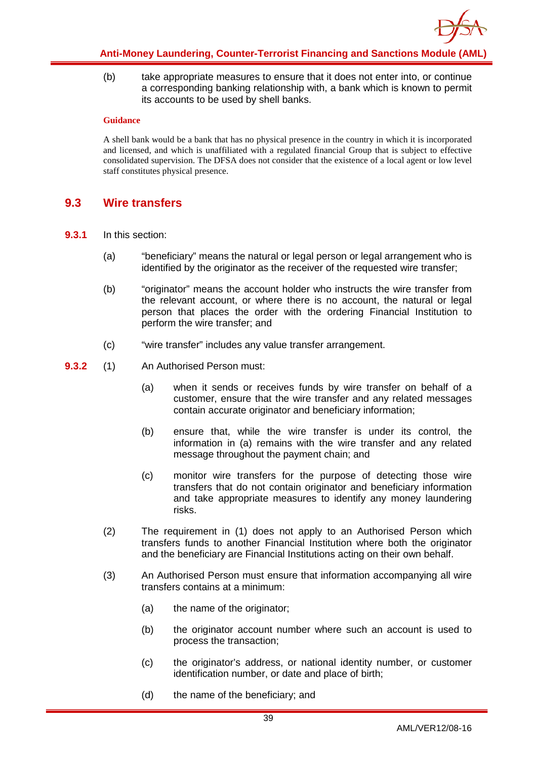(b) take appropriate measures to ensure that it does not enter into, or continue a corresponding banking relationship with, a bank which is known to permit its accounts to be used by shell banks.

**Guidance**

A shell bank would be a bank that has no physical presence in the country in which it is incorporated and licensed, and which is unaffiliated with a regulated financial Group that is subject to effective consolidated supervision. The DFSA does not consider that the existence of a local agent or low level staff constitutes physical presence.

## 9.3 Wire transfers

**9.3.1** In this section:

(a) "beneficiary" means the natural or legal person or legal arrangement who is identified by the originator as the receiver of the requested wire transfer;

(b) "originator" means the account holder who instructs the wire transfer from the relevant account, or where there is no account, the natural or legal person that places the order with the ordering Financial Institution to perform the wire transfer; and

(c) "wire transfer" includes any value transfer arrangement.

**9.3.2** (1) An Authorised Person must:

(a) when it sends or receives funds by wire transfer on behalf of a customer, ensure that the wire transfer and any related messages contain accurate originator and beneficiary information;

(b) ensure that, while the wire transfer is under its control, the information in (a) remains with the wire transfer and any related message throughout the payment chain; and

(c) monitor wire transfers for the purpose of detecting those wire transfers that do not contain originator and beneficiary information and take appropriate measures to identify any money laundering risks.

(2) The requirement in (1) does not apply to an Authorised Person which transfers funds to another Financial Institution where both the originator and the beneficiary are Financial Institutions acting on their own behalf.

(3) An Authorised Person must ensure that information accompanying all wire transfers contains at a minimum:

(a) the name of the originator;

(b) the originator account number where such an account is used to process the transaction;

(c) the originator's address, or national identity number, or customer identification number, or date and place of birth;

(d) the name of the beneficiary; and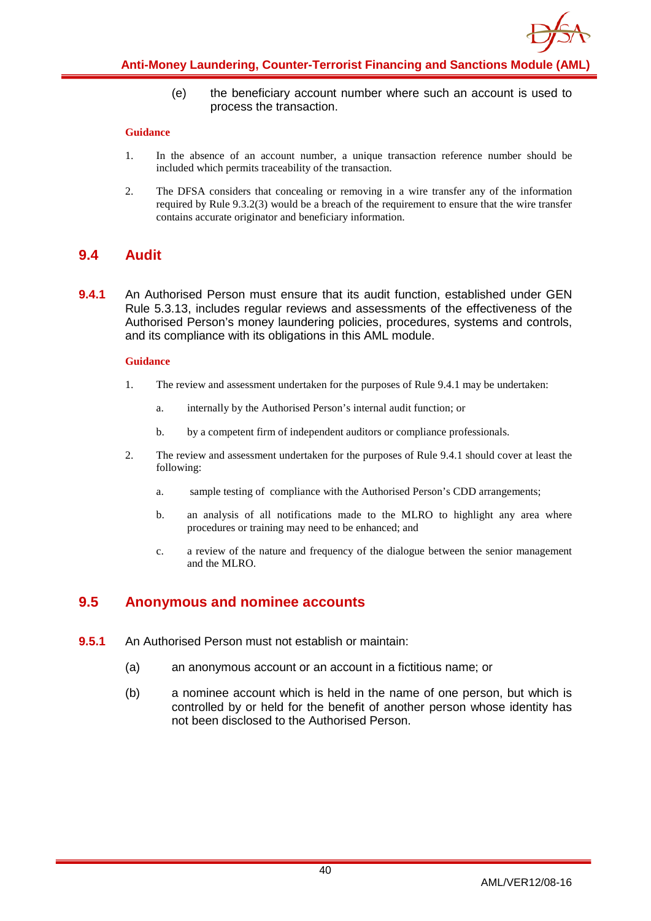(e) the beneficiary account number where such an account is used to process the transaction.

**Guidance**

1. In the absence of an account number, a unique transaction reference number should be included which permits traceability of the transaction.

2. The DFSA considers that concealing or removing in a wire transfer any of the information required by Rule 9.3.2(3) would be a breach of the requirement to ensure that the wire transfer contains accurate originator and beneficiary information.

## 9.4 Audit

**9.4.1** An Authorised Person must ensure that its audit function, established under GEN Rule 5.3.13, includes regular reviews and assessments of the effectiveness of the Authorised Person's money laundering policies, procedures, systems and controls, and its compliance with its obligations in this AML module.

**Guidance**

1. The review and assessment undertaken for the purposes of Rule 9.4.1 may be undertaken:

   a. internally by the Authorised Person's internal audit function; or

   b. by a competent firm of independent auditors or compliance professionals.

2. The review and assessment undertaken for the purposes of Rule 9.4.1 should cover at least the following:

   a. sample testing of compliance with the Authorised Person's CDD arrangements;

   b. an analysis of all notifications made to the MLRO to highlight any area where procedures or training may need to be enhanced; and

   c. a review of the nature and frequency of the dialogue between the senior management and the MLRO.

## 9.5 Anonymous and nominee accounts

**9.5.1** An Authorised Person must not establish or maintain:

(a) an anonymous account or an account in a fictitious name; or

(b) a nominee account which is held in the name of one person, but which is controlled by or held for the benefit of another person whose identity has not been disclosed to the Authorised Person.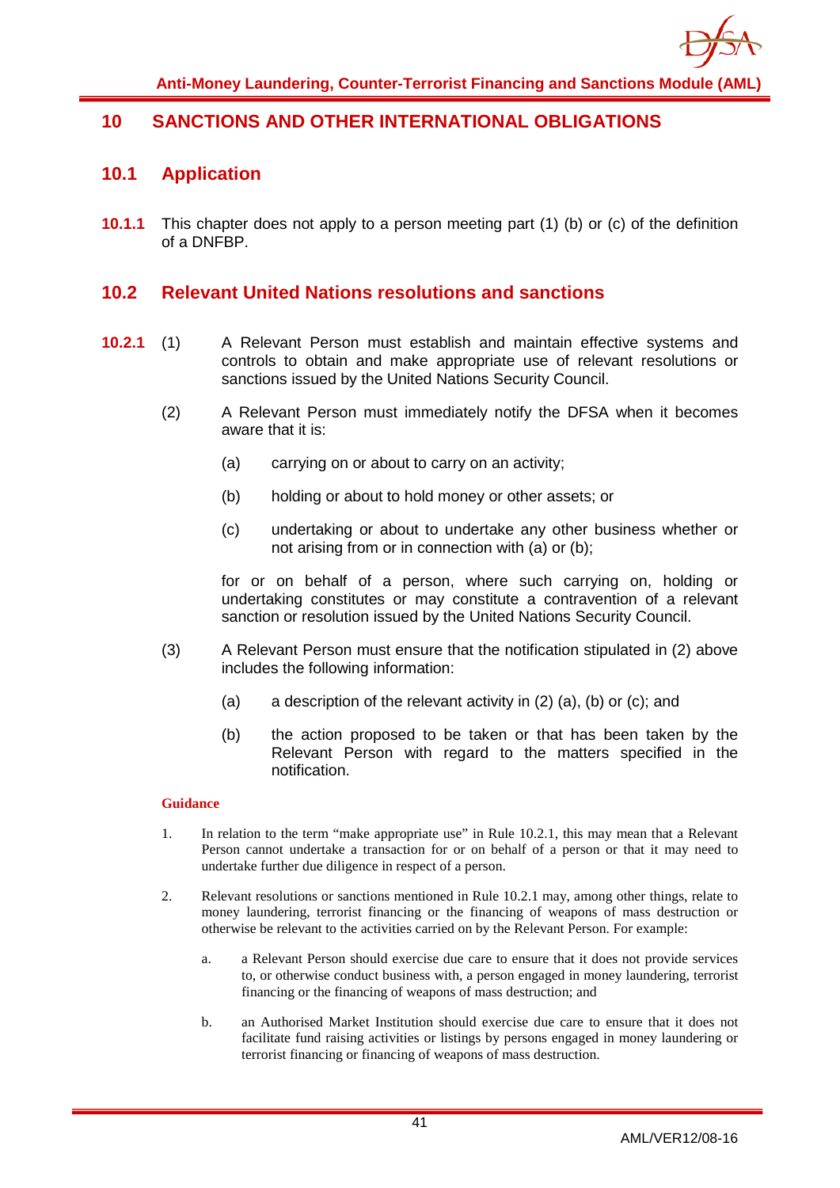# 10 SANCTIONS AND OTHER INTERNATIONAL OBLIGATIONS

## 10.1 Application

**10.1.1** This chapter does not apply to a person meeting part (1) (b) or (c) of the definition of a DNFBP.

## 10.2 Relevant United Nations resolutions and sanctions

**10.2.1** (1) A Relevant Person must establish and maintain effective systems and controls to obtain and make appropriate use of relevant resolutions or sanctions issued by the United Nations Security Council.

(2) A Relevant Person must immediately notify the DFSA when it becomes aware that it is:

- (a) carrying on or about to carry on an activity;
- (b) holding or about to hold money or other assets; or
- (c) undertaking or about to undertake any other business whether or not arising from or in connection with (a) or (b);

for or on behalf of a person, where such carrying on, holding or undertaking constitutes or may constitute a contravention of a relevant sanction or resolution issued by the United Nations Security Council.

(3) A Relevant Person must ensure that the notification stipulated in (2) above includes the following information:

- (a) a description of the relevant activity in (2) (a), (b) or (c); and
- (b) the action proposed to be taken or that has been taken by the Relevant Person with regard to the matters specified in the notification.

**Guidance**

1. In relation to the term "make appropriate use" in Rule 10.2.1, this may mean that a Relevant Person cannot undertake a transaction for or on behalf of a person or that it may need to undertake further due diligence in respect of a person.

2. Relevant resolutions or sanctions mentioned in Rule 10.2.1 may, among other things, relate to money laundering, terrorist financing or the financing of weapons of mass destruction or otherwise be relevant to the activities carried on by the Relevant Person. For example:

   a. a Relevant Person should exercise due care to ensure that it does not provide services to, or otherwise conduct business with, a person engaged in money laundering, terrorist financing or the financing of weapons of mass destruction; and

   b. an Authorised Market Institution should exercise due care to ensure that it does not facilitate fund raising activities or listings by persons engaged in money laundering or terrorist financing or financing of weapons of mass destruction.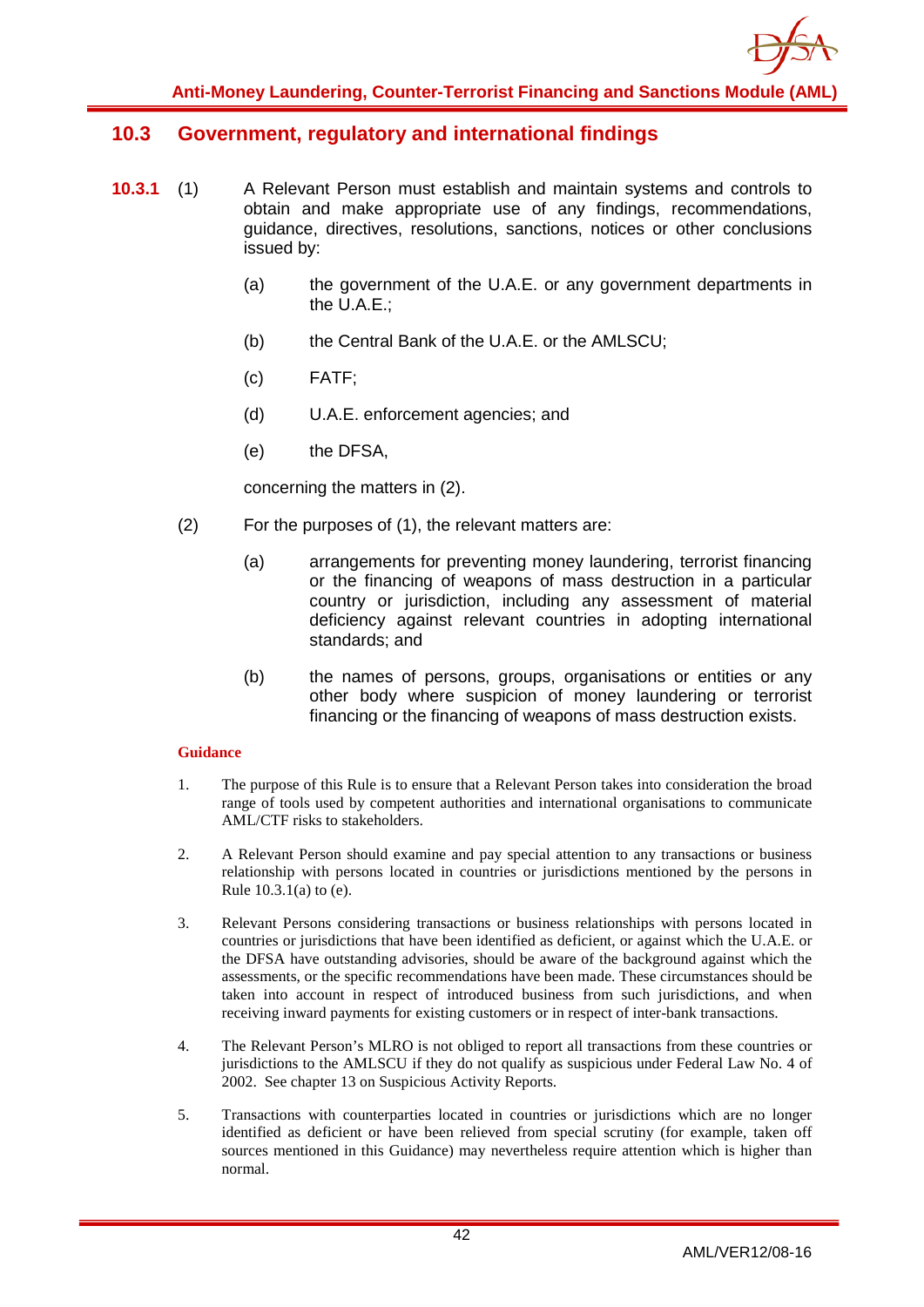## 10.3 Government, regulatory and international findings

**10.3.1** (1) A Relevant Person must establish and maintain systems and controls to obtain and make appropriate use of any findings, recommendations, guidance, directives, resolutions, sanctions, notices or other conclusions issued by:

(a) the government of the U.A.E. or any government departments in the U.A.E.;

(b) the Central Bank of the U.A.E. or the AMLSCU;

(c) FATF;

(d) U.A.E. enforcement agencies; and

(e) the DFSA,

concerning the matters in (2).

(2) For the purposes of (1), the relevant matters are:

(a) arrangements for preventing money laundering, terrorist financing or the financing of weapons of mass destruction in a particular country or jurisdiction, including any assessment of material deficiency against relevant countries in adopting international standards; and

(b) the names of persons, groups, organisations or entities or any other body where suspicion of money laundering or terrorist financing or the financing of weapons of mass destruction exists.

**Guidance**

1. The purpose of this Rule is to ensure that a Relevant Person takes into consideration the broad range of tools used by competent authorities and international organisations to communicate AML/CTF risks to stakeholders.

2. A Relevant Person should examine and pay special attention to any transactions or business relationship with persons located in countries or jurisdictions mentioned by the persons in Rule 10.3.1(a) to (e).

3. Relevant Persons considering transactions or business relationships with persons located in countries or jurisdictions that have been identified as deficient, or against which the U.A.E. or the DFSA have outstanding advisories, should be aware of the background against which the assessments, or the specific recommendations have been made. These circumstances should be taken into account in respect of introduced business from such jurisdictions, and when receiving inward payments for existing customers or in respect of inter-bank transactions.

4. The Relevant Person's MLRO is not obliged to report all transactions from these countries or jurisdictions to the AMLSCU if they do not qualify as suspicious under Federal Law No. 4 of 2002. See chapter 13 on Suspicious Activity Reports.

5. Transactions with counterparties located in countries or jurisdictions which are no longer identified as deficient or have been relieved from special scrutiny (for example, taken off sources mentioned in this Guidance) may nevertheless require attention which is higher than normal.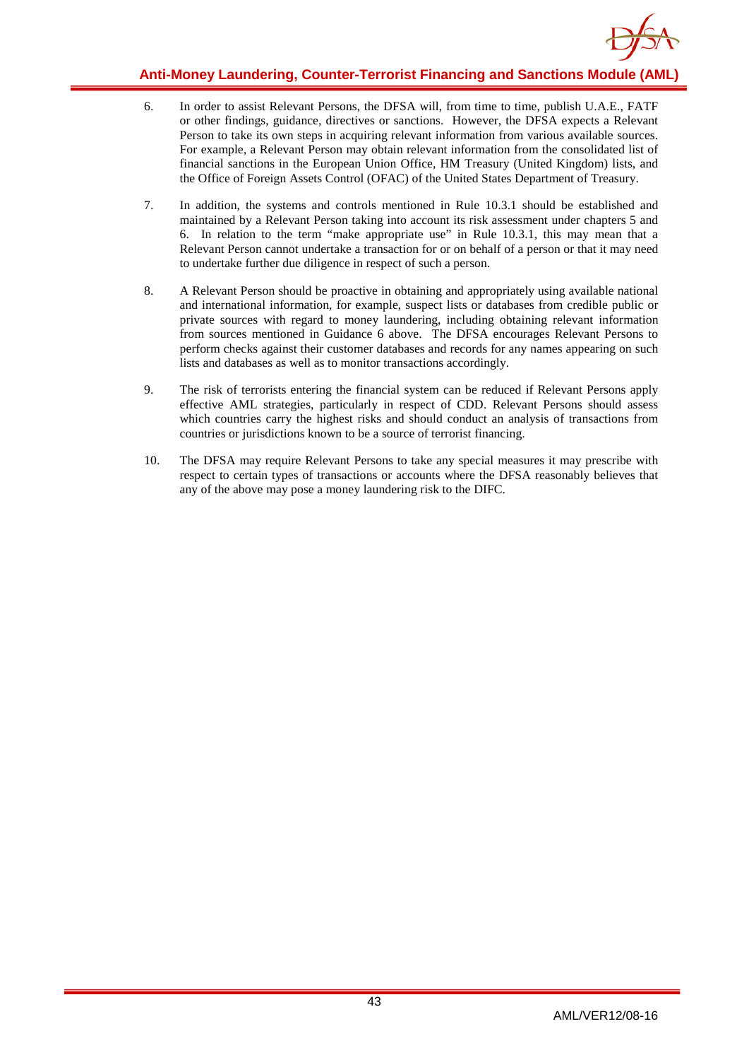6. In order to assist Relevant Persons, the DFSA will, from time to time, publish U.A.E., FATF or other findings, guidance, directives or sanctions. However, the DFSA expects a Relevant Person to take its own steps in acquiring relevant information from various available sources. For example, a Relevant Person may obtain relevant information from the consolidated list of financial sanctions in the European Union Office, HM Treasury (United Kingdom) lists, and the Office of Foreign Assets Control (OFAC) of the United States Department of Treasury.

7. In addition, the systems and controls mentioned in Rule 10.3.1 should be established and maintained by a Relevant Person taking into account its risk assessment under chapters 5 and 6. In relation to the term "make appropriate use" in Rule 10.3.1, this may mean that a Relevant Person cannot undertake a transaction for or on behalf of a person or that it may need to undertake further due diligence in respect of such a person.

8. A Relevant Person should be proactive in obtaining and appropriately using available national and international information, for example, suspect lists or databases from credible public or private sources with regard to money laundering, including obtaining relevant information from sources mentioned in Guidance 6 above. The DFSA encourages Relevant Persons to perform checks against their customer databases and records for any names appearing on such lists and databases as well as to monitor transactions accordingly.

9. The risk of terrorists entering the financial system can be reduced if Relevant Persons apply effective AML strategies, particularly in respect of CDD. Relevant Persons should assess which countries carry the highest risks and should conduct an analysis of transactions from countries or jurisdictions known to be a source of terrorist financing.

10. The DFSA may require Relevant Persons to take any special measures it may prescribe with respect to certain types of transactions or accounts where the DFSA reasonably believes that any of the above may pose a money laundering risk to the DIFC.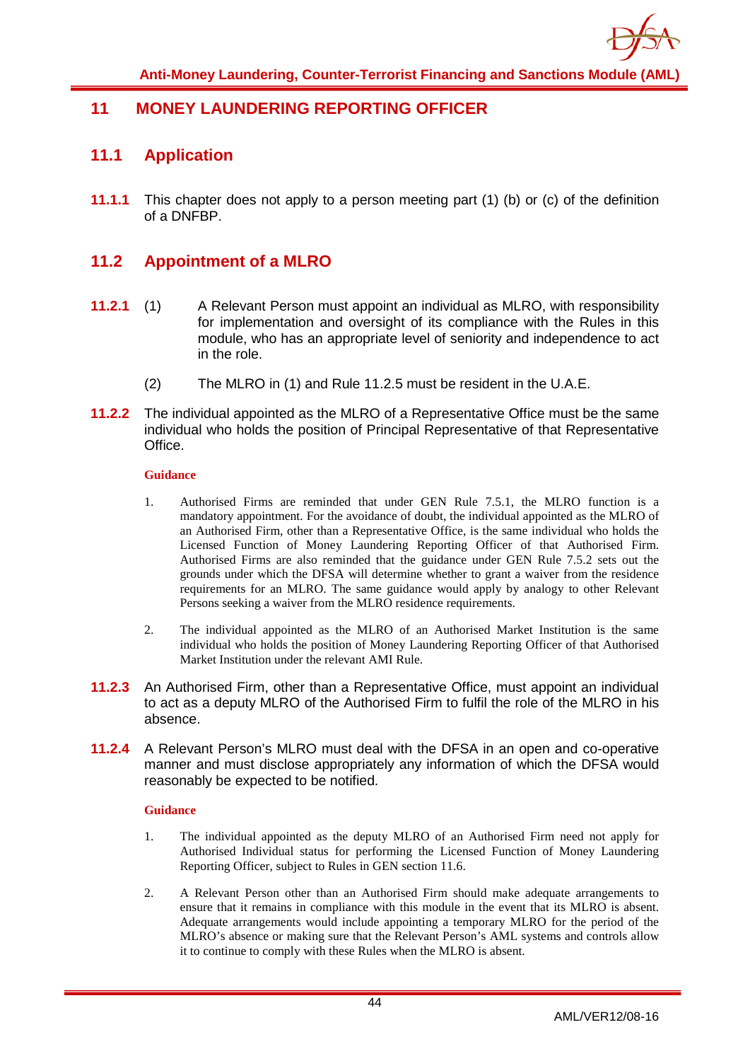## 11 MONEY LAUNDERING REPORTING OFFICER

### 11.1 Application

**11.1.1** This chapter does not apply to a person meeting part (1) (b) or (c) of the definition of a DNFBP.

### 11.2 Appointment of a MLRO

**11.2.1** (1) A Relevant Person must appoint an individual as MLRO, with responsibility for implementation and oversight of its compliance with the Rules in this module, who has an appropriate level of seniority and independence to act in the role.

(2) The MLRO in (1) and Rule 11.2.5 must be resident in the U.A.E.

**11.2.2** The individual appointed as the MLRO of a Representative Office must be the same individual who holds the position of Principal Representative of that Representative Office.

**Guidance**

1. Authorised Firms are reminded that under GEN Rule 7.5.1, the MLRO function is a mandatory appointment. For the avoidance of doubt, the individual appointed as the MLRO of an Authorised Firm, other than a Representative Office, is the same individual who holds the Licensed Function of Money Laundering Reporting Officer of that Authorised Firm. Authorised Firms are also reminded that the guidance under GEN Rule 7.5.2 sets out the grounds under which the DFSA will determine whether to grant a waiver from the residence requirements for an MLRO. The same guidance would apply by analogy to other Relevant Persons seeking a waiver from the MLRO residence requirements.

2. The individual appointed as the MLRO of an Authorised Market Institution is the same individual who holds the position of Money Laundering Reporting Officer of that Authorised Market Institution under the relevant AMI Rule.

**11.2.3** An Authorised Firm, other than a Representative Office, must appoint an individual to act as a deputy MLRO of the Authorised Firm to fulfil the role of the MLRO in his absence.

**11.2.4** A Relevant Person's MLRO must deal with the DFSA in an open and co-operative manner and must disclose appropriately any information of which the DFSA would reasonably be expected to be notified.

**Guidance**

1. The individual appointed as the deputy MLRO of an Authorised Firm need not apply for Authorised Individual status for performing the Licensed Function of Money Laundering Reporting Officer, subject to Rules in GEN section 11.6.

2. A Relevant Person other than an Authorised Firm should make adequate arrangements to ensure that it remains in compliance with this module in the event that its MLRO is absent. Adequate arrangements would include appointing a temporary MLRO for the period of the MLRO's absence or making sure that the Relevant Person's AML systems and controls allow it to continue to comply with these Rules when the MLRO is absent.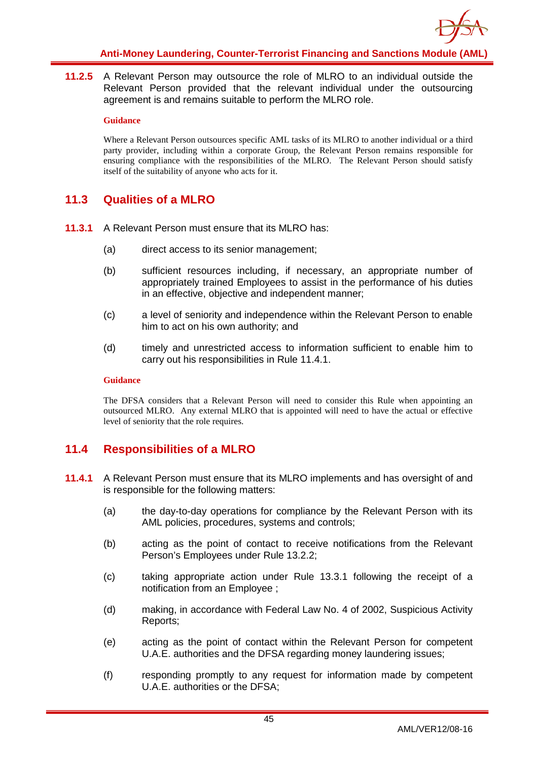**11.2.5** A Relevant Person may outsource the role of MLRO to an individual outside the Relevant Person provided that the relevant individual under the outsourcing agreement is and remains suitable to perform the MLRO role.

**Guidance**

Where a Relevant Person outsources specific AML tasks of its MLRO to another individual or a third party provider, including within a corporate Group, the Relevant Person remains responsible for ensuring compliance with the responsibilities of the MLRO. The Relevant Person should satisfy itself of the suitability of anyone who acts for it.

## 11.3 Qualities of a MLRO

**11.3.1** A Relevant Person must ensure that its MLRO has:

(a) direct access to its senior management;

(b) sufficient resources including, if necessary, an appropriate number of appropriately trained Employees to assist in the performance of his duties in an effective, objective and independent manner;

(c) a level of seniority and independence within the Relevant Person to enable him to act on his own authority; and

(d) timely and unrestricted access to information sufficient to enable him to carry out his responsibilities in Rule 11.4.1.

**Guidance**

The DFSA considers that a Relevant Person will need to consider this Rule when appointing an outsourced MLRO. Any external MLRO that is appointed will need to have the actual or effective level of seniority that the role requires.

## 11.4 Responsibilities of a MLRO

**11.4.1** A Relevant Person must ensure that its MLRO implements and has oversight of and is responsible for the following matters:

(a) the day-to-day operations for compliance by the Relevant Person with its AML policies, procedures, systems and controls;

(b) acting as the point of contact to receive notifications from the Relevant Person's Employees under Rule 13.2.2;

(c) taking appropriate action under Rule 13.3.1 following the receipt of a notification from an Employee ;

(d) making, in accordance with Federal Law No. 4 of 2002, Suspicious Activity Reports;

(e) acting as the point of contact within the Relevant Person for competent U.A.E. authorities and the DFSA regarding money laundering issues;

(f) responding promptly to any request for information made by competent U.A.E. authorities or the DFSA;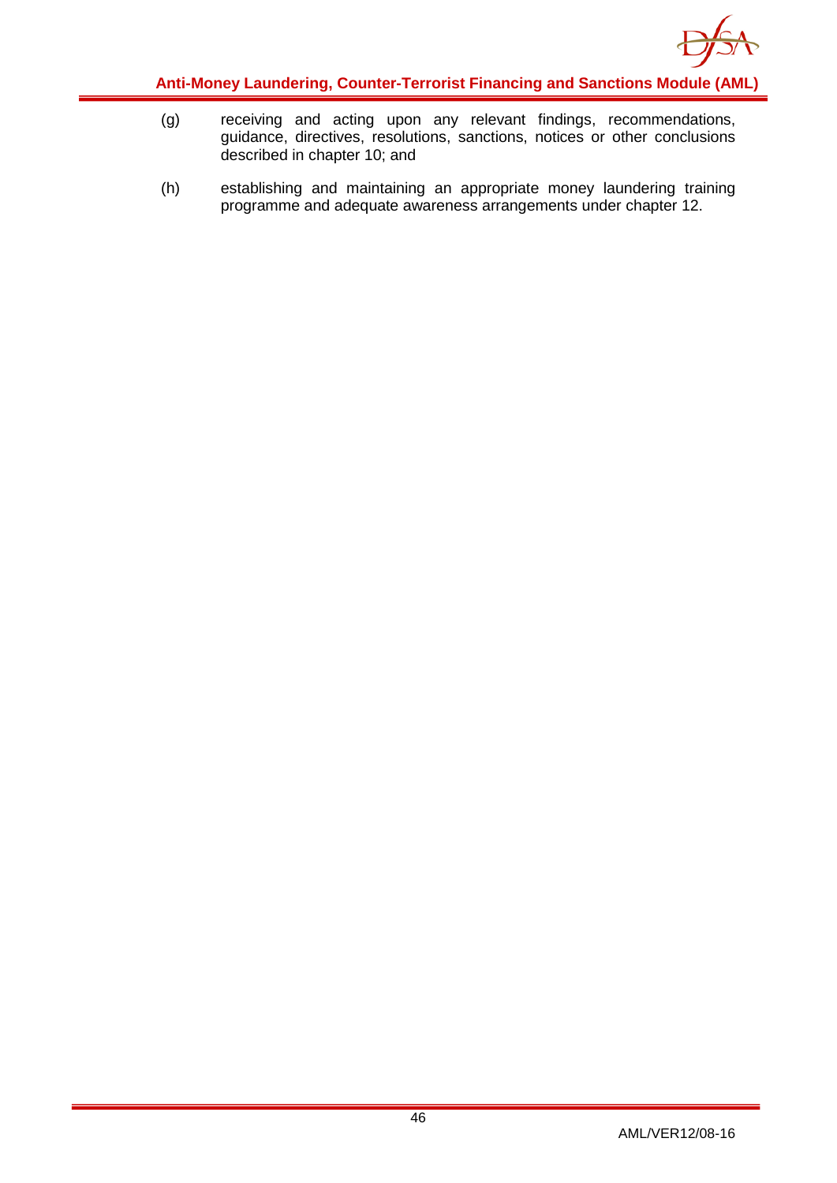(g) receiving and acting upon any relevant findings, recommendations, guidance, directives, resolutions, sanctions, notices or other conclusions described in chapter 10; and

(h) establishing and maintaining an appropriate money laundering training programme and adequate awareness arrangements under chapter 12.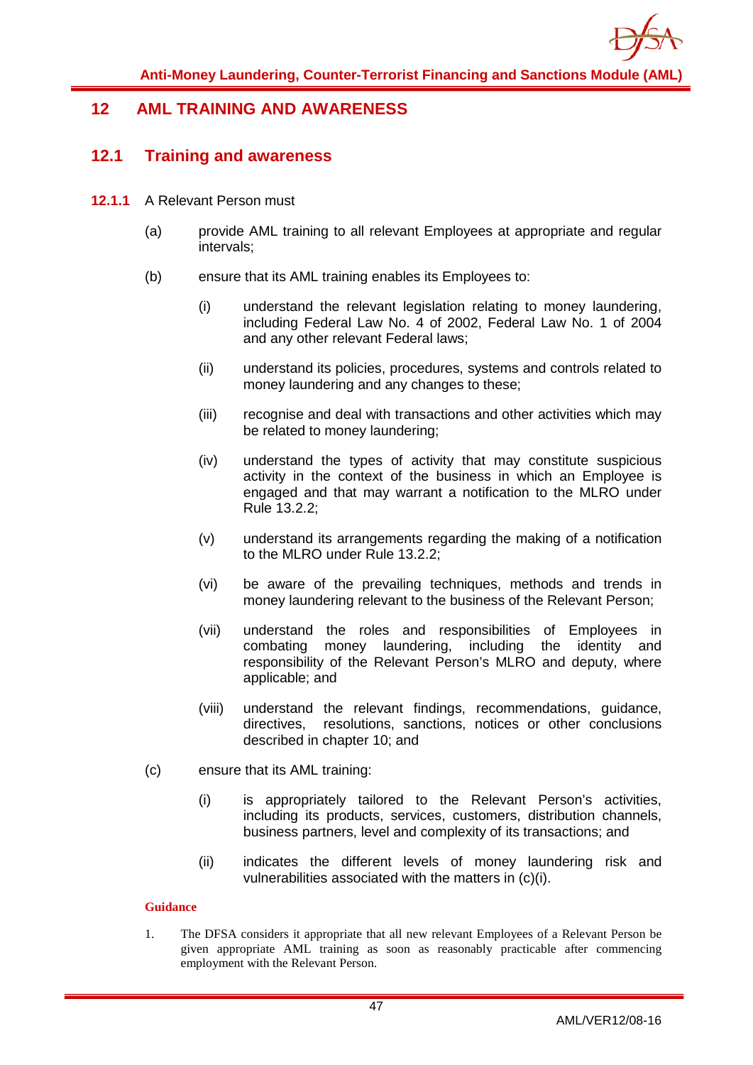## 12 AML TRAINING AND AWARENESS

### 12.1 Training and awareness

**12.1.1** A Relevant Person must

(a) provide AML training to all relevant Employees at appropriate and regular intervals;

(b) ensure that its AML training enables its Employees to:

(i) understand the relevant legislation relating to money laundering, including Federal Law No. 4 of 2002, Federal Law No. 1 of 2004 and any other relevant Federal laws;

(ii) understand its policies, procedures, systems and controls related to money laundering and any changes to these;

(iii) recognise and deal with transactions and other activities which may be related to money laundering;

(iv) understand the types of activity that may constitute suspicious activity in the context of the business in which an Employee is engaged and that may warrant a notification to the MLRO under Rule 13.2.2;

(v) understand its arrangements regarding the making of a notification to the MLRO under Rule 13.2.2;

(vi) be aware of the prevailing techniques, methods and trends in money laundering relevant to the business of the Relevant Person;

(vii) understand the roles and responsibilities of Employees in combating money laundering, including the identity and responsibility of the Relevant Person's MLRO and deputy, where applicable; and

(viii) understand the relevant findings, recommendations, guidance, directives, resolutions, sanctions, notices or other conclusions described in chapter 10; and

(c) ensure that its AML training:

(i) is appropriately tailored to the Relevant Person's activities, including its products, services, customers, distribution channels, business partners, level and complexity of its transactions; and

(ii) indicates the different levels of money laundering risk and vulnerabilities associated with the matters in (c)(i).

**Guidance**

1. The DFSA considers it appropriate that all new relevant Employees of a Relevant Person be given appropriate AML training as soon as reasonably practicable after commencing employment with the Relevant Person.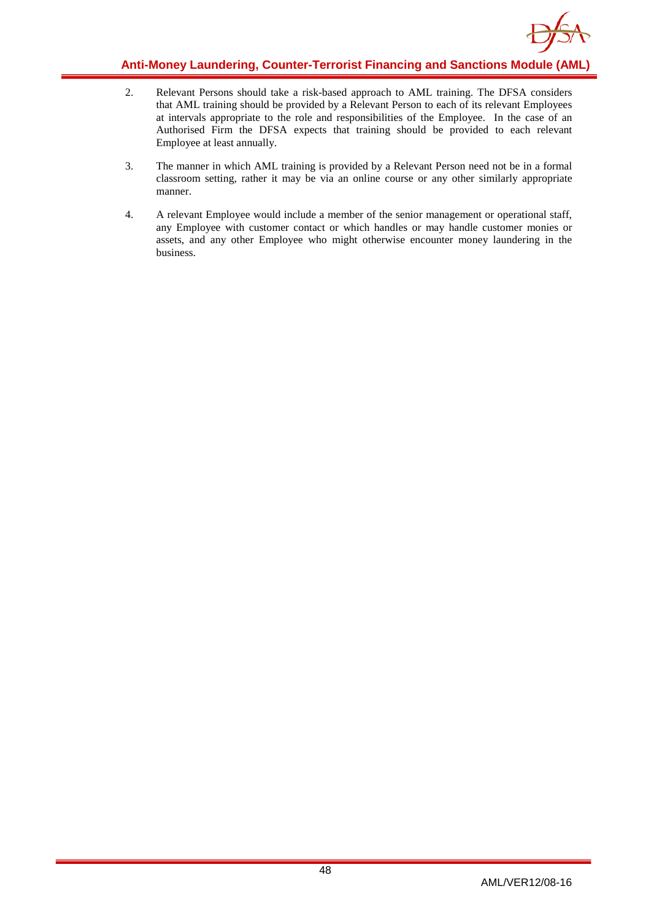2. Relevant Persons should take a risk-based approach to AML training. The DFSA considers that AML training should be provided by a Relevant Person to each of its relevant Employees at intervals appropriate to the role and responsibilities of the Employee. In the case of an Authorised Firm the DFSA expects that training should be provided to each relevant Employee at least annually.

3. The manner in which AML training is provided by a Relevant Person need not be in a formal classroom setting, rather it may be via an online course or any other similarly appropriate manner.

4. A relevant Employee would include a member of the senior management or operational staff, any Employee with customer contact or which handles or may handle customer monies or assets, and any other Employee who might otherwise encounter money laundering in the business.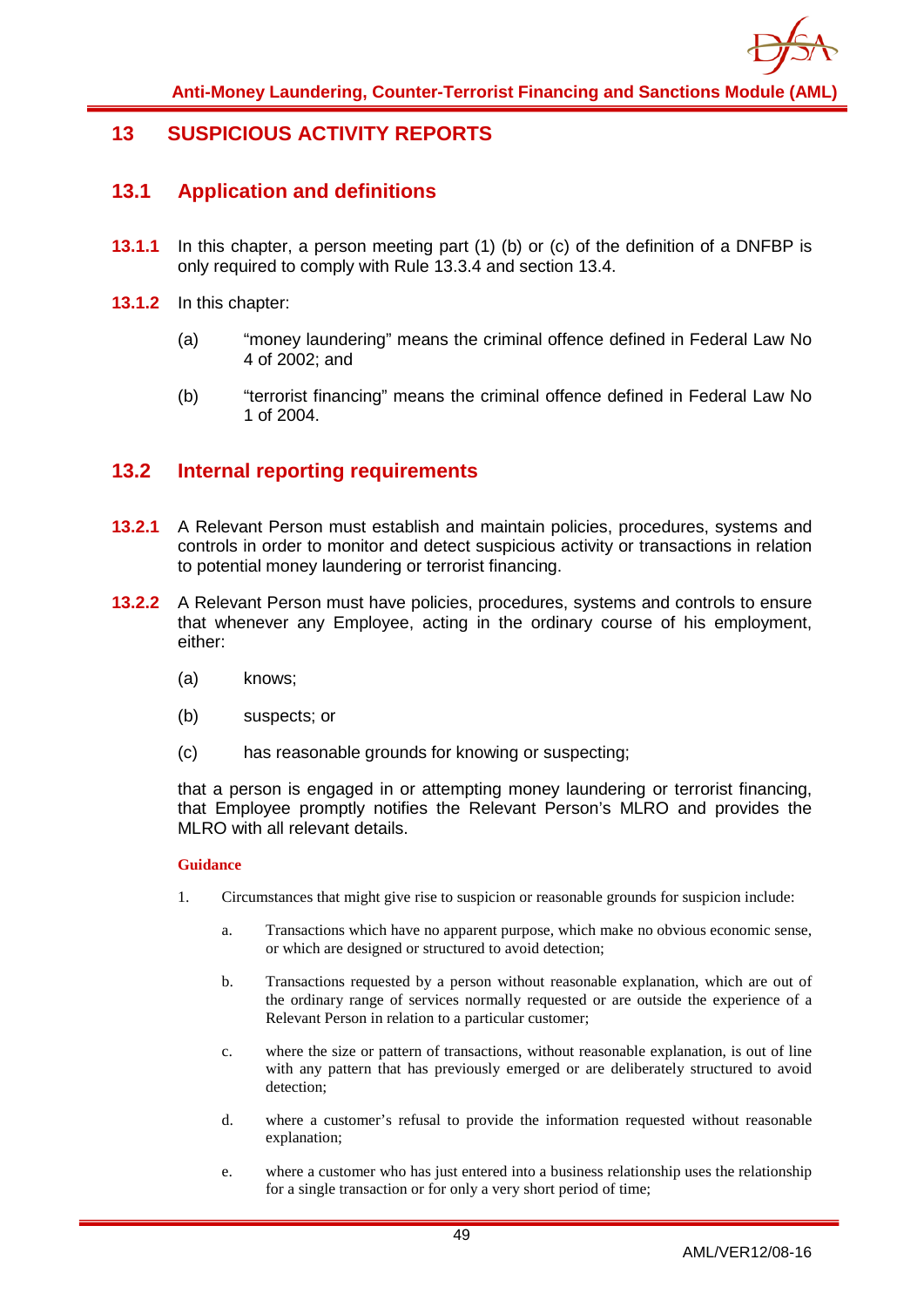# 13 SUSPICIOUS ACTIVITY REPORTS

## 13.1 Application and definitions

**13.1.1** In this chapter, a person meeting part (1) (b) or (c) of the definition of a DNFBP is only required to comply with Rule 13.3.4 and section 13.4.

**13.1.2** In this chapter:

(a) "money laundering" means the criminal offence defined in Federal Law No 4 of 2002; and

(b) "terrorist financing" means the criminal offence defined in Federal Law No 1 of 2004.

## 13.2 Internal reporting requirements

**13.2.1** A Relevant Person must establish and maintain policies, procedures, systems and controls in order to monitor and detect suspicious activity or transactions in relation to potential money laundering or terrorist financing.

**13.2.2** A Relevant Person must have policies, procedures, systems and controls to ensure that whenever any Employee, acting in the ordinary course of his employment, either:

(a) knows;

(b) suspects; or

(c) has reasonable grounds for knowing or suspecting;

that a person is engaged in or attempting money laundering or terrorist financing, that Employee promptly notifies the Relevant Person's MLRO and provides the MLRO with all relevant details.

**Guidance**

1. Circumstances that might give rise to suspicion or reasonable grounds for suspicion include:

   a. Transactions which have no apparent purpose, which make no obvious economic sense, or which are designed or structured to avoid detection;

   b. Transactions requested by a person without reasonable explanation, which are out of the ordinary range of services normally requested or are outside the experience of a Relevant Person in relation to a particular customer;

   c. where the size or pattern of transactions, without reasonable explanation, is out of line with any pattern that has previously emerged or are deliberately structured to avoid detection;

   d. where a customer's refusal to provide the information requested without reasonable explanation;

   e. where a customer who has just entered into a business relationship uses the relationship for a single transaction or for only a very short period of time;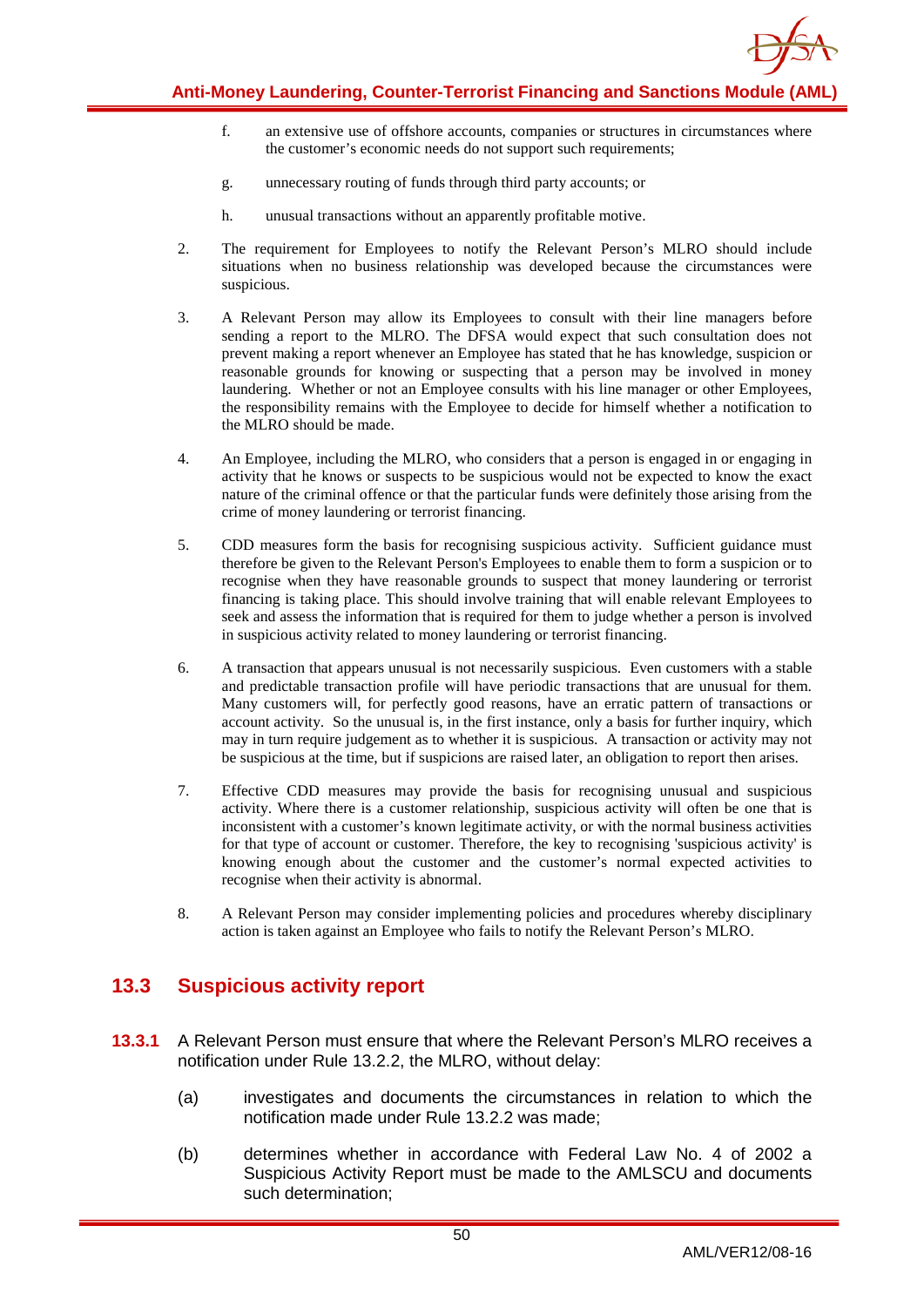f. an extensive use of offshore accounts, companies or structures in circumstances where the customer's economic needs do not support such requirements;

g. unnecessary routing of funds through third party accounts; or

h. unusual transactions without an apparently profitable motive.

2. The requirement for Employees to notify the Relevant Person's MLRO should include situations when no business relationship was developed because the circumstances were suspicious.

3. A Relevant Person may allow its Employees to consult with their line managers before sending a report to the MLRO. The DFSA would expect that such consultation does not prevent making a report whenever an Employee has stated that he has knowledge, suspicion or reasonable grounds for knowing or suspecting that a person may be involved in money laundering. Whether or not an Employee consults with his line manager or other Employees, the responsibility remains with the Employee to decide for himself whether a notification to the MLRO should be made.

4. An Employee, including the MLRO, who considers that a person is engaged in or engaging in activity that he knows or suspects to be suspicious would not be expected to know the exact nature of the criminal offence or that the particular funds were definitely those arising from the crime of money laundering or terrorist financing.

5. CDD measures form the basis for recognising suspicious activity. Sufficient guidance must therefore be given to the Relevant Person's Employees to enable them to form a suspicion or to recognise when they have reasonable grounds to suspect that money laundering or terrorist financing is taking place. This should involve training that will enable relevant Employees to seek and assess the information that is required for them to judge whether a person is involved in suspicious activity related to money laundering or terrorist financing.

6. A transaction that appears unusual is not necessarily suspicious. Even customers with a stable and predictable transaction profile will have periodic transactions that are unusual for them. Many customers will, for perfectly good reasons, have an erratic pattern of transactions or account activity. So the unusual is, in the first instance, only a basis for further inquiry, which may in turn require judgement as to whether it is suspicious. A transaction or activity may not be suspicious at the time, but if suspicions are raised later, an obligation to report then arises.

7. Effective CDD measures may provide the basis for recognising unusual and suspicious activity. Where there is a customer relationship, suspicious activity will often be one that is inconsistent with a customer's known legitimate activity, or with the normal business activities for that type of account or customer. Therefore, the key to recognising 'suspicious activity' is knowing enough about the customer and the customer's normal expected activities to recognise when their activity is abnormal.

8. A Relevant Person may consider implementing policies and procedures whereby disciplinary action is taken against an Employee who fails to notify the Relevant Person's MLRO.

## 13.3 Suspicious activity report

**13.3.1** A Relevant Person must ensure that where the Relevant Person's MLRO receives a notification under Rule 13.2.2, the MLRO, without delay:

(a) investigates and documents the circumstances in relation to which the notification made under Rule 13.2.2 was made;

(b) determines whether in accordance with Federal Law No. 4 of 2002 a Suspicious Activity Report must be made to the AMLSCU and documents such determination;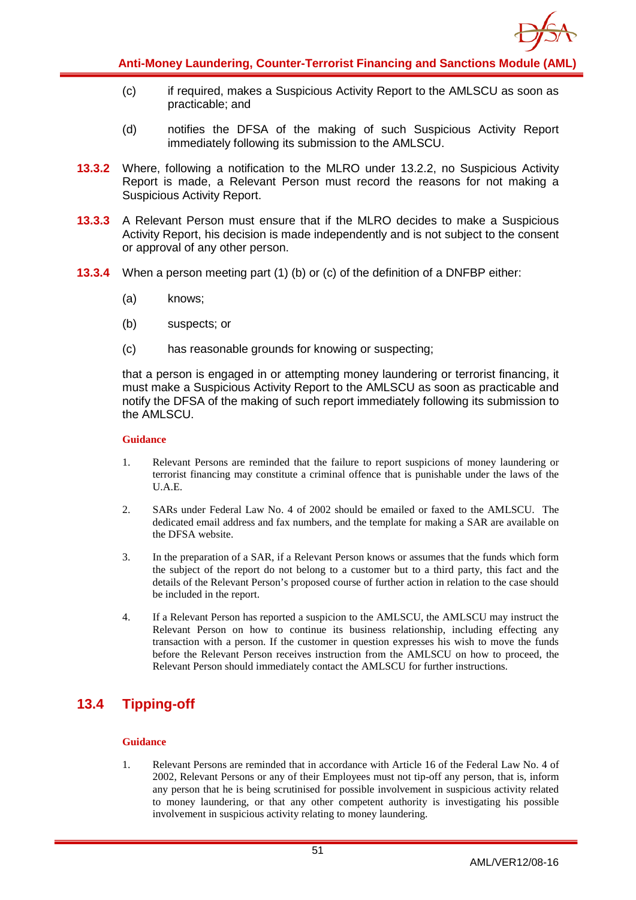(c) if required, makes a Suspicious Activity Report to the AMLSCU as soon as practicable; and

(d) notifies the DFSA of the making of such Suspicious Activity Report immediately following its submission to the AMLSCU.

**13.3.2** Where, following a notification to the MLRO under 13.2.2, no Suspicious Activity Report is made, a Relevant Person must record the reasons for not making a Suspicious Activity Report.

**13.3.3** A Relevant Person must ensure that if the MLRO decides to make a Suspicious Activity Report, his decision is made independently and is not subject to the consent or approval of any other person.

**13.3.4** When a person meeting part (1) (b) or (c) of the definition of a DNFBP either:

(a) knows;

(b) suspects; or

(c) has reasonable grounds for knowing or suspecting;

that a person is engaged in or attempting money laundering or terrorist financing, it must make a Suspicious Activity Report to the AMLSCU as soon as practicable and notify the DFSA of the making of such report immediately following its submission to the AMLSCU.

**Guidance**

1. Relevant Persons are reminded that the failure to report suspicions of money laundering or terrorist financing may constitute a criminal offence that is punishable under the laws of the U.A.E.

2. SARs under Federal Law No. 4 of 2002 should be emailed or faxed to the AMLSCU. The dedicated email address and fax numbers, and the template for making a SAR are available on the DFSA website.

3. In the preparation of a SAR, if a Relevant Person knows or assumes that the funds which form the subject of the report do not belong to a customer but to a third party, this fact and the details of the Relevant Person's proposed course of further action in relation to the case should be included in the report.

4. If a Relevant Person has reported a suspicion to the AMLSCU, the AMLSCU may instruct the Relevant Person on how to continue its business relationship, including effecting any transaction with a person. If the customer in question expresses his wish to move the funds before the Relevant Person receives instruction from the AMLSCU on how to proceed, the Relevant Person should immediately contact the AMLSCU for further instructions.

## 13.4 Tipping-off

**Guidance**

1. Relevant Persons are reminded that in accordance with Article 16 of the Federal Law No. 4 of 2002, Relevant Persons or any of their Employees must not tip-off any person, that is, inform any person that he is being scrutinised for possible involvement in suspicious activity related to money laundering, or that any other competent authority is investigating his possible involvement in suspicious activity relating to money laundering.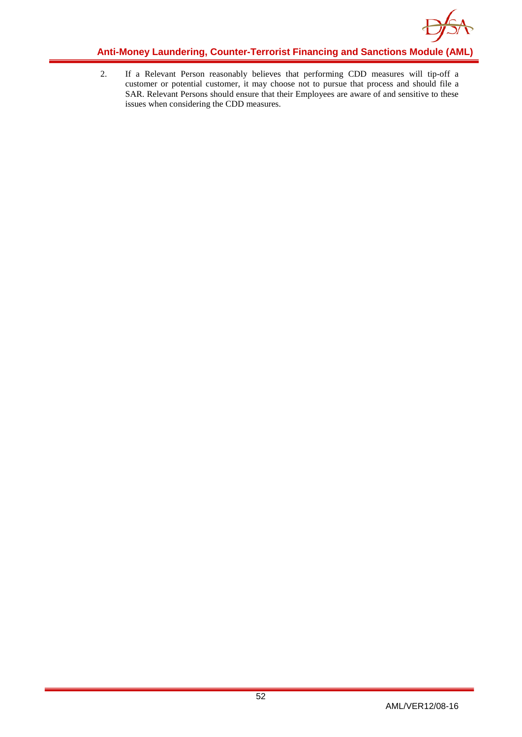2. If a Relevant Person reasonably believes that performing CDD measures will tip-off a customer or potential customer, it may choose not to pursue that process and should file a SAR. Relevant Persons should ensure that their Employees are aware of and sensitive to these issues when considering the CDD measures.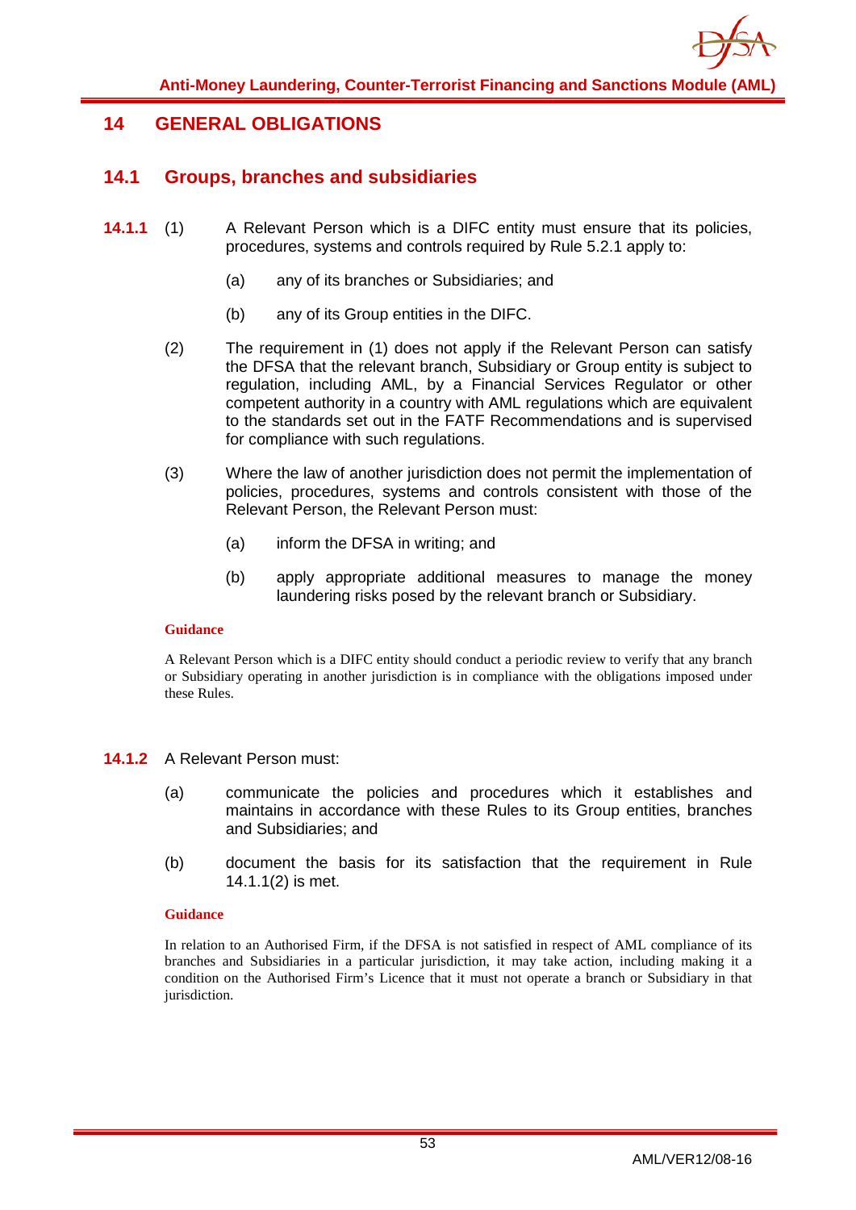# 14 GENERAL OBLIGATIONS

## 14.1 Groups, branches and subsidiaries

**14.1.1** (1) A Relevant Person which is a DIFC entity must ensure that its policies, procedures, systems and controls required by Rule 5.2.1 apply to:

(a) any of its branches or Subsidiaries; and

(b) any of its Group entities in the DIFC.

(2) The requirement in (1) does not apply if the Relevant Person can satisfy the DFSA that the relevant branch, Subsidiary or Group entity is subject to regulation, including AML, by a Financial Services Regulator or other competent authority in a country with AML regulations which are equivalent to the standards set out in the FATF Recommendations and is supervised for compliance with such regulations.

(3) Where the law of another jurisdiction does not permit the implementation of policies, procedures, systems and controls consistent with those of the Relevant Person, the Relevant Person must:

(a) inform the DFSA in writing; and

(b) apply appropriate additional measures to manage the money laundering risks posed by the relevant branch or Subsidiary.

**Guidance**

A Relevant Person which is a DIFC entity should conduct a periodic review to verify that any branch or Subsidiary operating in another jurisdiction is in compliance with the obligations imposed under these Rules.

**14.1.2** A Relevant Person must:

(a) communicate the policies and procedures which it establishes and maintains in accordance with these Rules to its Group entities, branches and Subsidiaries; and

(b) document the basis for its satisfaction that the requirement in Rule 14.1.1(2) is met.

**Guidance**

In relation to an Authorised Firm, if the DFSA is not satisfied in respect of AML compliance of its branches and Subsidiaries in a particular jurisdiction, it may take action, including making it a condition on the Authorised Firm's Licence that it must not operate a branch or Subsidiary in that jurisdiction.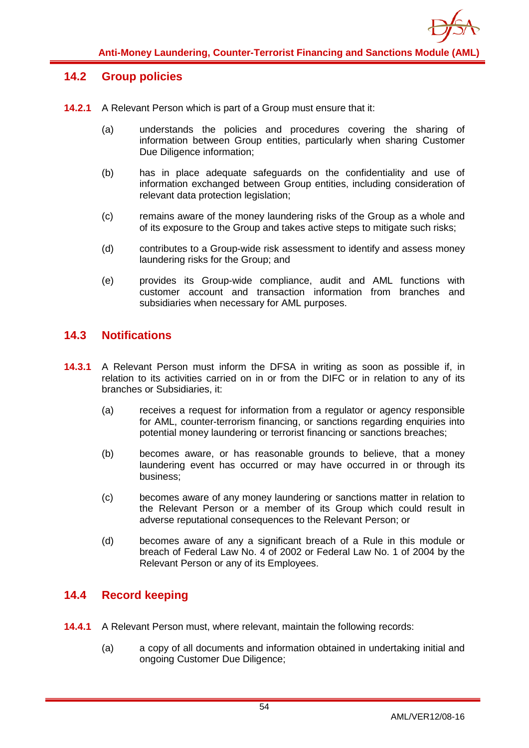## 14.2 Group policies

**14.2.1** A Relevant Person which is part of a Group must ensure that it:

(a) understands the policies and procedures covering the sharing of information between Group entities, particularly when sharing Customer Due Diligence information;

(b) has in place adequate safeguards on the confidentiality and use of information exchanged between Group entities, including consideration of relevant data protection legislation;

(c) remains aware of the money laundering risks of the Group as a whole and of its exposure to the Group and takes active steps to mitigate such risks;

(d) contributes to a Group-wide risk assessment to identify and assess money laundering risks for the Group; and

(e) provides its Group-wide compliance, audit and AML functions with customer account and transaction information from branches and subsidiaries when necessary for AML purposes.

## 14.3 Notifications

**14.3.1** A Relevant Person must inform the DFSA in writing as soon as possible if, in relation to its activities carried on in or from the DIFC or in relation to any of its branches or Subsidiaries, it:

(a) receives a request for information from a regulator or agency responsible for AML, counter-terrorism financing, or sanctions regarding enquiries into potential money laundering or terrorist financing or sanctions breaches;

(b) becomes aware, or has reasonable grounds to believe, that a money laundering event has occurred or may have occurred in or through its business;

(c) becomes aware of any money laundering or sanctions matter in relation to the Relevant Person or a member of its Group which could result in adverse reputational consequences to the Relevant Person; or

(d) becomes aware of any a significant breach of a Rule in this module or breach of Federal Law No. 4 of 2002 or Federal Law No. 1 of 2004 by the Relevant Person or any of its Employees.

## 14.4 Record keeping

**14.4.1** A Relevant Person must, where relevant, maintain the following records:

(a) a copy of all documents and information obtained in undertaking initial and ongoing Customer Due Diligence;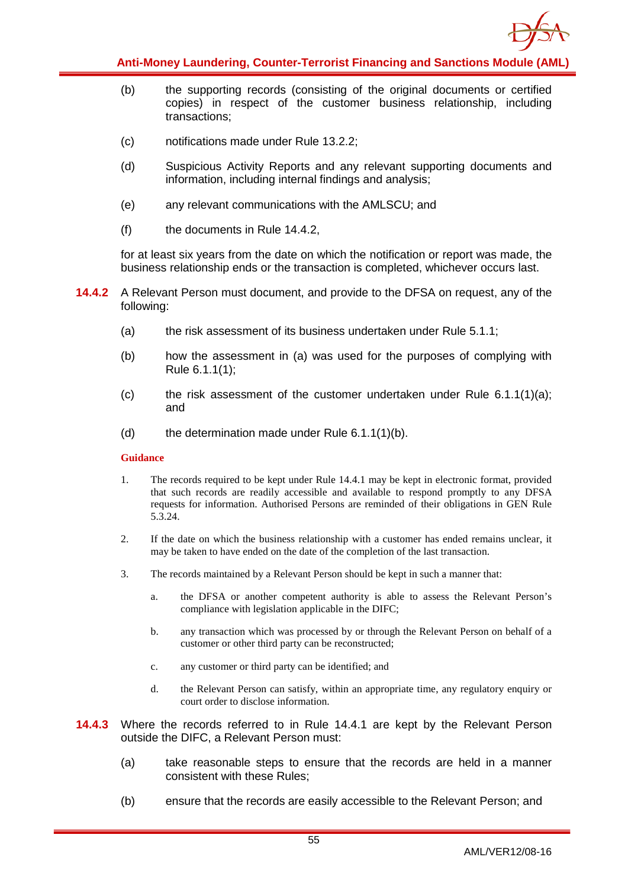(b) the supporting records (consisting of the original documents or certified copies) in respect of the customer business relationship, including transactions;

(c) notifications made under Rule 13.2.2;

(d) Suspicious Activity Reports and any relevant supporting documents and information, including internal findings and analysis;

(e) any relevant communications with the AMLSCU; and

(f) the documents in Rule 14.4.2,

for at least six years from the date on which the notification or report was made, the business relationship ends or the transaction is completed, whichever occurs last.

**14.4.2** A Relevant Person must document, and provide to the DFSA on request, any of the following:

(a) the risk assessment of its business undertaken under Rule 5.1.1;

(b) how the assessment in (a) was used for the purposes of complying with Rule 6.1.1(1);

(c) the risk assessment of the customer undertaken under Rule 6.1.1(1)(a); and

(d) the determination made under Rule 6.1.1(1)(b).

**Guidance**

1. The records required to be kept under Rule 14.4.1 may be kept in electronic format, provided that such records are readily accessible and available to respond promptly to any DFSA requests for information. Authorised Persons are reminded of their obligations in GEN Rule 5.3.24.

2. If the date on which the business relationship with a customer has ended remains unclear, it may be taken to have ended on the date of the completion of the last transaction.

3. The records maintained by a Relevant Person should be kept in such a manner that:

   a. the DFSA or another competent authority is able to assess the Relevant Person's compliance with legislation applicable in the DIFC;

   b. any transaction which was processed by or through the Relevant Person on behalf of a customer or other third party can be reconstructed;

   c. any customer or third party can be identified; and

   d. the Relevant Person can satisfy, within an appropriate time, any regulatory enquiry or court order to disclose information.

**14.4.3** Where the records referred to in Rule 14.4.1 are kept by the Relevant Person outside the DIFC, a Relevant Person must:

(a) take reasonable steps to ensure that the records are held in a manner consistent with these Rules;

(b) ensure that the records are easily accessible to the Relevant Person; and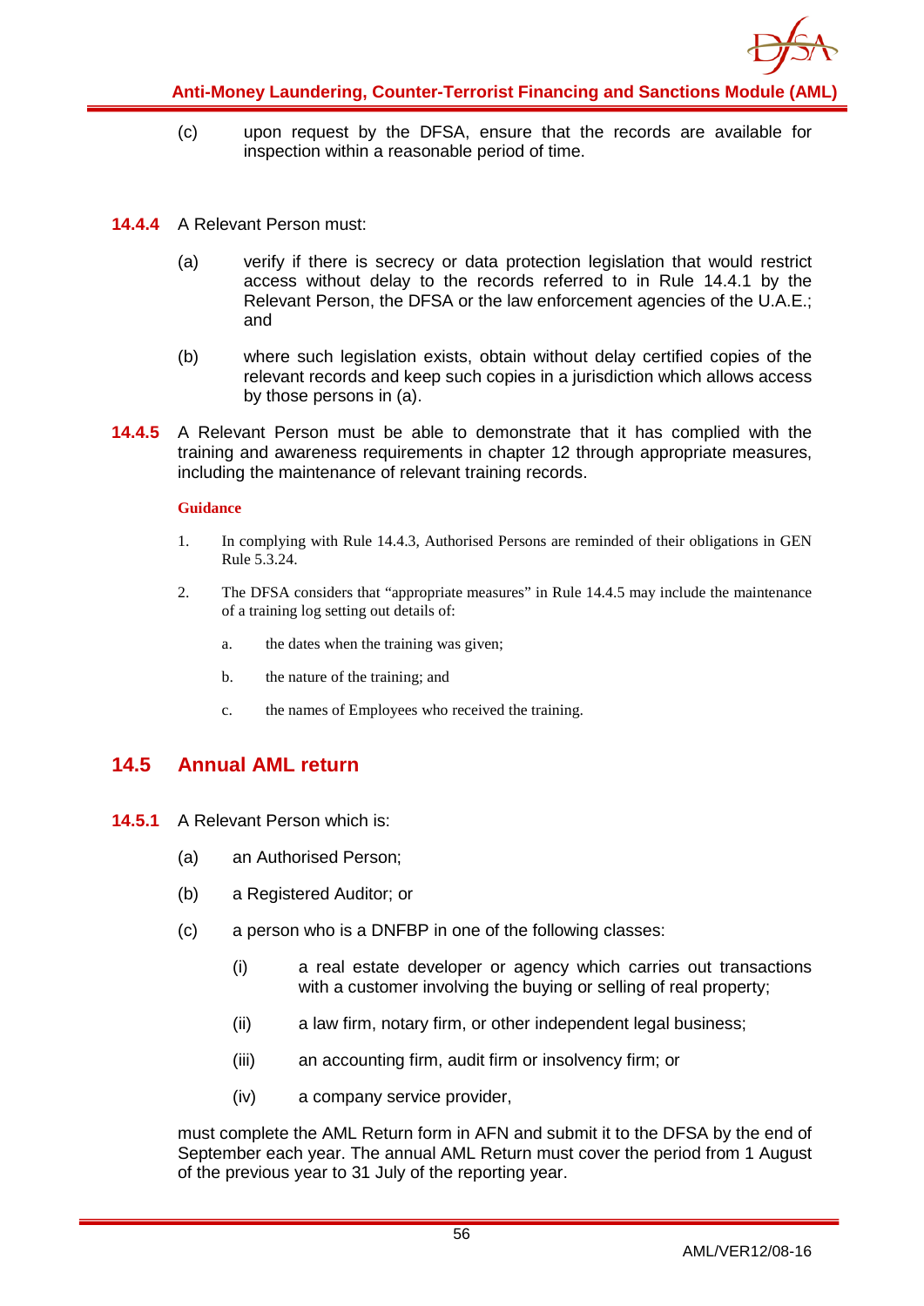(c) upon request by the DFSA, ensure that the records are available for inspection within a reasonable period of time.

**14.4.4** A Relevant Person must:

(a) verify if there is secrecy or data protection legislation that would restrict access without delay to the records referred to in Rule 14.4.1 by the Relevant Person, the DFSA or the law enforcement agencies of the U.A.E.; and

(b) where such legislation exists, obtain without delay certified copies of the relevant records and keep such copies in a jurisdiction which allows access by those persons in (a).

**14.4.5** A Relevant Person must be able to demonstrate that it has complied with the training and awareness requirements in chapter 12 through appropriate measures, including the maintenance of relevant training records.

**Guidance**

1. In complying with Rule 14.4.3, Authorised Persons are reminded of their obligations in GEN Rule 5.3.24.

2. The DFSA considers that "appropriate measures" in Rule 14.4.5 may include the maintenance of a training log setting out details of:

   a. the dates when the training was given;

   b. the nature of the training; and

   c. the names of Employees who received the training.

## 14.5 Annual AML return

**14.5.1** A Relevant Person which is:

(a) an Authorised Person;

(b) a Registered Auditor; or

(c) a person who is a DNFBP in one of the following classes:

   (i) a real estate developer or agency which carries out transactions with a customer involving the buying or selling of real property;

   (ii) a law firm, notary firm, or other independent legal business;

   (iii) an accounting firm, audit firm or insolvency firm; or

   (iv) a company service provider,

must complete the AML Return form in AFN and submit it to the DFSA by the end of September each year. The annual AML Return must cover the period from 1 August of the previous year to 31 July of the reporting year.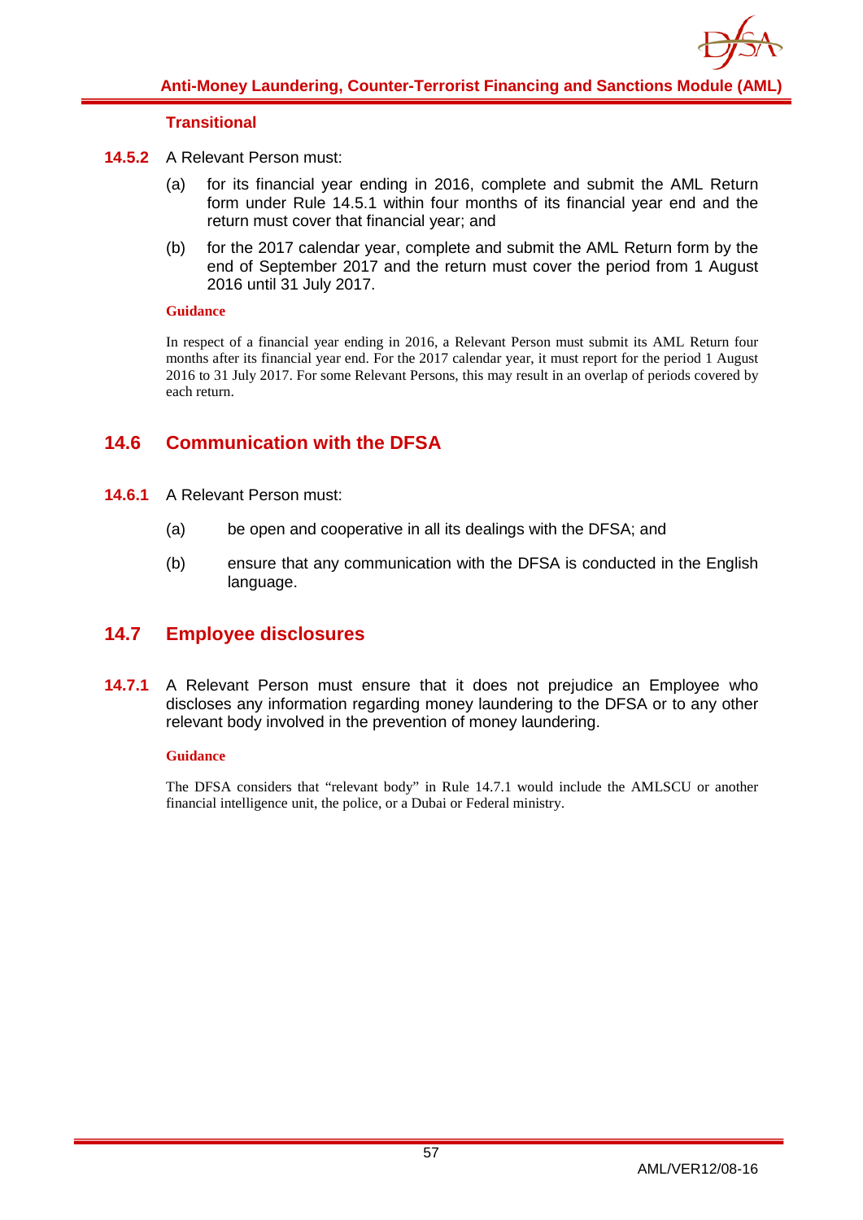**Transitional**

**14.5.2** A Relevant Person must:

(a) for its financial year ending in 2016, complete and submit the AML Return form under Rule 14.5.1 within four months of its financial year end and the return must cover that financial year; and

(b) for the 2017 calendar year, complete and submit the AML Return form by the end of September 2017 and the return must cover the period from 1 August 2016 until 31 July 2017.

**Guidance**

In respect of a financial year ending in 2016, a Relevant Person must submit its AML Return four months after its financial year end. For the 2017 calendar year, it must report for the period 1 August 2016 to 31 July 2017. For some Relevant Persons, this may result in an overlap of periods covered by each return.

## 14.6 Communication with the DFSA

**14.6.1** A Relevant Person must:

(a) be open and cooperative in all its dealings with the DFSA; and

(b) ensure that any communication with the DFSA is conducted in the English language.

## 14.7 Employee disclosures

**14.7.1** A Relevant Person must ensure that it does not prejudice an Employee who discloses any information regarding money laundering to the DFSA or to any other relevant body involved in the prevention of money laundering.

**Guidance**

The DFSA considers that "relevant body" in Rule 14.7.1 would include the AMLSCU or another financial intelligence unit, the police, or a Dubai or Federal ministry.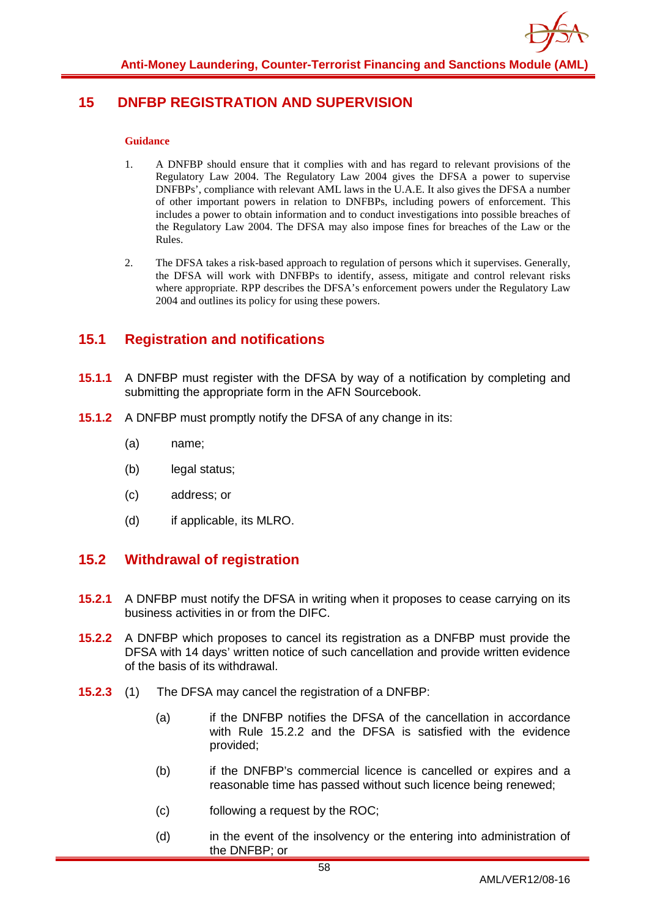# 15 DNFBP REGISTRATION AND SUPERVISION

**Guidance**

1. A DNFBP should ensure that it complies with and has regard to relevant provisions of the Regulatory Law 2004. The Regulatory Law 2004 gives the DFSA a power to supervise DNFBPs', compliance with relevant AML laws in the U.A.E. It also gives the DFSA a number of other important powers in relation to DNFBPs, including powers of enforcement. This includes a power to obtain information and to conduct investigations into possible breaches of the Regulatory Law 2004. The DFSA may also impose fines for breaches of the Law or the Rules.

2. The DFSA takes a risk-based approach to regulation of persons which it supervises. Generally, the DFSA will work with DNFBPs to identify, assess, mitigate and control relevant risks where appropriate. RPP describes the DFSA's enforcement powers under the Regulatory Law 2004 and outlines its policy for using these powers.

## 15.1 Registration and notifications

**15.1.1** A DNFBP must register with the DFSA by way of a notification by completing and submitting the appropriate form in the AFN Sourcebook.

**15.1.2** A DNFBP must promptly notify the DFSA of any change in its:

(a) name;

(b) legal status;

(c) address; or

(d) if applicable, its MLRO.

## 15.2 Withdrawal of registration

**15.2.1** A DNFBP must notify the DFSA in writing when it proposes to cease carrying on its business activities in or from the DIFC.

**15.2.2** A DNFBP which proposes to cancel its registration as a DNFBP must provide the DFSA with 14 days' written notice of such cancellation and provide written evidence of the basis of its withdrawal.

**15.2.3** (1) The DFSA may cancel the registration of a DNFBP:

(a) if the DNFBP notifies the DFSA of the cancellation in accordance with Rule 15.2.2 and the DFSA is satisfied with the evidence provided;

(b) if the DNFBP's commercial licence is cancelled or expires and a reasonable time has passed without such licence being renewed;

(c) following a request by the ROC;

(d) in the event of the insolvency or the entering into administration of the DNFBP; or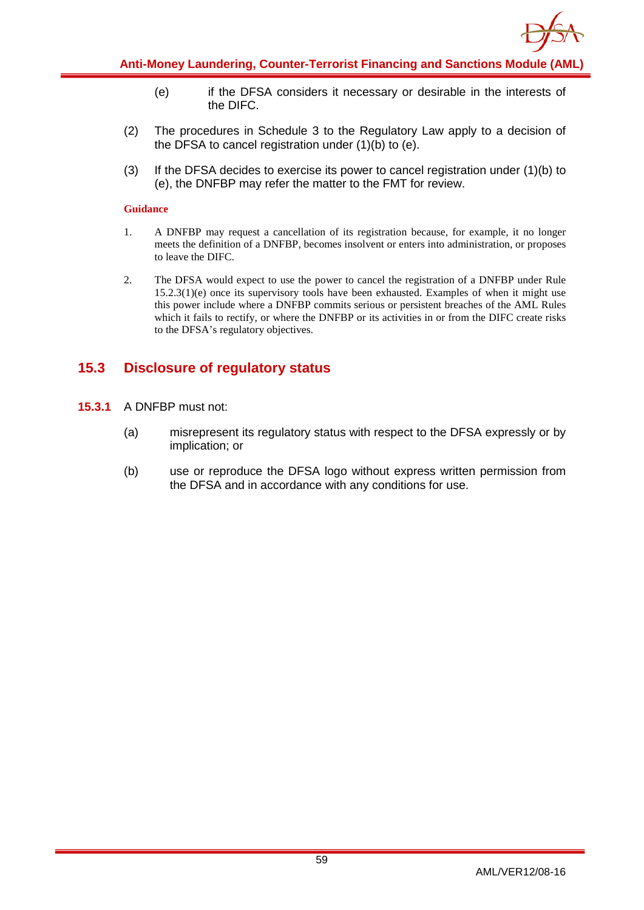(e) if the DFSA considers it necessary or desirable in the interests of the DIFC.

(2) The procedures in Schedule 3 to the Regulatory Law apply to a decision of the DFSA to cancel registration under (1)(b) to (e).

(3) If the DFSA decides to exercise its power to cancel registration under (1)(b) to (e), the DNFBP may refer the matter to the FMT for review.

**Guidance**

1. A DNFBP may request a cancellation of its registration because, for example, it no longer meets the definition of a DNFBP, becomes insolvent or enters into administration, or proposes to leave the DIFC.

2. The DFSA would expect to use the power to cancel the registration of a DNFBP under Rule 15.2.3(1)(e) once its supervisory tools have been exhausted. Examples of when it might use this power include where a DNFBP commits serious or persistent breaches of the AML Rules which it fails to rectify, or where the DNFBP or its activities in or from the DIFC create risks to the DFSA's regulatory objectives.

## 15.3 Disclosure of regulatory status

**15.3.1** A DNFBP must not:

(a) misrepresent its regulatory status with respect to the DFSA expressly or by implication; or

(b) use or reproduce the DFSA logo without express written permission from the DFSA and in accordance with any conditions for use.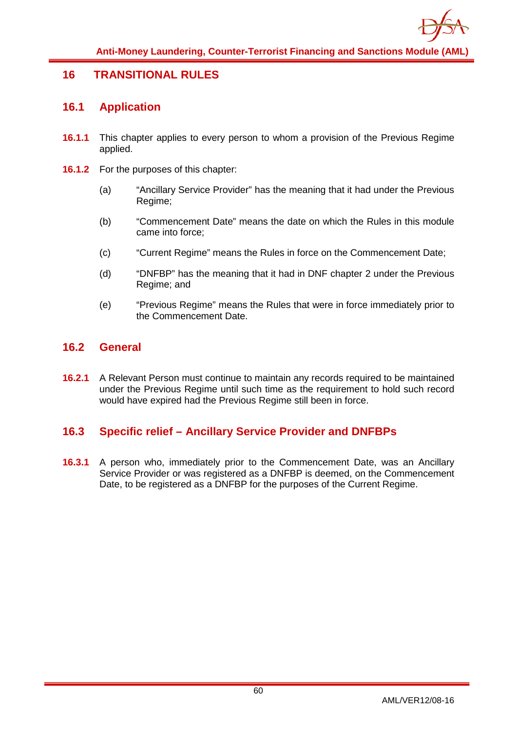# 16 TRANSITIONAL RULES

## 16.1 Application

**16.1.1** This chapter applies to every person to whom a provision of the Previous Regime applied.

**16.1.2** For the purposes of this chapter:

(a) "Ancillary Service Provider" has the meaning that it had under the Previous Regime;

(b) "Commencement Date" means the date on which the Rules in this module came into force;

(c) "Current Regime" means the Rules in force on the Commencement Date;

(d) "DNFBP" has the meaning that it had in DNF chapter 2 under the Previous Regime; and

(e) "Previous Regime" means the Rules that were in force immediately prior to the Commencement Date.

## 16.2 General

**16.2.1** A Relevant Person must continue to maintain any records required to be maintained under the Previous Regime until such time as the requirement to hold such record would have expired had the Previous Regime still been in force.

## 16.3 Specific relief – Ancillary Service Provider and DNFBPs

**16.3.1** A person who, immediately prior to the Commencement Date, was an Ancillary Service Provider or was registered as a DNFBP is deemed, on the Commencement Date, to be registered as a DNFBP for the purposes of the Current Regime.